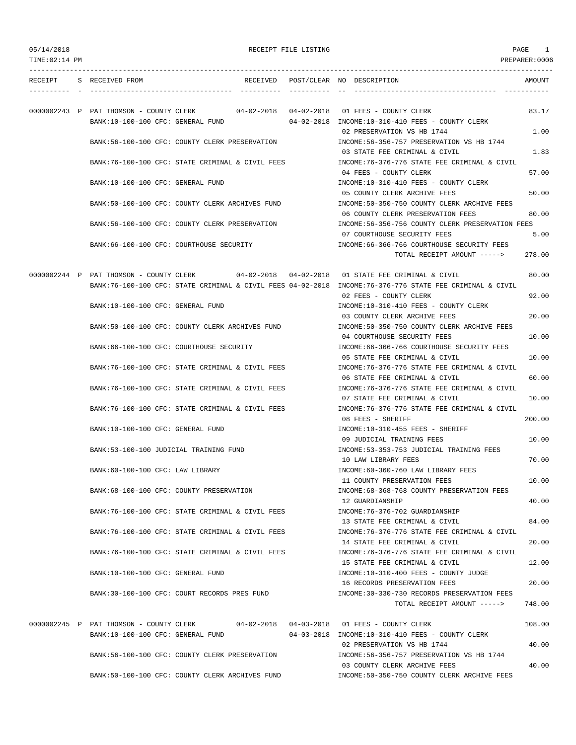RECEIPT FILE LISTING

05/14/2018
TIME:02:14 PM
PREPARER:0006

| RECEIPT | S | RECEIVED FROM | RECEIVED | POST/CLEAR | NO | DESCRIPTION | AMOUNT |
|---|---|---|---|---|---|---|---|
| 0000002243 | P | PAT THOMSON - COUNTY CLERK | 04-02-2018 | 04-02-2018 | 01 | FEES - COUNTY CLERK | 83.17 |
| | | BANK:10-100-100 CFC: GENERAL FUND | | 04-02-2018 | | INCOME:10-310-410 FEES - COUNTY CLERK | |
| | | | | | 02 | PRESERVATION VS HB 1744 | 1.00 |
| | | BANK:56-100-100 CFC: COUNTY CLERK PRESERVATION | | | | INCOME:56-356-757 PRESERVATION VS HB 1744 | |
| | | | | | 03 | STATE FEE CRIMINAL & CIVIL | 1.83 |
| | | BANK:76-100-100 CFC: STATE CRIMINAL & CIVIL FEES | | | | INCOME:76-376-776 STATE FEE CRIMINAL & CIVIL | |
| | | | | | 04 | FEES - COUNTY CLERK | 57.00 |
| | | BANK:10-100-100 CFC: GENERAL FUND | | | | INCOME:10-310-410 FEES - COUNTY CLERK | |
| | | | | | 05 | COUNTY CLERK ARCHIVE FEES | 50.00 |
| | | BANK:50-100-100 CFC: COUNTY CLERK ARCHIVES FUND | | | | INCOME:50-350-750 COUNTY CLERK ARCHIVE FEES | |
| | | | | | 06 | COUNTY CLERK PRESERVATION FEES | 80.00 |
| | | BANK:56-100-100 CFC: COUNTY CLERK PRESERVATION | | | | INCOME:56-356-756 COUNTY CLERK PRESERVATION FEES | |
| | | | | | 07 | COURTHOUSE SECURITY FEES | 5.00 |
| | | BANK:66-100-100 CFC: COURTHOUSE SECURITY | | | | INCOME:66-366-766 COURTHOUSE SECURITY FEES | |
| | | | | | | TOTAL RECEIPT AMOUNT -----> | 278.00 |
| 0000002244 | P | PAT THOMSON - COUNTY CLERK | 04-02-2018 | 04-02-2018 | 01 | STATE FEE CRIMINAL & CIVIL | 80.00 |
| | | BANK:76-100-100 CFC: STATE CRIMINAL & CIVIL FEES | | 04-02-2018 | | INCOME:76-376-776 STATE FEE CRIMINAL & CIVIL | |
| | | | | | 02 | FEES - COUNTY CLERK | 92.00 |
| | | BANK:10-100-100 CFC: GENERAL FUND | | | | INCOME:10-310-410 FEES - COUNTY CLERK | |
| | | | | | 03 | COUNTY CLERK ARCHIVE FEES | 20.00 |
| | | BANK:50-100-100 CFC: COUNTY CLERK ARCHIVES FUND | | | | INCOME:50-350-750 COUNTY CLERK ARCHIVE FEES | |
| | | | | | 04 | COURTHOUSE SECURITY FEES | 10.00 |
| | | BANK:66-100-100 CFC: COURTHOUSE SECURITY | | | | INCOME:66-366-766 COURTHOUSE SECURITY FEES | |
| | | | | | 05 | STATE FEE CRIMINAL & CIVIL | 10.00 |
| | | BANK:76-100-100 CFC: STATE CRIMINAL & CIVIL FEES | | | | INCOME:76-376-776 STATE FEE CRIMINAL & CIVIL | |
| | | | | | 06 | STATE FEE CRIMINAL & CIVIL | 60.00 |
| | | BANK:76-100-100 CFC: STATE CRIMINAL & CIVIL FEES | | | | INCOME:76-376-776 STATE FEE CRIMINAL & CIVIL | |
| | | | | | 07 | STATE FEE CRIMINAL & CIVIL | 10.00 |
| | | BANK:76-100-100 CFC: STATE CRIMINAL & CIVIL FEES | | | | INCOME:76-376-776 STATE FEE CRIMINAL & CIVIL | |
| | | | | | 08 | FEES - SHERIFF | 200.00 |
| | | BANK:10-100-100 CFC: GENERAL FUND | | | | INCOME:10-310-455 FEES - SHERIFF | |
| | | | | | 09 | JUDICIAL TRAINING FEES | 10.00 |
| | | BANK:53-100-100 JUDICIAL TRAINING FUND | | | | INCOME:53-353-753 JUDICIAL TRAINING FEES | |
| | | | | | 10 | LAW LIBRARY FEES | 70.00 |
| | | BANK:60-100-100 CFC: LAW LIBRARY | | | | INCOME:60-360-760 LAW LIBRARY FEES | |
| | | | | | 11 | COUNTY PRESERVATION FEES | 10.00 |
| | | BANK:68-100-100 CFC: COUNTY PRESERVATION | | | | INCOME:68-368-768 COUNTY PRESERVATION FEES | |
| | | | | | 12 | GUARDIANSHIP | 40.00 |
| | | BANK:76-100-100 CFC: STATE CRIMINAL & CIVIL FEES | | | | INCOME:76-376-702 GUARDIANSHIP | |
| | | | | | 13 | STATE FEE CRIMINAL & CIVIL | 84.00 |
| | | BANK:76-100-100 CFC: STATE CRIMINAL & CIVIL FEES | | | | INCOME:76-376-776 STATE FEE CRIMINAL & CIVIL | |
| | | | | | 14 | STATE FEE CRIMINAL & CIVIL | 20.00 |
| | | BANK:76-100-100 CFC: STATE CRIMINAL & CIVIL FEES | | | | INCOME:76-376-776 STATE FEE CRIMINAL & CIVIL | |
| | | | | | 15 | STATE FEE CRIMINAL & CIVIL | 12.00 |
| | | BANK:10-100-100 CFC: GENERAL FUND | | | | INCOME:10-310-400 FEES - COUNTY JUDGE | |
| | | | | | 16 | RECORDS PRESERVATION FEES | 20.00 |
| | | BANK:30-100-100 CFC: COURT RECORDS PRES FUND | | | | INCOME:30-330-730 RECORDS PRESERVATION FEES | |
| | | | | | | TOTAL RECEIPT AMOUNT -----> | 748.00 |
| 0000002245 | P | PAT THOMSON - COUNTY CLERK | 04-02-2018 | 04-03-2018 | 01 | FEES - COUNTY CLERK | 108.00 |
| | | BANK:10-100-100 CFC: GENERAL FUND | | 04-03-2018 | | INCOME:10-310-410 FEES - COUNTY CLERK | |
| | | | | | 02 | PRESERVATION VS HB 1744 | 40.00 |
| | | BANK:56-100-100 CFC: COUNTY CLERK PRESERVATION | | | | INCOME:56-356-757 PRESERVATION VS HB 1744 | |
| | | | | | 03 | COUNTY CLERK ARCHIVE FEES | 40.00 |
| | | BANK:50-100-100 CFC: COUNTY CLERK ARCHIVES FUND | | | | INCOME:50-350-750 COUNTY CLERK ARCHIVE FEES | |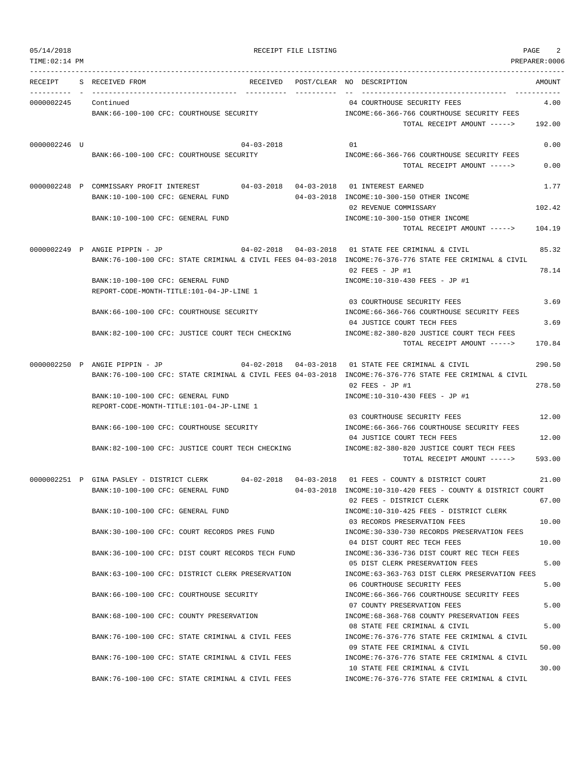05/14/2018 RECEIPT FILE LISTING
TIME:02:14 PM PREPARER:0006

```
RECEIPT    S RECEIVED FROM                       RECEIVED   POST/CLEAR NO DESCRIPTION                          AMOUNT
---------- - ----------------------------------- ---------- ---------- -- ----------------------------------- -----------
0000002245   Continued                                                 04 COURTHOUSE SECURITY FEES                  4.00
             BANK:66-100-100 CFC: COURTHOUSE SECURITY                  INCOME:66-366-766 COURTHOUSE SECURITY FEES
                                                                              TOTAL RECEIPT AMOUNT ----->      192.00

0000002246 U                                     04-03-2018            01                                           0.00
             BANK:66-100-100 CFC: COURTHOUSE SECURITY                  INCOME:66-366-766 COURTHOUSE SECURITY FEES
                                                                              TOTAL RECEIPT AMOUNT ----->        0.00

0000002248 P COMMISSARY PROFIT INTEREST          04-03-2018 04-03-2018 01 INTEREST EARNED                           1.77
             BANK:10-100-100 CFC: GENERAL FUND              04-03-2018 INCOME:10-300-150 OTHER INCOME
                                                                       02 REVENUE COMMISSARY                      102.42
             BANK:10-100-100 CFC: GENERAL FUND                         INCOME:10-300-150 OTHER INCOME
                                                                              TOTAL RECEIPT AMOUNT ----->      104.19

0000002249 P ANGIE PIPPIN - JP                   04-02-2018 04-03-2018 01 STATE FEE CRIMINAL & CIVIL               85.32
             BANK:76-100-100 CFC: STATE CRIMINAL & CIVIL FEES 04-03-2018 INCOME:76-376-776 STATE FEE CRIMINAL & CIVIL
                                                                       02 FEES - JP #1                             78.14
             BANK:10-100-100 CFC: GENERAL FUND                         INCOME:10-310-430 FEES - JP #1
             REPORT-CODE-MONTH-TITLE:101-04-JP-LINE 1
                                                                       03 COURTHOUSE SECURITY FEES                  3.69
             BANK:66-100-100 CFC: COURTHOUSE SECURITY                  INCOME:66-366-766 COURTHOUSE SECURITY FEES
                                                                       04 JUSTICE COURT TECH FEES                   3.69
             BANK:82-100-100 CFC: JUSTICE COURT TECH CHECKING          INCOME:82-380-820 JUSTICE COURT TECH FEES
                                                                              TOTAL RECEIPT AMOUNT ----->      170.84

0000002250 P ANGIE PIPPIN - JP                   04-02-2018 04-03-2018 01 STATE FEE CRIMINAL & CIVIL              290.50
             BANK:76-100-100 CFC: STATE CRIMINAL & CIVIL FEES 04-03-2018 INCOME:76-376-776 STATE FEE CRIMINAL & CIVIL
                                                                       02 FEES - JP #1                            278.50
             BANK:10-100-100 CFC: GENERAL FUND                         INCOME:10-310-430 FEES - JP #1
             REPORT-CODE-MONTH-TITLE:101-04-JP-LINE 1
                                                                       03 COURTHOUSE SECURITY FEES                 12.00
             BANK:66-100-100 CFC: COURTHOUSE SECURITY                  INCOME:66-366-766 COURTHOUSE SECURITY FEES
                                                                       04 JUSTICE COURT TECH FEES                  12.00
             BANK:82-100-100 CFC: JUSTICE COURT TECH CHECKING          INCOME:82-380-820 JUSTICE COURT TECH FEES
                                                                              TOTAL RECEIPT AMOUNT ----->      593.00

0000002251 P GINA PASLEY - DISTRICT CLERK        04-02-2018 04-03-2018 01 FEES - COUNTY & DISTRICT COURT           21.00
             BANK:10-100-100 CFC: GENERAL FUND              04-03-2018 INCOME:10-310-420 FEES - COUNTY & DISTRICT COURT
                                                                       02 FEES - DISTRICT CLERK                    67.00
             BANK:10-100-100 CFC: GENERAL FUND                         INCOME:10-310-425 FEES - DISTRICT CLERK
                                                                       03 RECORDS PRESERVATION FEES                10.00
             BANK:30-100-100 CFC: COURT RECORDS PRES FUND              INCOME:30-330-730 RECORDS PRESERVATION FEES
                                                                       04 DIST COURT REC TECH FEES                 10.00
             BANK:36-100-100 CFC: DIST COURT RECORDS TECH FUND         INCOME:36-336-736 DIST COURT REC TECH FEES
                                                                       05 DIST CLERK PRESERVATION FEES              5.00
             BANK:63-100-100 CFC: DISTRICT CLERK PRESERVATION          INCOME:63-363-763 DIST CLERK PRESERVATION FEES
                                                                       06 COURTHOUSE SECURITY FEES                  5.00
             BANK:66-100-100 CFC: COURTHOUSE SECURITY                  INCOME:66-366-766 COURTHOUSE SECURITY FEES
                                                                       07 COUNTY PRESERVATION FEES                  5.00
             BANK:68-100-100 CFC: COUNTY PRESERVATION                  INCOME:68-368-768 COUNTY PRESERVATION FEES
                                                                       08 STATE FEE CRIMINAL & CIVIL                5.00
             BANK:76-100-100 CFC: STATE CRIMINAL & CIVIL FEES          INCOME:76-376-776 STATE FEE CRIMINAL & CIVIL
                                                                       09 STATE FEE CRIMINAL & CIVIL               50.00
             BANK:76-100-100 CFC: STATE CRIMINAL & CIVIL FEES          INCOME:76-376-776 STATE FEE CRIMINAL & CIVIL
                                                                       10 STATE FEE CRIMINAL & CIVIL               30.00
             BANK:76-100-100 CFC: STATE CRIMINAL & CIVIL FEES          INCOME:76-376-776 STATE FEE CRIMINAL & CIVIL
```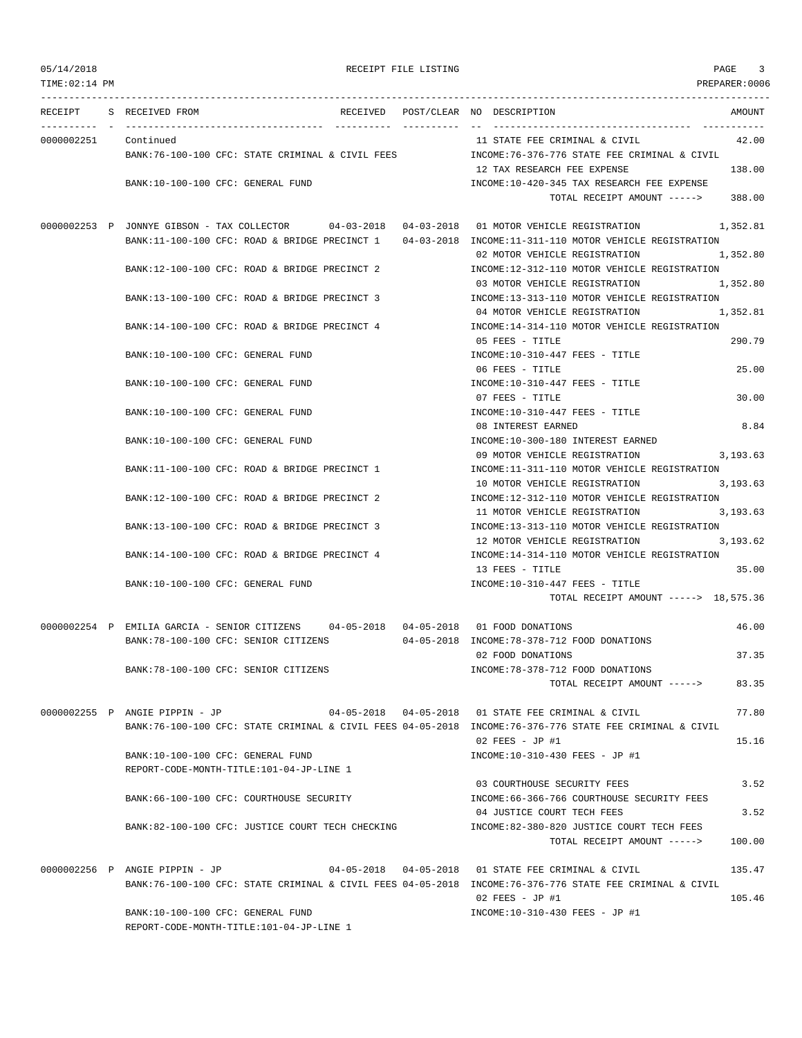RECEIPT FILE LISTING

| RECEIPT | S | RECEIVED FROM | RECEIVED | POST/CLEAR | NO | DESCRIPTION | AMOUNT |
|---|---|---|---|---|---|---|---|
| 0000002251 | | Continued | | | 11 | STATE FEE CRIMINAL & CIVIL | 42.00 |
| | | BANK:76-100-100 CFC: STATE CRIMINAL & CIVIL FEES | | | | INCOME:76-376-776 STATE FEE CRIMINAL & CIVIL | |
| | | | | | 12 | TAX RESEARCH FEE EXPENSE | 138.00 |
| | | BANK:10-100-100 CFC: GENERAL FUND | | | | INCOME:10-420-345 TAX RESEARCH FEE EXPENSE | |
| | | | | | | TOTAL RECEIPT AMOUNT -----> | 388.00 |
| 0000002253 | P | JONNYE GIBSON - TAX COLLECTOR | 04-03-2018 | 04-03-2018 | 01 | MOTOR VEHICLE REGISTRATION | 1,352.81 |
| | | BANK:11-100-100 CFC: ROAD & BRIDGE PRECINCT 1 | | 04-03-2018 | | INCOME:11-311-110 MOTOR VEHICLE REGISTRATION | |
| | | | | | 02 | MOTOR VEHICLE REGISTRATION | 1,352.80 |
| | | BANK:12-100-100 CFC: ROAD & BRIDGE PRECINCT 2 | | | | INCOME:12-312-110 MOTOR VEHICLE REGISTRATION | |
| | | | | | 03 | MOTOR VEHICLE REGISTRATION | 1,352.80 |
| | | BANK:13-100-100 CFC: ROAD & BRIDGE PRECINCT 3 | | | | INCOME:13-313-110 MOTOR VEHICLE REGISTRATION | |
| | | | | | 04 | MOTOR VEHICLE REGISTRATION | 1,352.81 |
| | | BANK:14-100-100 CFC: ROAD & BRIDGE PRECINCT 4 | | | | INCOME:14-314-110 MOTOR VEHICLE REGISTRATION | |
| | | | | | 05 | FEES - TITLE | 290.79 |
| | | BANK:10-100-100 CFC: GENERAL FUND | | | | INCOME:10-310-447 FEES - TITLE | |
| | | | | | 06 | FEES - TITLE | 25.00 |
| | | BANK:10-100-100 CFC: GENERAL FUND | | | | INCOME:10-310-447 FEES - TITLE | |
| | | | | | 07 | FEES - TITLE | 30.00 |
| | | BANK:10-100-100 CFC: GENERAL FUND | | | | INCOME:10-310-447 FEES - TITLE | |
| | | | | | 08 | INTEREST EARNED | 8.84 |
| | | BANK:10-100-100 CFC: GENERAL FUND | | | | INCOME:10-300-180 INTEREST EARNED | |
| | | | | | 09 | MOTOR VEHICLE REGISTRATION | 3,193.63 |
| | | BANK:11-100-100 CFC: ROAD & BRIDGE PRECINCT 1 | | | | INCOME:11-311-110 MOTOR VEHICLE REGISTRATION | |
| | | | | | 10 | MOTOR VEHICLE REGISTRATION | 3,193.63 |
| | | BANK:12-100-100 CFC: ROAD & BRIDGE PRECINCT 2 | | | | INCOME:12-312-110 MOTOR VEHICLE REGISTRATION | |
| | | | | | 11 | MOTOR VEHICLE REGISTRATION | 3,193.63 |
| | | BANK:13-100-100 CFC: ROAD & BRIDGE PRECINCT 3 | | | | INCOME:13-313-110 MOTOR VEHICLE REGISTRATION | |
| | | | | | 12 | MOTOR VEHICLE REGISTRATION | 3,193.62 |
| | | BANK:14-100-100 CFC: ROAD & BRIDGE PRECINCT 4 | | | | INCOME:14-314-110 MOTOR VEHICLE REGISTRATION | |
| | | | | | 13 | FEES - TITLE | 35.00 |
| | | BANK:10-100-100 CFC: GENERAL FUND | | | | INCOME:10-310-447 FEES - TITLE | |
| | | | | | | TOTAL RECEIPT AMOUNT -----> | 18,575.36 |
| 0000002254 | P | EMILIA GARCIA - SENIOR CITIZENS | 04-05-2018 | 04-05-2018 | 01 | FOOD DONATIONS | 46.00 |
| | | BANK:78-100-100 CFC: SENIOR CITIZENS | | 04-05-2018 | | INCOME:78-378-712 FOOD DONATIONS | |
| | | | | | 02 | FOOD DONATIONS | 37.35 |
| | | BANK:78-100-100 CFC: SENIOR CITIZENS | | | | INCOME:78-378-712 FOOD DONATIONS | |
| | | | | | | TOTAL RECEIPT AMOUNT -----> | 83.35 |
| 0000002255 | P | ANGIE PIPPIN - JP | 04-05-2018 | 04-05-2018 | 01 | STATE FEE CRIMINAL & CIVIL | 77.80 |
| | | BANK:76-100-100 CFC: STATE CRIMINAL & CIVIL FEES | | 04-05-2018 | | INCOME:76-376-776 STATE FEE CRIMINAL & CIVIL | |
| | | | | | 02 | FEES - JP #1 | 15.16 |
| | | BANK:10-100-100 CFC: GENERAL FUND | | | | INCOME:10-310-430 FEES - JP #1 | |
| | | REPORT-CODE-MONTH-TITLE:101-04-JP-LINE 1 | | | | | |
| | | | | | 03 | COURTHOUSE SECURITY FEES | 3.52 |
| | | BANK:66-100-100 CFC: COURTHOUSE SECURITY | | | | INCOME:66-366-766 COURTHOUSE SECURITY FEES | |
| | | | | | 04 | JUSTICE COURT TECH FEES | 3.52 |
| | | BANK:82-100-100 CFC: JUSTICE COURT TECH CHECKING | | | | INCOME:82-380-820 JUSTICE COURT TECH FEES | |
| | | | | | | TOTAL RECEIPT AMOUNT -----> | 100.00 |
| 0000002256 | P | ANGIE PIPPIN - JP | 04-05-2018 | 04-05-2018 | 01 | STATE FEE CRIMINAL & CIVIL | 135.47 |
| | | BANK:76-100-100 CFC: STATE CRIMINAL & CIVIL FEES | | 04-05-2018 | | INCOME:76-376-776 STATE FEE CRIMINAL & CIVIL | |
| | | | | | 02 | FEES - JP #1 | 105.46 |
| | | BANK:10-100-100 CFC: GENERAL FUND | | | | INCOME:10-310-430 FEES - JP #1 | |
| | | REPORT-CODE-MONTH-TITLE:101-04-JP-LINE 1 | | | | | |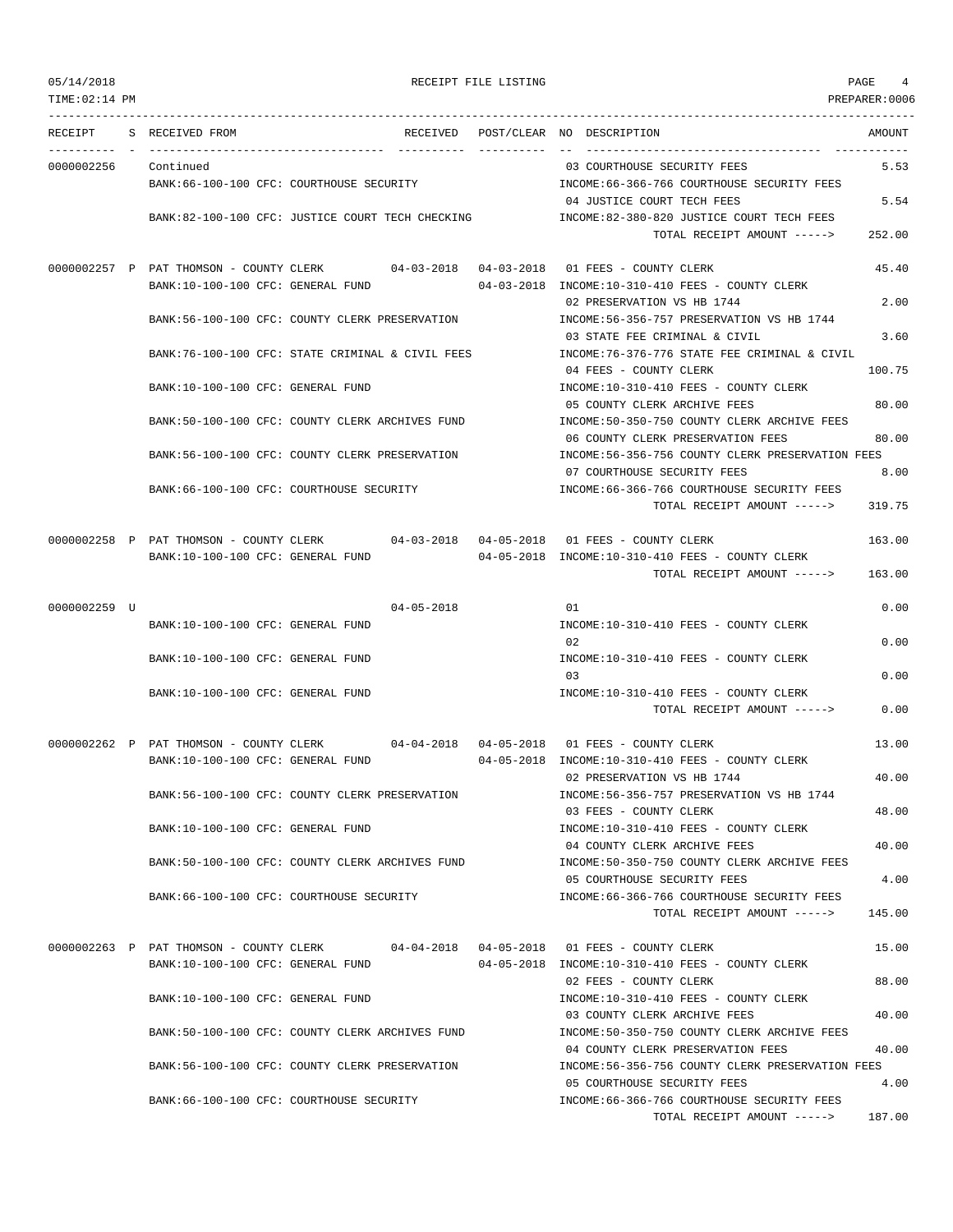05/14/2018 RECEIPT FILE LISTING PAGE 4
TIME:02:14 PM PREPARER:0006

| RECEIPT | S | RECEIVED FROM | RECEIVED | POST/CLEAR | NO | DESCRIPTION | AMOUNT |
|---|---|---|---|---|---|---|---|
| 0000002256 | | Continued | | | 03 | COURTHOUSE SECURITY FEES | 5.53 |
| | | BANK:66-100-100 CFC: COURTHOUSE SECURITY | | | | INCOME:66-366-766 COURTHOUSE SECURITY FEES | |
| | | | | | 04 | JUSTICE COURT TECH FEES | 5.54 |
| | | BANK:82-100-100 CFC: JUSTICE COURT TECH CHECKING | | | | INCOME:82-380-820 JUSTICE COURT TECH FEES | |
| | | | | | | TOTAL RECEIPT AMOUNT -----> | 252.00 |
| 0000002257 | P | PAT THOMSON - COUNTY CLERK | 04-03-2018 | 04-03-2018 | 01 | FEES - COUNTY CLERK | 45.40 |
| | | BANK:10-100-100 CFC: GENERAL FUND | | 04-03-2018 | | INCOME:10-310-410 FEES - COUNTY CLERK | |
| | | | | | 02 | PRESERVATION VS HB 1744 | 2.00 |
| | | BANK:56-100-100 CFC: COUNTY CLERK PRESERVATION | | | | INCOME:56-356-757 PRESERVATION VS HB 1744 | |
| | | | | | 03 | STATE FEE CRIMINAL & CIVIL | 3.60 |
| | | BANK:76-100-100 CFC: STATE CRIMINAL & CIVIL FEES | | | | INCOME:76-376-776 STATE FEE CRIMINAL & CIVIL | |
| | | | | | 04 | FEES - COUNTY CLERK | 100.75 |
| | | BANK:10-100-100 CFC: GENERAL FUND | | | | INCOME:10-310-410 FEES - COUNTY CLERK | |
| | | | | | 05 | COUNTY CLERK ARCHIVE FEES | 80.00 |
| | | BANK:50-100-100 CFC: COUNTY CLERK ARCHIVES FUND | | | | INCOME:50-350-750 COUNTY CLERK ARCHIVE FEES | |
| | | | | | 06 | COUNTY CLERK PRESERVATION FEES | 80.00 |
| | | BANK:56-100-100 CFC: COUNTY CLERK PRESERVATION | | | | INCOME:56-356-756 COUNTY CLERK PRESERVATION FEES | |
| | | | | | 07 | COURTHOUSE SECURITY FEES | 8.00 |
| | | BANK:66-100-100 CFC: COURTHOUSE SECURITY | | | | INCOME:66-366-766 COURTHOUSE SECURITY FEES | |
| | | | | | | TOTAL RECEIPT AMOUNT -----> | 319.75 |
| 0000002258 | P | PAT THOMSON - COUNTY CLERK | 04-03-2018 | 04-05-2018 | 01 | FEES - COUNTY CLERK | 163.00 |
| | | BANK:10-100-100 CFC: GENERAL FUND | | 04-05-2018 | | INCOME:10-310-410 FEES - COUNTY CLERK | |
| | | | | | | TOTAL RECEIPT AMOUNT -----> | 163.00 |
| 0000002259 | U | | 04-05-2018 | | 01 | | 0.00 |
| | | BANK:10-100-100 CFC: GENERAL FUND | | | | INCOME:10-310-410 FEES - COUNTY CLERK | |
| | | | | | 02 | | 0.00 |
| | | BANK:10-100-100 CFC: GENERAL FUND | | | | INCOME:10-310-410 FEES - COUNTY CLERK | |
| | | | | | 03 | | 0.00 |
| | | BANK:10-100-100 CFC: GENERAL FUND | | | | INCOME:10-310-410 FEES - COUNTY CLERK | |
| | | | | | | TOTAL RECEIPT AMOUNT -----> | 0.00 |
| 0000002262 | P | PAT THOMSON - COUNTY CLERK | 04-04-2018 | 04-05-2018 | 01 | FEES - COUNTY CLERK | 13.00 |
| | | BANK:10-100-100 CFC: GENERAL FUND | | 04-05-2018 | | INCOME:10-310-410 FEES - COUNTY CLERK | |
| | | | | | 02 | PRESERVATION VS HB 1744 | 40.00 |
| | | BANK:56-100-100 CFC: COUNTY CLERK PRESERVATION | | | | INCOME:56-356-757 PRESERVATION VS HB 1744 | |
| | | | | | 03 | FEES - COUNTY CLERK | 48.00 |
| | | BANK:10-100-100 CFC: GENERAL FUND | | | | INCOME:10-310-410 FEES - COUNTY CLERK | |
| | | | | | 04 | COUNTY CLERK ARCHIVE FEES | 40.00 |
| | | BANK:50-100-100 CFC: COUNTY CLERK ARCHIVES FUND | | | | INCOME:50-350-750 COUNTY CLERK ARCHIVE FEES | |
| | | | | | 05 | COURTHOUSE SECURITY FEES | 4.00 |
| | | BANK:66-100-100 CFC: COURTHOUSE SECURITY | | | | INCOME:66-366-766 COURTHOUSE SECURITY FEES | |
| | | | | | | TOTAL RECEIPT AMOUNT -----> | 145.00 |
| 0000002263 | P | PAT THOMSON - COUNTY CLERK | 04-04-2018 | 04-05-2018 | 01 | FEES - COUNTY CLERK | 15.00 |
| | | BANK:10-100-100 CFC: GENERAL FUND | | 04-05-2018 | | INCOME:10-310-410 FEES - COUNTY CLERK | |
| | | | | | 02 | FEES - COUNTY CLERK | 88.00 |
| | | BANK:10-100-100 CFC: GENERAL FUND | | | | INCOME:10-310-410 FEES - COUNTY CLERK | |
| | | | | | 03 | COUNTY CLERK ARCHIVE FEES | 40.00 |
| | | BANK:50-100-100 CFC: COUNTY CLERK ARCHIVES FUND | | | | INCOME:50-350-750 COUNTY CLERK ARCHIVE FEES | |
| | | | | | 04 | COUNTY CLERK PRESERVATION FEES | 40.00 |
| | | BANK:56-100-100 CFC: COUNTY CLERK PRESERVATION | | | | INCOME:56-356-756 COUNTY CLERK PRESERVATION FEES | |
| | | | | | 05 | COURTHOUSE SECURITY FEES | 4.00 |
| | | BANK:66-100-100 CFC: COURTHOUSE SECURITY | | | | INCOME:66-366-766 COURTHOUSE SECURITY FEES | |
| | | | | | | TOTAL RECEIPT AMOUNT -----> | 187.00 |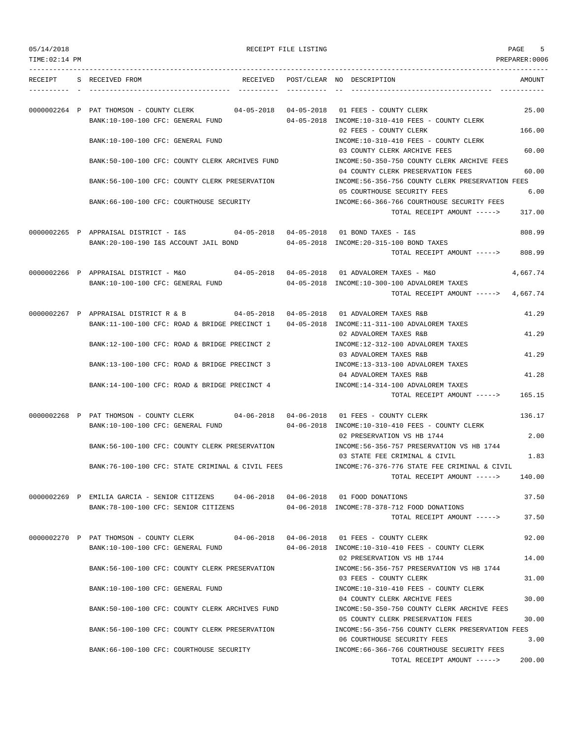05/14/2018 RECEIPT FILE LISTING
TIME:02:14 PM PREPARER:0006

| RECEIPT | S | RECEIVED FROM | RECEIVED | POST/CLEAR | NO | DESCRIPTION | AMOUNT |
|---|---|---|---|---|---|---|---|
| 0000002264 | P | PAT THOMSON - COUNTY CLERK | 04-05-2018 | 04-05-2018 | 01 | FEES - COUNTY CLERK | 25.00 |
| | | BANK:10-100-100 CFC: GENERAL FUND | | 04-05-2018 | | INCOME:10-310-410 FEES - COUNTY CLERK | |
| | | | | | 02 | FEES - COUNTY CLERK | 166.00 |
| | | BANK:10-100-100 CFC: GENERAL FUND | | | | INCOME:10-310-410 FEES - COUNTY CLERK | |
| | | | | | 03 | COUNTY CLERK ARCHIVE FEES | 60.00 |
| | | BANK:50-100-100 CFC: COUNTY CLERK ARCHIVES FUND | | | | INCOME:50-350-750 COUNTY CLERK ARCHIVE FEES | |
| | | | | | 04 | COUNTY CLERK PRESERVATION FEES | 60.00 |
| | | BANK:56-100-100 CFC: COUNTY CLERK PRESERVATION | | | | INCOME:56-356-756 COUNTY CLERK PRESERVATION FEES | |
| | | | | | 05 | COURTHOUSE SECURITY FEES | 6.00 |
| | | BANK:66-100-100 CFC: COURTHOUSE SECURITY | | | | INCOME:66-366-766 COURTHOUSE SECURITY FEES | |
| | | | | | | TOTAL RECEIPT AMOUNT -----> | 317.00 |
| 0000002265 | P | APPRAISAL DISTRICT - I&S | 04-05-2018 | 04-05-2018 | 01 | BOND TAXES - I&S | 808.99 |
| | | BANK:20-100-190 I&S ACCOUNT JAIL BOND | | 04-05-2018 | | INCOME:20-315-100 BOND TAXES | |
| | | | | | | TOTAL RECEIPT AMOUNT -----> | 808.99 |
| 0000002266 | P | APPRAISAL DISTRICT - M&O | 04-05-2018 | 04-05-2018 | 01 | ADVALOREM TAXES - M&O | 4,667.74 |
| | | BANK:10-100-100 CFC: GENERAL FUND | | 04-05-2018 | | INCOME:10-300-100 ADVALOREM TAXES | |
| | | | | | | TOTAL RECEIPT AMOUNT -----> | 4,667.74 |
| 0000002267 | P | APPRAISAL DISTRICT R & B | 04-05-2018 | 04-05-2018 | 01 | ADVALOREM TAXES R&B | 41.29 |
| | | BANK:11-100-100 CFC: ROAD & BRIDGE PRECINCT 1 | | 04-05-2018 | | INCOME:11-311-100 ADVALOREM TAXES | |
| | | | | | 02 | ADVALOREM TAXES R&B | 41.29 |
| | | BANK:12-100-100 CFC: ROAD & BRIDGE PRECINCT 2 | | | | INCOME:12-312-100 ADVALOREM TAXES | |
| | | | | | 03 | ADVALOREM TAXES R&B | 41.29 |
| | | BANK:13-100-100 CFC: ROAD & BRIDGE PRECINCT 3 | | | | INCOME:13-313-100 ADVALOREM TAXES | |
| | | | | | 04 | ADVALOREM TAXES R&B | 41.28 |
| | | BANK:14-100-100 CFC: ROAD & BRIDGE PRECINCT 4 | | | | INCOME:14-314-100 ADVALOREM TAXES | |
| | | | | | | TOTAL RECEIPT AMOUNT -----> | 165.15 |
| 0000002268 | P | PAT THOMSON - COUNTY CLERK | 04-06-2018 | 04-06-2018 | 01 | FEES - COUNTY CLERK | 136.17 |
| | | BANK:10-100-100 CFC: GENERAL FUND | | 04-06-2018 | | INCOME:10-310-410 FEES - COUNTY CLERK | |
| | | | | | 02 | PRESERVATION VS HB 1744 | 2.00 |
| | | BANK:56-100-100 CFC: COUNTY CLERK PRESERVATION | | | | INCOME:56-356-757 PRESERVATION VS HB 1744 | |
| | | | | | 03 | STATE FEE CRIMINAL & CIVIL | 1.83 |
| | | BANK:76-100-100 CFC: STATE CRIMINAL & CIVIL FEES | | | | INCOME:76-376-776 STATE FEE CRIMINAL & CIVIL | |
| | | | | | | TOTAL RECEIPT AMOUNT -----> | 140.00 |
| 0000002269 | P | EMILIA GARCIA - SENIOR CITIZENS | 04-06-2018 | 04-06-2018 | 01 | FOOD DONATIONS | 37.50 |
| | | BANK:78-100-100 CFC: SENIOR CITIZENS | | 04-06-2018 | | INCOME:78-378-712 FOOD DONATIONS | |
| | | | | | | TOTAL RECEIPT AMOUNT -----> | 37.50 |
| 0000002270 | P | PAT THOMSON - COUNTY CLERK | 04-06-2018 | 04-06-2018 | 01 | FEES - COUNTY CLERK | 92.00 |
| | | BANK:10-100-100 CFC: GENERAL FUND | | 04-06-2018 | | INCOME:10-310-410 FEES - COUNTY CLERK | |
| | | | | | 02 | PRESERVATION VS HB 1744 | 14.00 |
| | | BANK:56-100-100 CFC: COUNTY CLERK PRESERVATION | | | | INCOME:56-356-757 PRESERVATION VS HB 1744 | |
| | | | | | 03 | FEES - COUNTY CLERK | 31.00 |
| | | BANK:10-100-100 CFC: GENERAL FUND | | | | INCOME:10-310-410 FEES - COUNTY CLERK | |
| | | | | | 04 | COUNTY CLERK ARCHIVE FEES | 30.00 |
| | | BANK:50-100-100 CFC: COUNTY CLERK ARCHIVES FUND | | | | INCOME:50-350-750 COUNTY CLERK ARCHIVE FEES | |
| | | | | | 05 | COUNTY CLERK PRESERVATION FEES | 30.00 |
| | | BANK:56-100-100 CFC: COUNTY CLERK PRESERVATION | | | | INCOME:56-356-756 COUNTY CLERK PRESERVATION FEES | |
| | | | | | 06 | COURTHOUSE SECURITY FEES | 3.00 |
| | | BANK:66-100-100 CFC: COURTHOUSE SECURITY | | | | INCOME:66-366-766 COURTHOUSE SECURITY FEES | |
| | | | | | | TOTAL RECEIPT AMOUNT -----> | 200.00 |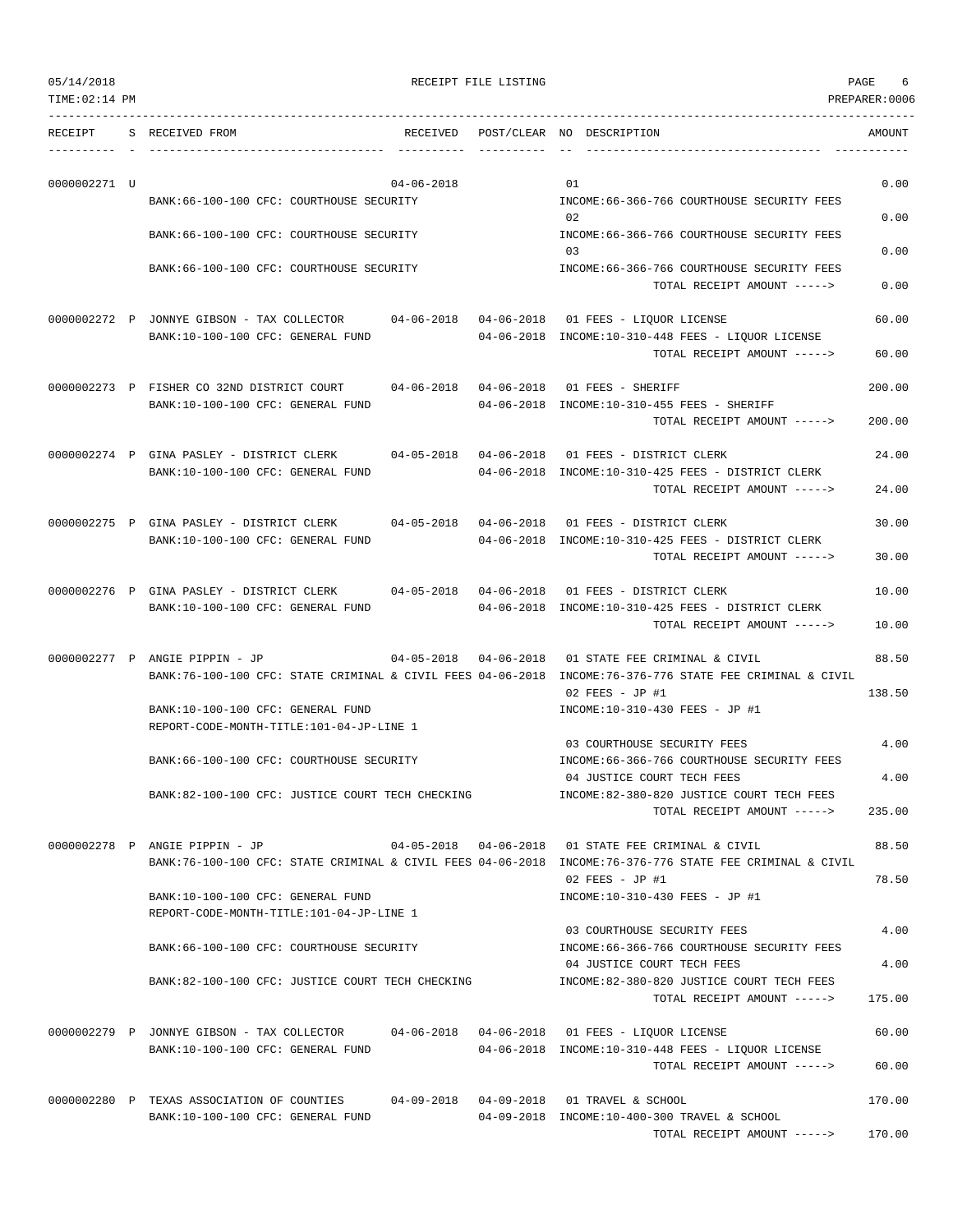05/14/2018 RECEIPT FILE LISTING
TIME:02:14 PM PREPARER:0006

| RECEIPT | S | RECEIVED FROM | RECEIVED | POST/CLEAR | NO | DESCRIPTION | AMOUNT |
|---|---|---|---|---|---|---|---|
| 0000002271 | U | | 04-06-2018 | | 01 | | 0.00 |
| | | BANK:66-100-100 CFC: COURTHOUSE SECURITY | | | | INCOME:66-366-766 COURTHOUSE SECURITY FEES | |
| | | | | | 02 | | 0.00 |
| | | BANK:66-100-100 CFC: COURTHOUSE SECURITY | | | | INCOME:66-366-766 COURTHOUSE SECURITY FEES | |
| | | | | | 03 | | 0.00 |
| | | BANK:66-100-100 CFC: COURTHOUSE SECURITY | | | | INCOME:66-366-766 COURTHOUSE SECURITY FEES | |
| | | | | | | TOTAL RECEIPT AMOUNT -----> | 0.00 |
| 0000002272 | P | JONNYE GIBSON - TAX COLLECTOR | 04-06-2018 | 04-06-2018 | 01 | FEES - LIQUOR LICENSE | 60.00 |
| | | BANK:10-100-100 CFC: GENERAL FUND | | 04-06-2018 | | INCOME:10-310-448 FEES - LIQUOR LICENSE | |
| | | | | | | TOTAL RECEIPT AMOUNT -----> | 60.00 |
| 0000002273 | P | FISHER CO 32ND DISTRICT COURT | 04-06-2018 | 04-06-2018 | 01 | FEES - SHERIFF | 200.00 |
| | | BANK:10-100-100 CFC: GENERAL FUND | | 04-06-2018 | | INCOME:10-310-455 FEES - SHERIFF | |
| | | | | | | TOTAL RECEIPT AMOUNT -----> | 200.00 |
| 0000002274 | P | GINA PASLEY - DISTRICT CLERK | 04-05-2018 | 04-06-2018 | 01 | FEES - DISTRICT CLERK | 24.00 |
| | | BANK:10-100-100 CFC: GENERAL FUND | | 04-06-2018 | | INCOME:10-310-425 FEES - DISTRICT CLERK | |
| | | | | | | TOTAL RECEIPT AMOUNT -----> | 24.00 |
| 0000002275 | P | GINA PASLEY - DISTRICT CLERK | 04-05-2018 | 04-06-2018 | 01 | FEES - DISTRICT CLERK | 30.00 |
| | | BANK:10-100-100 CFC: GENERAL FUND | | 04-06-2018 | | INCOME:10-310-425 FEES - DISTRICT CLERK | |
| | | | | | | TOTAL RECEIPT AMOUNT -----> | 30.00 |
| 0000002276 | P | GINA PASLEY - DISTRICT CLERK | 04-05-2018 | 04-06-2018 | 01 | FEES - DISTRICT CLERK | 10.00 |
| | | BANK:10-100-100 CFC: GENERAL FUND | | 04-06-2018 | | INCOME:10-310-425 FEES - DISTRICT CLERK | |
| | | | | | | TOTAL RECEIPT AMOUNT -----> | 10.00 |
| 0000002277 | P | ANGIE PIPPIN - JP | 04-05-2018 | 04-06-2018 | 01 | STATE FEE CRIMINAL & CIVIL | 88.50 |
| | | BANK:76-100-100 CFC: STATE CRIMINAL & CIVIL FEES | | 04-06-2018 | | INCOME:76-376-776 STATE FEE CRIMINAL & CIVIL | |
| | | | | | 02 | FEES - JP #1 | 138.50 |
| | | BANK:10-100-100 CFC: GENERAL FUND | | | | INCOME:10-310-430 FEES - JP #1 | |
| | | REPORT-CODE-MONTH-TITLE:101-04-JP-LINE 1 | | | | | |
| | | | | | 03 | COURTHOUSE SECURITY FEES | 4.00 |
| | | BANK:66-100-100 CFC: COURTHOUSE SECURITY | | | | INCOME:66-366-766 COURTHOUSE SECURITY FEES | |
| | | | | | 04 | JUSTICE COURT TECH FEES | 4.00 |
| | | BANK:82-100-100 CFC: JUSTICE COURT TECH CHECKING | | | | INCOME:82-380-820 JUSTICE COURT TECH FEES | |
| | | | | | | TOTAL RECEIPT AMOUNT -----> | 235.00 |
| 0000002278 | P | ANGIE PIPPIN - JP | 04-05-2018 | 04-06-2018 | 01 | STATE FEE CRIMINAL & CIVIL | 88.50 |
| | | BANK:76-100-100 CFC: STATE CRIMINAL & CIVIL FEES | | 04-06-2018 | | INCOME:76-376-776 STATE FEE CRIMINAL & CIVIL | |
| | | | | | 02 | FEES - JP #1 | 78.50 |
| | | BANK:10-100-100 CFC: GENERAL FUND | | | | INCOME:10-310-430 FEES - JP #1 | |
| | | REPORT-CODE-MONTH-TITLE:101-04-JP-LINE 1 | | | | | |
| | | | | | 03 | COURTHOUSE SECURITY FEES | 4.00 |
| | | BANK:66-100-100 CFC: COURTHOUSE SECURITY | | | | INCOME:66-366-766 COURTHOUSE SECURITY FEES | |
| | | | | | 04 | JUSTICE COURT TECH FEES | 4.00 |
| | | BANK:82-100-100 CFC: JUSTICE COURT TECH CHECKING | | | | INCOME:82-380-820 JUSTICE COURT TECH FEES | |
| | | | | | | TOTAL RECEIPT AMOUNT -----> | 175.00 |
| 0000002279 | P | JONNYE GIBSON - TAX COLLECTOR | 04-06-2018 | 04-06-2018 | 01 | FEES - LIQUOR LICENSE | 60.00 |
| | | BANK:10-100-100 CFC: GENERAL FUND | | 04-06-2018 | | INCOME:10-310-448 FEES - LIQUOR LICENSE | |
| | | | | | | TOTAL RECEIPT AMOUNT -----> | 60.00 |
| 0000002280 | P | TEXAS ASSOCIATION OF COUNTIES | 04-09-2018 | 04-09-2018 | 01 | TRAVEL & SCHOOL | 170.00 |
| | | BANK:10-100-100 CFC: GENERAL FUND | | 04-09-2018 | | INCOME:10-400-300 TRAVEL & SCHOOL | |
| | | | | | | TOTAL RECEIPT AMOUNT -----> | 170.00 |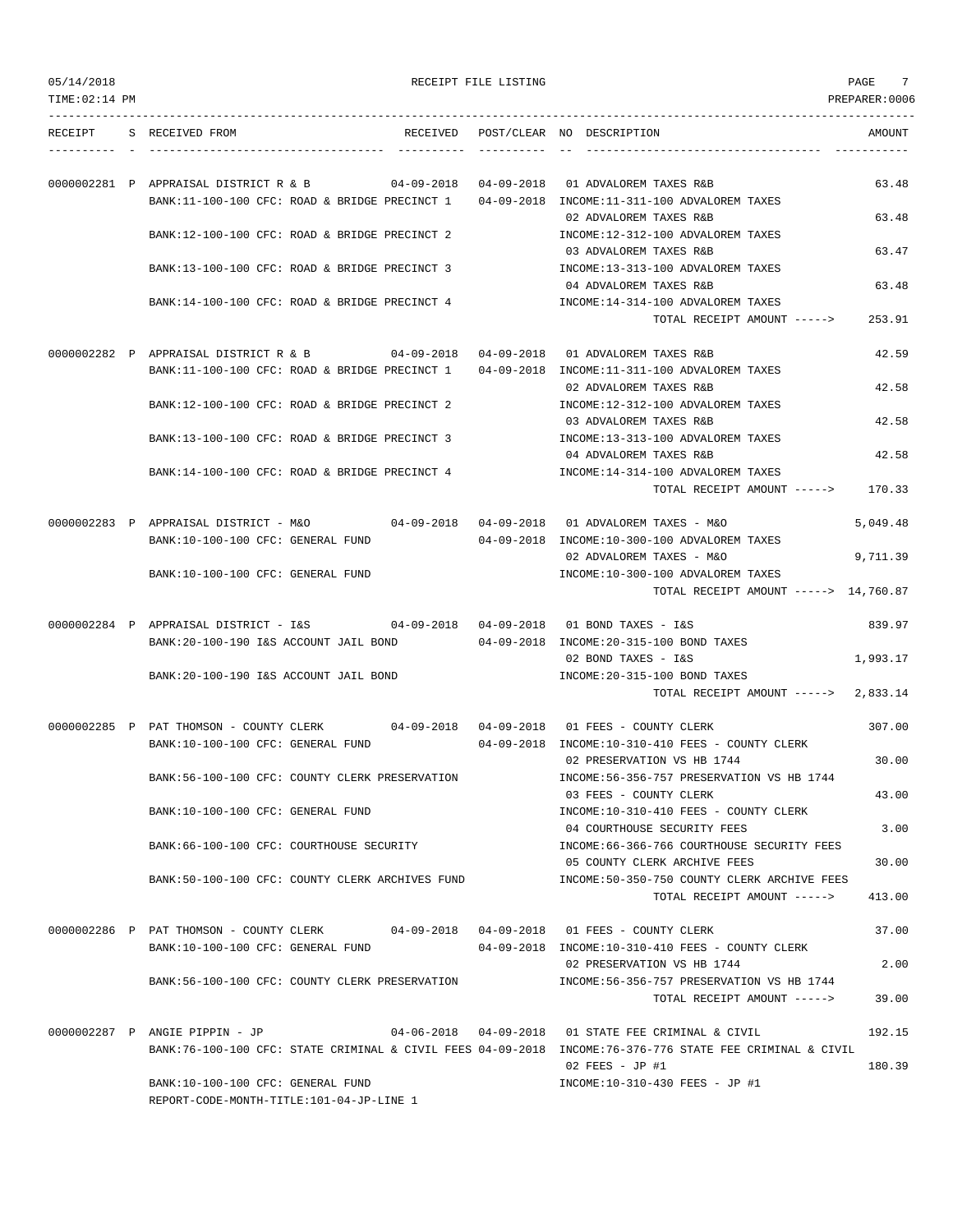05/14/2018 RECEIPT FILE LISTING
TIME:02:14 PM PREPARER:0006

```
RECEIPT    S RECEIVED FROM                      RECEIVED   POST/CLEAR NO DESCRIPTION                                  AMOUNT
---------- - ---------------------------------- ---------- ---------- -- ---------------------------------- -----------

0000002281 P APPRAISAL DISTRICT R & B           04-09-2018 04-09-2018 01 ADVALOREM TAXES R&B                          63.48
             BANK:11-100-100 CFC: ROAD & BRIDGE PRECINCT 1   04-09-2018 INCOME:11-311-100 ADVALOREM TAXES
                                                                      02 ADVALOREM TAXES R&B                          63.48
             BANK:12-100-100 CFC: ROAD & BRIDGE PRECINCT 2             INCOME:12-312-100 ADVALOREM TAXES
                                                                      03 ADVALOREM TAXES R&B                          63.47
             BANK:13-100-100 CFC: ROAD & BRIDGE PRECINCT 3             INCOME:13-313-100 ADVALOREM TAXES
                                                                      04 ADVALOREM TAXES R&B                          63.48
             BANK:14-100-100 CFC: ROAD & BRIDGE PRECINCT 4             INCOME:14-314-100 ADVALOREM TAXES
                                                                         TOTAL RECEIPT AMOUNT ----->     253.91

0000002282 P APPRAISAL DISTRICT R & B           04-09-2018 04-09-2018 01 ADVALOREM TAXES R&B                          42.59
             BANK:11-100-100 CFC: ROAD & BRIDGE PRECINCT 1   04-09-2018 INCOME:11-311-100 ADVALOREM TAXES
                                                                      02 ADVALOREM TAXES R&B                          42.58
             BANK:12-100-100 CFC: ROAD & BRIDGE PRECINCT 2             INCOME:12-312-100 ADVALOREM TAXES
                                                                      03 ADVALOREM TAXES R&B                          42.58
             BANK:13-100-100 CFC: ROAD & BRIDGE PRECINCT 3             INCOME:13-313-100 ADVALOREM TAXES
                                                                      04 ADVALOREM TAXES R&B                          42.58
             BANK:14-100-100 CFC: ROAD & BRIDGE PRECINCT 4             INCOME:14-314-100 ADVALOREM TAXES
                                                                         TOTAL RECEIPT AMOUNT ----->     170.33

0000002283 P APPRAISAL DISTRICT - M&O           04-09-2018 04-09-2018 01 ADVALOREM TAXES - M&O                     5,049.48
             BANK:10-100-100 CFC: GENERAL FUND               04-09-2018 INCOME:10-300-100 ADVALOREM TAXES
                                                                      02 ADVALOREM TAXES - M&O                     9,711.39
             BANK:10-100-100 CFC: GENERAL FUND                         INCOME:10-300-100 ADVALOREM TAXES
                                                                         TOTAL RECEIPT AMOUNT -----> 14,760.87

0000002284 P APPRAISAL DISTRICT - I&S           04-09-2018 04-09-2018 01 BOND TAXES - I&S                            839.97
             BANK:20-100-190 I&S ACCOUNT JAIL BOND           04-09-2018 INCOME:20-315-100 BOND TAXES
                                                                      02 BOND TAXES - I&S                          1,993.17
             BANK:20-100-190 I&S ACCOUNT JAIL BOND                     INCOME:20-315-100 BOND TAXES
                                                                         TOTAL RECEIPT AMOUNT ----->   2,833.14

0000002285 P PAT THOMSON - COUNTY CLERK         04-09-2018 04-09-2018 01 FEES - COUNTY CLERK                         307.00
             BANK:10-100-100 CFC: GENERAL FUND               04-09-2018 INCOME:10-310-410 FEES - COUNTY CLERK
                                                                      02 PRESERVATION VS HB 1744                      30.00
             BANK:56-100-100 CFC: COUNTY CLERK PRESERVATION            INCOME:56-356-757 PRESERVATION VS HB 1744
                                                                      03 FEES - COUNTY CLERK                          43.00
             BANK:10-100-100 CFC: GENERAL FUND                         INCOME:10-310-410 FEES - COUNTY CLERK
                                                                      04 COURTHOUSE SECURITY FEES                      3.00
             BANK:66-100-100 CFC: COURTHOUSE SECURITY                  INCOME:66-366-766 COURTHOUSE SECURITY FEES
                                                                      05 COUNTY CLERK ARCHIVE FEES                    30.00
             BANK:50-100-100 CFC: COUNTY CLERK ARCHIVES FUND           INCOME:50-350-750 COUNTY CLERK ARCHIVE FEES
                                                                         TOTAL RECEIPT AMOUNT ----->     413.00

0000002286 P PAT THOMSON - COUNTY CLERK         04-09-2018 04-09-2018 01 FEES - COUNTY CLERK                          37.00
             BANK:10-100-100 CFC: GENERAL FUND               04-09-2018 INCOME:10-310-410 FEES - COUNTY CLERK
                                                                      02 PRESERVATION VS HB 1744                       2.00
             BANK:56-100-100 CFC: COUNTY CLERK PRESERVATION            INCOME:56-356-757 PRESERVATION VS HB 1744
                                                                         TOTAL RECEIPT AMOUNT ----->      39.00

0000002287 P ANGIE PIPPIN - JP                  04-06-2018 04-09-2018 01 STATE FEE CRIMINAL & CIVIL                  192.15
             BANK:76-100-100 CFC: STATE CRIMINAL & CIVIL FEES 04-09-2018 INCOME:76-376-776 STATE FEE CRIMINAL & CIVIL
                                                                      02 FEES - JP #1                                180.39
             BANK:10-100-100 CFC: GENERAL FUND                         INCOME:10-310-430 FEES - JP #1
             REPORT-CODE-MONTH-TITLE:101-04-JP-LINE 1
```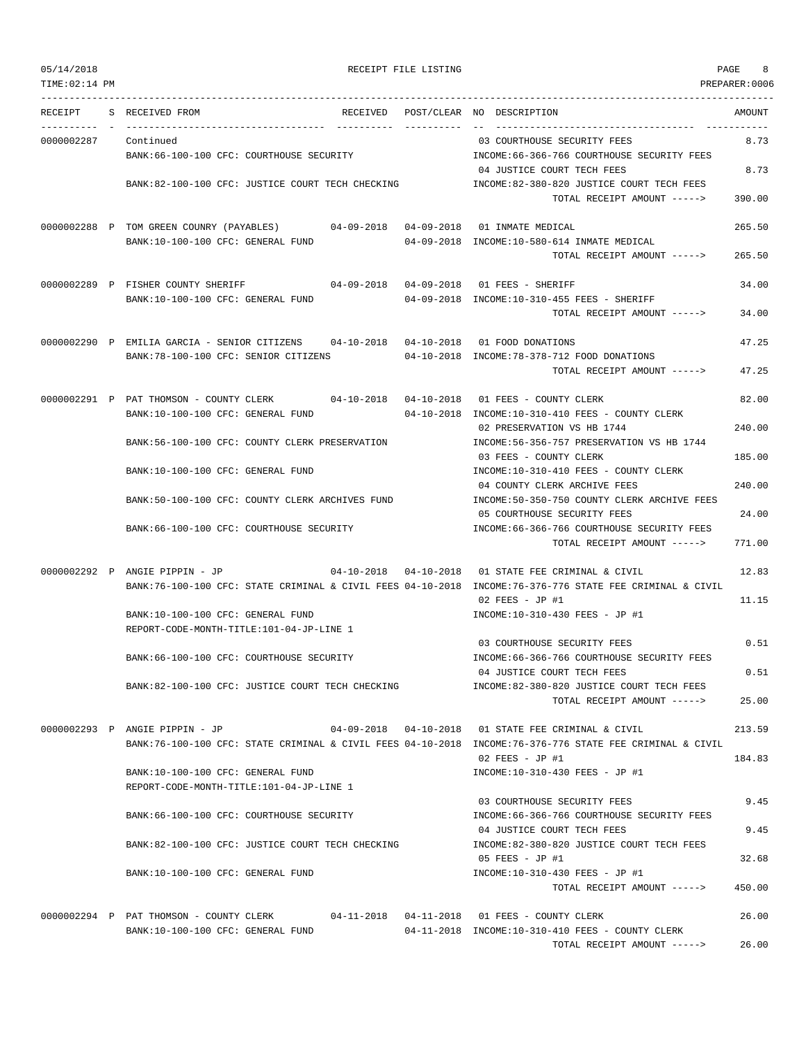RECEIPT FILE LISTING

| RECEIPT | S | RECEIVED FROM | RECEIVED | POST/CLEAR | NO | DESCRIPTION | AMOUNT |
|---|---|---|---|---|---|---|---|
| 0000002287 | | Continued | | | 03 | COURTHOUSE SECURITY FEES | 8.73 |
| | | BANK:66-100-100 CFC: COURTHOUSE SECURITY | | | | INCOME:66-366-766 COURTHOUSE SECURITY FEES | |
| | | | | | 04 | JUSTICE COURT TECH FEES | 8.73 |
| | | BANK:82-100-100 CFC: JUSTICE COURT TECH CHECKING | | | | INCOME:82-380-820 JUSTICE COURT TECH FEES | |
| | | | | | | TOTAL RECEIPT AMOUNT -----> | 390.00 |
| 0000002288 | P | TOM GREEN COUNRY (PAYABLES) | 04-09-2018 | 04-09-2018 | 01 | INMATE MEDICAL | 265.50 |
| | | BANK:10-100-100 CFC: GENERAL FUND | | 04-09-2018 | | INCOME:10-580-614 INMATE MEDICAL | |
| | | | | | | TOTAL RECEIPT AMOUNT -----> | 265.50 |
| 0000002289 | P | FISHER COUNTY SHERIFF | 04-09-2018 | 04-09-2018 | 01 | FEES - SHERIFF | 34.00 |
| | | BANK:10-100-100 CFC: GENERAL FUND | | 04-09-2018 | | INCOME:10-310-455 FEES - SHERIFF | |
| | | | | | | TOTAL RECEIPT AMOUNT -----> | 34.00 |
| 0000002290 | P | EMILIA GARCIA - SENIOR CITIZENS | 04-10-2018 | 04-10-2018 | 01 | FOOD DONATIONS | 47.25 |
| | | BANK:78-100-100 CFC: SENIOR CITIZENS | | 04-10-2018 | | INCOME:78-378-712 FOOD DONATIONS | |
| | | | | | | TOTAL RECEIPT AMOUNT -----> | 47.25 |
| 0000002291 | P | PAT THOMSON - COUNTY CLERK | 04-10-2018 | 04-10-2018 | 01 | FEES - COUNTY CLERK | 82.00 |
| | | BANK:10-100-100 CFC: GENERAL FUND | | 04-10-2018 | | INCOME:10-310-410 FEES - COUNTY CLERK | |
| | | | | | 02 | PRESERVATION VS HB 1744 | 240.00 |
| | | BANK:56-100-100 CFC: COUNTY CLERK PRESERVATION | | | | INCOME:56-356-757 PRESERVATION VS HB 1744 | |
| | | | | | 03 | FEES - COUNTY CLERK | 185.00 |
| | | BANK:10-100-100 CFC: GENERAL FUND | | | | INCOME:10-310-410 FEES - COUNTY CLERK | |
| | | | | | 04 | COUNTY CLERK ARCHIVE FEES | 240.00 |
| | | BANK:50-100-100 CFC: COUNTY CLERK ARCHIVES FUND | | | | INCOME:50-350-750 COUNTY CLERK ARCHIVE FEES | |
| | | | | | 05 | COURTHOUSE SECURITY FEES | 24.00 |
| | | BANK:66-100-100 CFC: COURTHOUSE SECURITY | | | | INCOME:66-366-766 COURTHOUSE SECURITY FEES | |
| | | | | | | TOTAL RECEIPT AMOUNT -----> | 771.00 |
| 0000002292 | P | ANGIE PIPPIN - JP | 04-10-2018 | 04-10-2018 | 01 | STATE FEE CRIMINAL & CIVIL | 12.83 |
| | | BANK:76-100-100 CFC: STATE CRIMINAL & CIVIL FEES | | 04-10-2018 | | INCOME:76-376-776 STATE FEE CRIMINAL & CIVIL | |
| | | | | | 02 | FEES - JP #1 | 11.15 |
| | | BANK:10-100-100 CFC: GENERAL FUND | | | | INCOME:10-310-430 FEES - JP #1 | |
| | | REPORT-CODE-MONTH-TITLE:101-04-JP-LINE 1 | | | | | |
| | | | | | 03 | COURTHOUSE SECURITY FEES | 0.51 |
| | | BANK:66-100-100 CFC: COURTHOUSE SECURITY | | | | INCOME:66-366-766 COURTHOUSE SECURITY FEES | |
| | | | | | 04 | JUSTICE COURT TECH FEES | 0.51 |
| | | BANK:82-100-100 CFC: JUSTICE COURT TECH CHECKING | | | | INCOME:82-380-820 JUSTICE COURT TECH FEES | |
| | | | | | | TOTAL RECEIPT AMOUNT -----> | 25.00 |
| 0000002293 | P | ANGIE PIPPIN - JP | 04-09-2018 | 04-10-2018 | 01 | STATE FEE CRIMINAL & CIVIL | 213.59 |
| | | BANK:76-100-100 CFC: STATE CRIMINAL & CIVIL FEES | | 04-10-2018 | | INCOME:76-376-776 STATE FEE CRIMINAL & CIVIL | |
| | | | | | 02 | FEES - JP #1 | 184.83 |
| | | BANK:10-100-100 CFC: GENERAL FUND | | | | INCOME:10-310-430 FEES - JP #1 | |
| | | REPORT-CODE-MONTH-TITLE:101-04-JP-LINE 1 | | | | | |
| | | | | | 03 | COURTHOUSE SECURITY FEES | 9.45 |
| | | BANK:66-100-100 CFC: COURTHOUSE SECURITY | | | | INCOME:66-366-766 COURTHOUSE SECURITY FEES | |
| | | | | | 04 | JUSTICE COURT TECH FEES | 9.45 |
| | | BANK:82-100-100 CFC: JUSTICE COURT TECH CHECKING | | | | INCOME:82-380-820 JUSTICE COURT TECH FEES | |
| | | | | | 05 | FEES - JP #1 | 32.68 |
| | | BANK:10-100-100 CFC: GENERAL FUND | | | | INCOME:10-310-430 FEES - JP #1 | |
| | | | | | | TOTAL RECEIPT AMOUNT -----> | 450.00 |
| 0000002294 | P | PAT THOMSON - COUNTY CLERK | 04-11-2018 | 04-11-2018 | 01 | FEES - COUNTY CLERK | 26.00 |
| | | BANK:10-100-100 CFC: GENERAL FUND | | 04-11-2018 | | INCOME:10-310-410 FEES - COUNTY CLERK | |
| | | | | | | TOTAL RECEIPT AMOUNT -----> | 26.00 |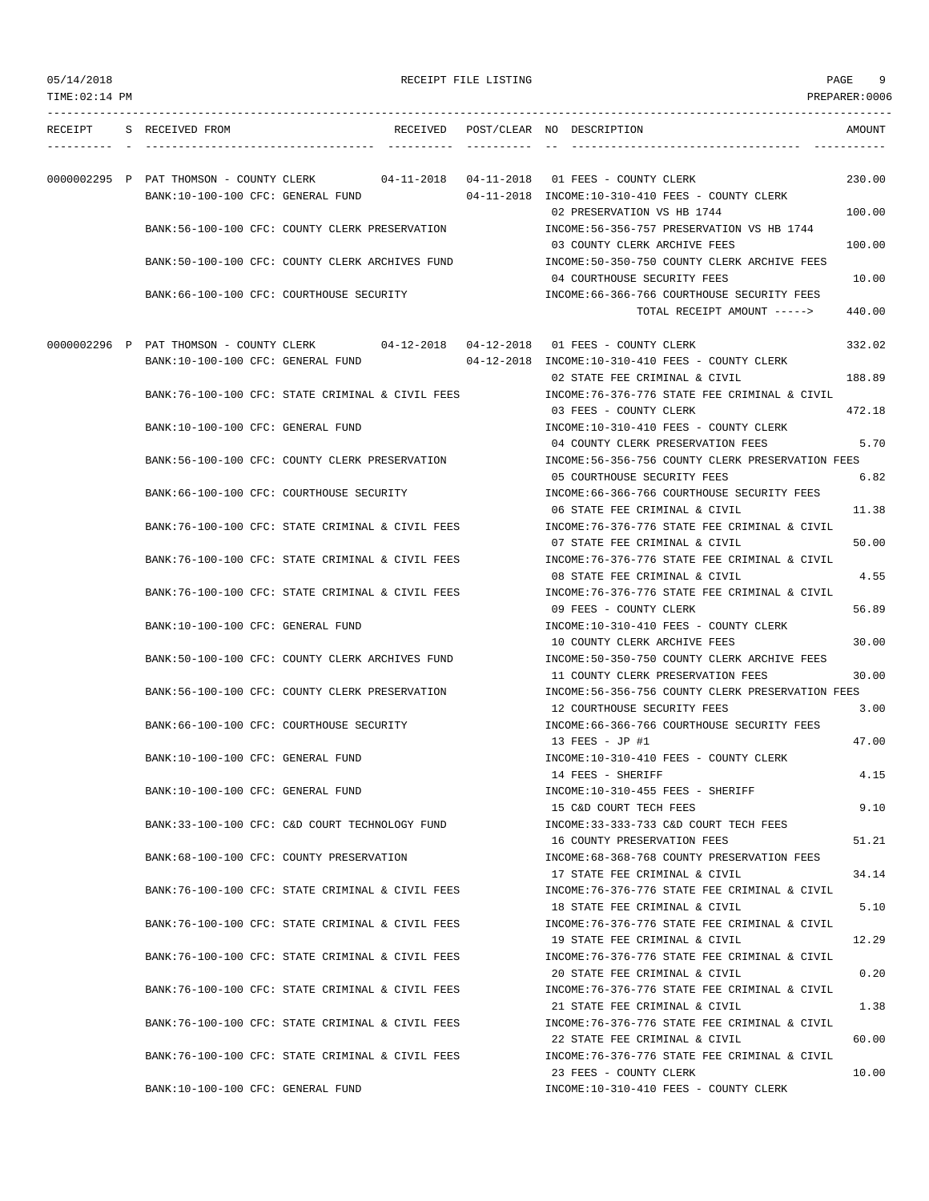RECEIPT FILE LISTING

TIME:02:14 PM PREPARER:0006

| RECEIPT | S | RECEIVED FROM | RECEIVED | POST/CLEAR | NO | DESCRIPTION | AMOUNT |
|---|---|---|---|---|---|---|---|
| 0000002295 | P | PAT THOMSON - COUNTY CLERK | 04-11-2018 | 04-11-2018 | 01 | FEES - COUNTY CLERK | 230.00 |
| | | BANK:10-100-100 CFC: GENERAL FUND | | 04-11-2018 | | INCOME:10-310-410 FEES - COUNTY CLERK | |
| | | | | | 02 | PRESERVATION VS HB 1744 | 100.00 |
| | | BANK:56-100-100 CFC: COUNTY CLERK PRESERVATION | | | | INCOME:56-356-757 PRESERVATION VS HB 1744 | |
| | | | | | 03 | COUNTY CLERK ARCHIVE FEES | 100.00 |
| | | BANK:50-100-100 CFC: COUNTY CLERK ARCHIVES FUND | | | | INCOME:50-350-750 COUNTY CLERK ARCHIVE FEES | |
| | | | | | 04 | COURTHOUSE SECURITY FEES | 10.00 |
| | | BANK:66-100-100 CFC: COURTHOUSE SECURITY | | | | INCOME:66-366-766 COURTHOUSE SECURITY FEES | |
| | | | | | | TOTAL RECEIPT AMOUNT -----> | 440.00 |
| 0000002296 | P | PAT THOMSON - COUNTY CLERK | 04-12-2018 | 04-12-2018 | 01 | FEES - COUNTY CLERK | 332.02 |
| | | BANK:10-100-100 CFC: GENERAL FUND | | 04-12-2018 | | INCOME:10-310-410 FEES - COUNTY CLERK | |
| | | | | | 02 | STATE FEE CRIMINAL & CIVIL | 188.89 |
| | | BANK:76-100-100 CFC: STATE CRIMINAL & CIVIL FEES | | | | INCOME:76-376-776 STATE FEE CRIMINAL & CIVIL | |
| | | | | | 03 | FEES - COUNTY CLERK | 472.18 |
| | | BANK:10-100-100 CFC: GENERAL FUND | | | | INCOME:10-310-410 FEES - COUNTY CLERK | |
| | | | | | 04 | COUNTY CLERK PRESERVATION FEES | 5.70 |
| | | BANK:56-100-100 CFC: COUNTY CLERK PRESERVATION | | | | INCOME:56-356-756 COUNTY CLERK PRESERVATION FEES | |
| | | | | | 05 | COURTHOUSE SECURITY FEES | 6.82 |
| | | BANK:66-100-100 CFC: COURTHOUSE SECURITY | | | | INCOME:66-366-766 COURTHOUSE SECURITY FEES | |
| | | | | | 06 | STATE FEE CRIMINAL & CIVIL | 11.38 |
| | | BANK:76-100-100 CFC: STATE CRIMINAL & CIVIL FEES | | | | INCOME:76-376-776 STATE FEE CRIMINAL & CIVIL | |
| | | | | | 07 | STATE FEE CRIMINAL & CIVIL | 50.00 |
| | | BANK:76-100-100 CFC: STATE CRIMINAL & CIVIL FEES | | | | INCOME:76-376-776 STATE FEE CRIMINAL & CIVIL | |
| | | | | | 08 | STATE FEE CRIMINAL & CIVIL | 4.55 |
| | | BANK:76-100-100 CFC: STATE CRIMINAL & CIVIL FEES | | | | INCOME:76-376-776 STATE FEE CRIMINAL & CIVIL | |
| | | | | | 09 | FEES - COUNTY CLERK | 56.89 |
| | | BANK:10-100-100 CFC: GENERAL FUND | | | | INCOME:10-310-410 FEES - COUNTY CLERK | |
| | | | | | 10 | COUNTY CLERK ARCHIVE FEES | 30.00 |
| | | BANK:50-100-100 CFC: COUNTY CLERK ARCHIVES FUND | | | | INCOME:50-350-750 COUNTY CLERK ARCHIVE FEES | |
| | | | | | 11 | COUNTY CLERK PRESERVATION FEES | 30.00 |
| | | BANK:56-100-100 CFC: COUNTY CLERK PRESERVATION | | | | INCOME:56-356-756 COUNTY CLERK PRESERVATION FEES | |
| | | | | | 12 | COURTHOUSE SECURITY FEES | 3.00 |
| | | BANK:66-100-100 CFC: COURTHOUSE SECURITY | | | | INCOME:66-366-766 COURTHOUSE SECURITY FEES | |
| | | | | | 13 | FEES - JP #1 | 47.00 |
| | | BANK:10-100-100 CFC: GENERAL FUND | | | | INCOME:10-310-410 FEES - COUNTY CLERK | |
| | | | | | 14 | FEES - SHERIFF | 4.15 |
| | | BANK:10-100-100 CFC: GENERAL FUND | | | | INCOME:10-310-455 FEES - SHERIFF | |
| | | | | | 15 | C&D COURT TECH FEES | 9.10 |
| | | BANK:33-100-100 CFC: C&D COURT TECHNOLOGY FUND | | | | INCOME:33-333-733 C&D COURT TECH FEES | |
| | | | | | 16 | COUNTY PRESERVATION FEES | 51.21 |
| | | BANK:68-100-100 CFC: COUNTY PRESERVATION | | | | INCOME:68-368-768 COUNTY PRESERVATION FEES | |
| | | | | | 17 | STATE FEE CRIMINAL & CIVIL | 34.14 |
| | | BANK:76-100-100 CFC: STATE CRIMINAL & CIVIL FEES | | | | INCOME:76-376-776 STATE FEE CRIMINAL & CIVIL | |
| | | | | | 18 | STATE FEE CRIMINAL & CIVIL | 5.10 |
| | | BANK:76-100-100 CFC: STATE CRIMINAL & CIVIL FEES | | | | INCOME:76-376-776 STATE FEE CRIMINAL & CIVIL | |
| | | | | | 19 | STATE FEE CRIMINAL & CIVIL | 12.29 |
| | | BANK:76-100-100 CFC: STATE CRIMINAL & CIVIL FEES | | | | INCOME:76-376-776 STATE FEE CRIMINAL & CIVIL | |
| | | | | | 20 | STATE FEE CRIMINAL & CIVIL | 0.20 |
| | | BANK:76-100-100 CFC: STATE CRIMINAL & CIVIL FEES | | | | INCOME:76-376-776 STATE FEE CRIMINAL & CIVIL | |
| | | | | | 21 | STATE FEE CRIMINAL & CIVIL | 1.38 |
| | | BANK:76-100-100 CFC: STATE CRIMINAL & CIVIL FEES | | | | INCOME:76-376-776 STATE FEE CRIMINAL & CIVIL | |
| | | | | | 22 | STATE FEE CRIMINAL & CIVIL | 60.00 |
| | | BANK:76-100-100 CFC: STATE CRIMINAL & CIVIL FEES | | | | INCOME:76-376-776 STATE FEE CRIMINAL & CIVIL | |
| | | | | | 23 | FEES - COUNTY CLERK | 10.00 |
| | | BANK:10-100-100 CFC: GENERAL FUND | | | | INCOME:10-310-410 FEES - COUNTY CLERK | |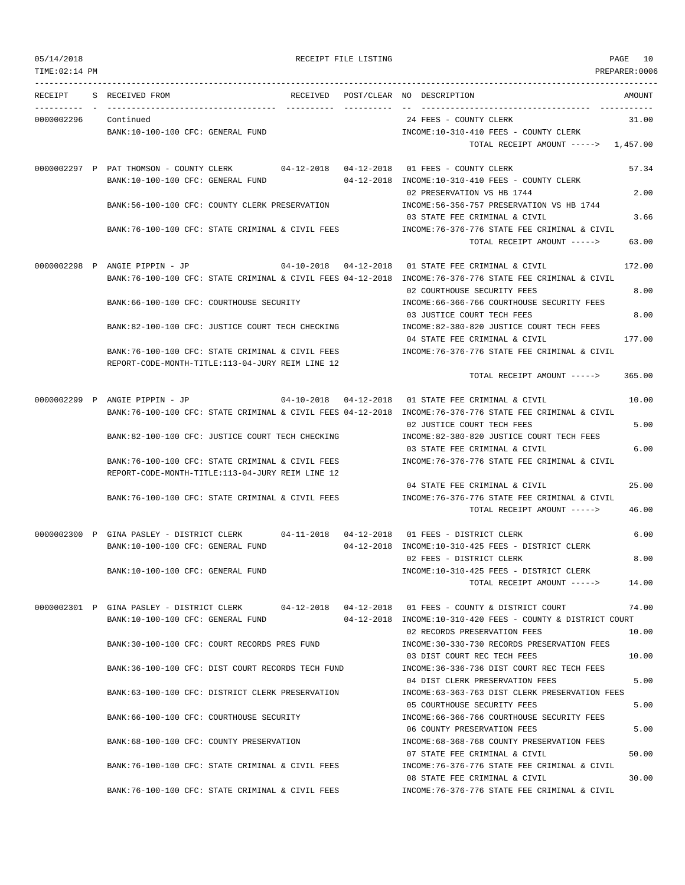05/14/2018 RECEIPT FILE LISTING
TIME:02:14 PM PREPARER:0006

| RECEIPT | S | RECEIVED FROM | RECEIVED | POST/CLEAR | NO | DESCRIPTION | AMOUNT |
|---|---|---|---|---|---|---|---|
| 0000002296 | | Continued | | | 24 | FEES - COUNTY CLERK | 31.00 |
| | | BANK:10-100-100 CFC: GENERAL FUND | | | | INCOME:10-310-410 FEES - COUNTY CLERK | |
| | | | | | | TOTAL RECEIPT AMOUNT -----> | 1,457.00 |
| 0000002297 | P | PAT THOMSON - COUNTY CLERK | 04-12-2018 | 04-12-2018 | 01 | FEES - COUNTY CLERK | 57.34 |
| | | BANK:10-100-100 CFC: GENERAL FUND | | 04-12-2018 | | INCOME:10-310-410 FEES - COUNTY CLERK | |
| | | | | | 02 | PRESERVATION VS HB 1744 | 2.00 |
| | | BANK:56-100-100 CFC: COUNTY CLERK PRESERVATION | | | | INCOME:56-356-757 PRESERVATION VS HB 1744 | |
| | | | | | 03 | STATE FEE CRIMINAL & CIVIL | 3.66 |
| | | BANK:76-100-100 CFC: STATE CRIMINAL & CIVIL FEES | | | | INCOME:76-376-776 STATE FEE CRIMINAL & CIVIL | |
| | | | | | | TOTAL RECEIPT AMOUNT -----> | 63.00 |
| 0000002298 | P | ANGIE PIPPIN - JP | 04-10-2018 | 04-12-2018 | 01 | STATE FEE CRIMINAL & CIVIL | 172.00 |
| | | BANK:76-100-100 CFC: STATE CRIMINAL & CIVIL FEES | | 04-12-2018 | | INCOME:76-376-776 STATE FEE CRIMINAL & CIVIL | |
| | | | | | 02 | COURTHOUSE SECURITY FEES | 8.00 |
| | | BANK:66-100-100 CFC: COURTHOUSE SECURITY | | | | INCOME:66-366-766 COURTHOUSE SECURITY FEES | |
| | | | | | 03 | JUSTICE COURT TECH FEES | 8.00 |
| | | BANK:82-100-100 CFC: JUSTICE COURT TECH CHECKING | | | | INCOME:82-380-820 JUSTICE COURT TECH FEES | |
| | | | | | 04 | STATE FEE CRIMINAL & CIVIL | 177.00 |
| | | BANK:76-100-100 CFC: STATE CRIMINAL & CIVIL FEES | | | | INCOME:76-376-776 STATE FEE CRIMINAL & CIVIL | |
| | | REPORT-CODE-MONTH-TITLE:113-04-JURY REIM LINE 12 | | | | | |
| | | | | | | TOTAL RECEIPT AMOUNT -----> | 365.00 |
| 0000002299 | P | ANGIE PIPPIN - JP | 04-10-2018 | 04-12-2018 | 01 | STATE FEE CRIMINAL & CIVIL | 10.00 |
| | | BANK:76-100-100 CFC: STATE CRIMINAL & CIVIL FEES | | 04-12-2018 | | INCOME:76-376-776 STATE FEE CRIMINAL & CIVIL | |
| | | | | | 02 | JUSTICE COURT TECH FEES | 5.00 |
| | | BANK:82-100-100 CFC: JUSTICE COURT TECH CHECKING | | | | INCOME:82-380-820 JUSTICE COURT TECH FEES | |
| | | | | | 03 | STATE FEE CRIMINAL & CIVIL | 6.00 |
| | | BANK:76-100-100 CFC: STATE CRIMINAL & CIVIL FEES | | | | INCOME:76-376-776 STATE FEE CRIMINAL & CIVIL | |
| | | REPORT-CODE-MONTH-TITLE:113-04-JURY REIM LINE 12 | | | | | |
| | | | | | 04 | STATE FEE CRIMINAL & CIVIL | 25.00 |
| | | BANK:76-100-100 CFC: STATE CRIMINAL & CIVIL FEES | | | | INCOME:76-376-776 STATE FEE CRIMINAL & CIVIL | |
| | | | | | | TOTAL RECEIPT AMOUNT -----> | 46.00 |
| 0000002300 | P | GINA PASLEY - DISTRICT CLERK | 04-11-2018 | 04-12-2018 | 01 | FEES - DISTRICT CLERK | 6.00 |
| | | BANK:10-100-100 CFC: GENERAL FUND | | 04-12-2018 | | INCOME:10-310-425 FEES - DISTRICT CLERK | |
| | | | | | 02 | FEES - DISTRICT CLERK | 8.00 |
| | | BANK:10-100-100 CFC: GENERAL FUND | | | | INCOME:10-310-425 FEES - DISTRICT CLERK | |
| | | | | | | TOTAL RECEIPT AMOUNT -----> | 14.00 |
| 0000002301 | P | GINA PASLEY - DISTRICT CLERK | 04-12-2018 | 04-12-2018 | 01 | FEES - COUNTY & DISTRICT COURT | 74.00 |
| | | BANK:10-100-100 CFC: GENERAL FUND | | 04-12-2018 | | INCOME:10-310-420 FEES - COUNTY & DISTRICT COURT | |
| | | | | | 02 | RECORDS PRESERVATION FEES | 10.00 |
| | | BANK:30-100-100 CFC: COURT RECORDS PRES FUND | | | | INCOME:30-330-730 RECORDS PRESERVATION FEES | |
| | | | | | 03 | DIST COURT REC TECH FEES | 10.00 |
| | | BANK:36-100-100 CFC: DIST COURT RECORDS TECH FUND | | | | INCOME:36-336-736 DIST COURT REC TECH FEES | |
| | | | | | 04 | DIST CLERK PRESERVATION FEES | 5.00 |
| | | BANK:63-100-100 CFC: DISTRICT CLERK PRESERVATION | | | | INCOME:63-363-763 DIST CLERK PRESERVATION FEES | |
| | | | | | 05 | COURTHOUSE SECURITY FEES | 5.00 |
| | | BANK:66-100-100 CFC: COURTHOUSE SECURITY | | | | INCOME:66-366-766 COURTHOUSE SECURITY FEES | |
| | | | | | 06 | COUNTY PRESERVATION FEES | 5.00 |
| | | BANK:68-100-100 CFC: COUNTY PRESERVATION | | | | INCOME:68-368-768 COUNTY PRESERVATION FEES | |
| | | | | | 07 | STATE FEE CRIMINAL & CIVIL | 50.00 |
| | | BANK:76-100-100 CFC: STATE CRIMINAL & CIVIL FEES | | | | INCOME:76-376-776 STATE FEE CRIMINAL & CIVIL | |
| | | | | | 08 | STATE FEE CRIMINAL & CIVIL | 30.00 |
| | | BANK:76-100-100 CFC: STATE CRIMINAL & CIVIL FEES | | | | INCOME:76-376-776 STATE FEE CRIMINAL & CIVIL | |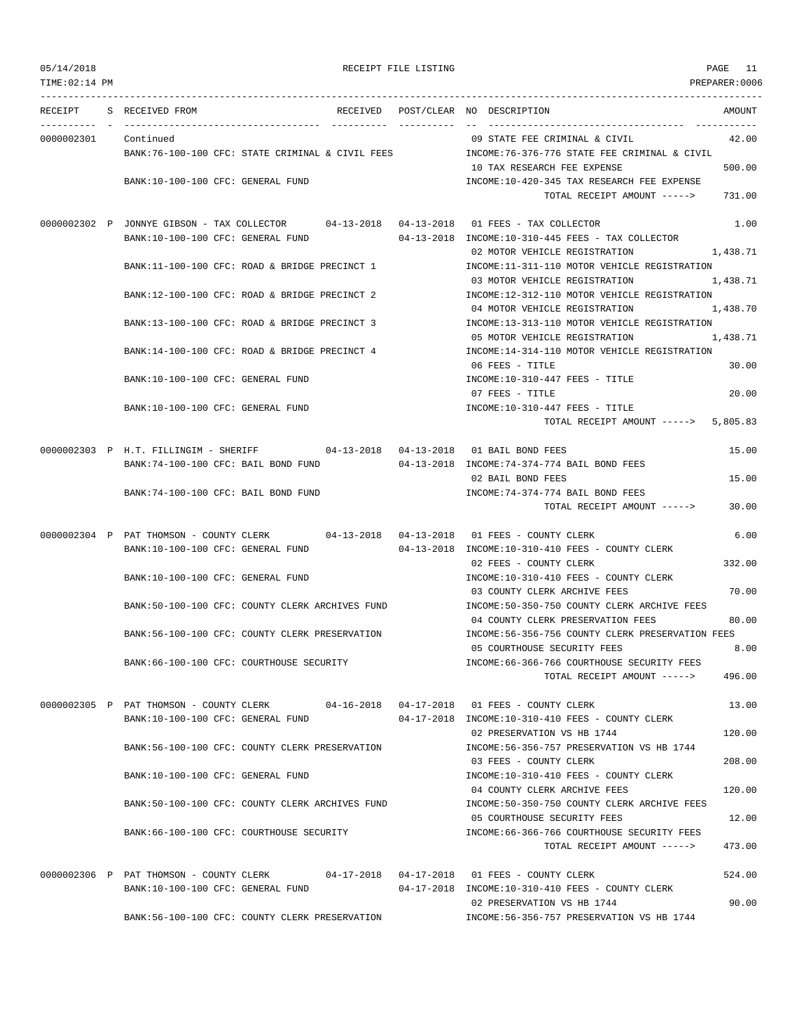05/14/2018 RECEIPT FILE LISTING
TIME:02:14 PM PREPARER:0006

| RECEIPT | S | RECEIVED FROM | RECEIVED | POST/CLEAR | NO | DESCRIPTION | AMOUNT |
|---|---|---|---|---|---|---|---|
| 0000002301 | | Continued | | | 09 | STATE FEE CRIMINAL & CIVIL | 42.00 |
| | | BANK:76-100-100 CFC: STATE CRIMINAL & CIVIL FEES | | | | INCOME:76-376-776 STATE FEE CRIMINAL & CIVIL | |
| | | | | | 10 | TAX RESEARCH FEE EXPENSE | 500.00 |
| | | BANK:10-100-100 CFC: GENERAL FUND | | | | INCOME:10-420-345 TAX RESEARCH FEE EXPENSE | |
| | | | | | | TOTAL RECEIPT AMOUNT -----> | 731.00 |
| 0000002302 | P | JONNYE GIBSON - TAX COLLECTOR | 04-13-2018 | 04-13-2018 | 01 | FEES - TAX COLLECTOR | 1.00 |
| | | BANK:10-100-100 CFC: GENERAL FUND | | 04-13-2018 | | INCOME:10-310-445 FEES - TAX COLLECTOR | |
| | | | | | 02 | MOTOR VEHICLE REGISTRATION | 1,438.71 |
| | | BANK:11-100-100 CFC: ROAD & BRIDGE PRECINCT 1 | | | | INCOME:11-311-110 MOTOR VEHICLE REGISTRATION | |
| | | | | | 03 | MOTOR VEHICLE REGISTRATION | 1,438.71 |
| | | BANK:12-100-100 CFC: ROAD & BRIDGE PRECINCT 2 | | | | INCOME:12-312-110 MOTOR VEHICLE REGISTRATION | |
| | | | | | 04 | MOTOR VEHICLE REGISTRATION | 1,438.70 |
| | | BANK:13-100-100 CFC: ROAD & BRIDGE PRECINCT 3 | | | | INCOME:13-313-110 MOTOR VEHICLE REGISTRATION | |
| | | | | | 05 | MOTOR VEHICLE REGISTRATION | 1,438.71 |
| | | BANK:14-100-100 CFC: ROAD & BRIDGE PRECINCT 4 | | | | INCOME:14-314-110 MOTOR VEHICLE REGISTRATION | |
| | | | | | 06 | FEES - TITLE | 30.00 |
| | | BANK:10-100-100 CFC: GENERAL FUND | | | | INCOME:10-310-447 FEES - TITLE | |
| | | | | | 07 | FEES - TITLE | 20.00 |
| | | BANK:10-100-100 CFC: GENERAL FUND | | | | INCOME:10-310-447 FEES - TITLE | |
| | | | | | | TOTAL RECEIPT AMOUNT -----> | 5,805.83 |
| 0000002303 | P | H.T. FILLINGIM - SHERIFF | 04-13-2018 | 04-13-2018 | 01 | BAIL BOND FEES | 15.00 |
| | | BANK:74-100-100 CFC: BAIL BOND FUND | | 04-13-2018 | | INCOME:74-374-774 BAIL BOND FEES | |
| | | | | | 02 | BAIL BOND FEES | 15.00 |
| | | BANK:74-100-100 CFC: BAIL BOND FUND | | | | INCOME:74-374-774 BAIL BOND FEES | |
| | | | | | | TOTAL RECEIPT AMOUNT -----> | 30.00 |
| 0000002304 | P | PAT THOMSON - COUNTY CLERK | 04-13-2018 | 04-13-2018 | 01 | FEES - COUNTY CLERK | 6.00 |
| | | BANK:10-100-100 CFC: GENERAL FUND | | 04-13-2018 | | INCOME:10-310-410 FEES - COUNTY CLERK | |
| | | | | | 02 | FEES - COUNTY CLERK | 332.00 |
| | | BANK:10-100-100 CFC: GENERAL FUND | | | | INCOME:10-310-410 FEES - COUNTY CLERK | |
| | | | | | 03 | COUNTY CLERK ARCHIVE FEES | 70.00 |
| | | BANK:50-100-100 CFC: COUNTY CLERK ARCHIVES FUND | | | | INCOME:50-350-750 COUNTY CLERK ARCHIVE FEES | |
| | | | | | 04 | COUNTY CLERK PRESERVATION FEES | 80.00 |
| | | BANK:56-100-100 CFC: COUNTY CLERK PRESERVATION | | | | INCOME:56-356-756 COUNTY CLERK PRESERVATION FEES | |
| | | | | | 05 | COURTHOUSE SECURITY FEES | 8.00 |
| | | BANK:66-100-100 CFC: COURTHOUSE SECURITY | | | | INCOME:66-366-766 COURTHOUSE SECURITY FEES | |
| | | | | | | TOTAL RECEIPT AMOUNT -----> | 496.00 |
| 0000002305 | P | PAT THOMSON - COUNTY CLERK | 04-16-2018 | 04-17-2018 | 01 | FEES - COUNTY CLERK | 13.00 |
| | | BANK:10-100-100 CFC: GENERAL FUND | | 04-17-2018 | | INCOME:10-310-410 FEES - COUNTY CLERK | |
| | | | | | 02 | PRESERVATION VS HB 1744 | 120.00 |
| | | BANK:56-100-100 CFC: COUNTY CLERK PRESERVATION | | | | INCOME:56-356-757 PRESERVATION VS HB 1744 | |
| | | | | | 03 | FEES - COUNTY CLERK | 208.00 |
| | | BANK:10-100-100 CFC: GENERAL FUND | | | | INCOME:10-310-410 FEES - COUNTY CLERK | |
| | | | | | 04 | COUNTY CLERK ARCHIVE FEES | 120.00 |
| | | BANK:50-100-100 CFC: COUNTY CLERK ARCHIVES FUND | | | | INCOME:50-350-750 COUNTY CLERK ARCHIVE FEES | |
| | | | | | 05 | COURTHOUSE SECURITY FEES | 12.00 |
| | | BANK:66-100-100 CFC: COURTHOUSE SECURITY | | | | INCOME:66-366-766 COURTHOUSE SECURITY FEES | |
| | | | | | | TOTAL RECEIPT AMOUNT -----> | 473.00 |
| 0000002306 | P | PAT THOMSON - COUNTY CLERK | 04-17-2018 | 04-17-2018 | 01 | FEES - COUNTY CLERK | 524.00 |
| | | BANK:10-100-100 CFC: GENERAL FUND | | 04-17-2018 | | INCOME:10-310-410 FEES - COUNTY CLERK | |
| | | | | | 02 | PRESERVATION VS HB 1744 | 90.00 |
| | | BANK:56-100-100 CFC: COUNTY CLERK PRESERVATION | | | | INCOME:56-356-757 PRESERVATION VS HB 1744 | |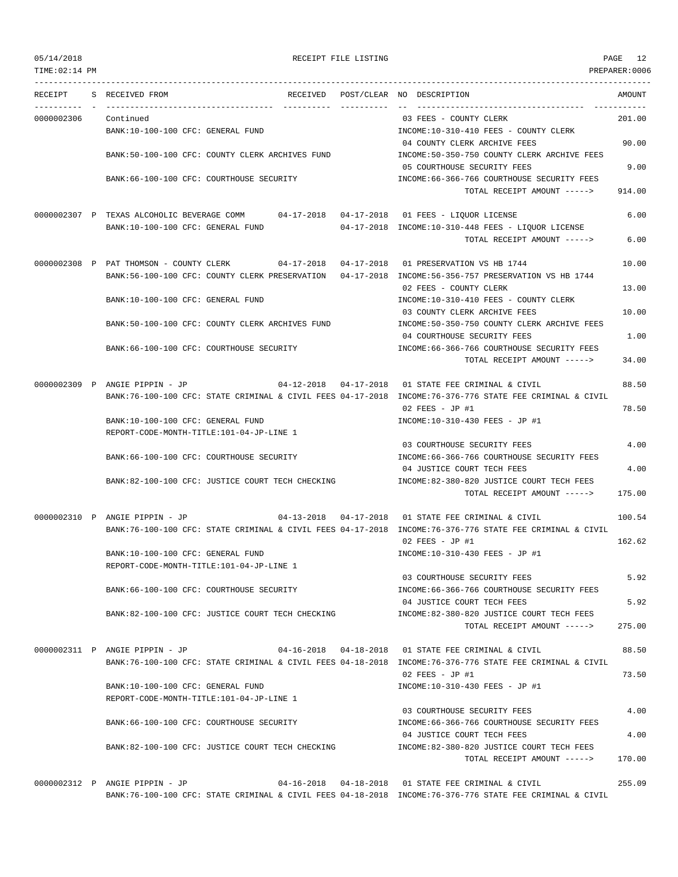RECEIPT FILE LISTING

| RECEIPT | S | RECEIVED FROM | RECEIVED | POST/CLEAR | NO | DESCRIPTION | AMOUNT |
|---|---|---|---|---|---|---|---|
| 0000002306 | | Continued | | | 03 | FEES - COUNTY CLERK | 201.00 |
| | | BANK:10-100-100 CFC: GENERAL FUND | | | | INCOME:10-310-410 FEES - COUNTY CLERK | |
| | | | | | 04 | COUNTY CLERK ARCHIVE FEES | 90.00 |
| | | BANK:50-100-100 CFC: COUNTY CLERK ARCHIVES FUND | | | | INCOME:50-350-750 COUNTY CLERK ARCHIVE FEES | |
| | | | | | 05 | COURTHOUSE SECURITY FEES | 9.00 |
| | | BANK:66-100-100 CFC: COURTHOUSE SECURITY | | | | INCOME:66-366-766 COURTHOUSE SECURITY FEES | |
| | | | | | | TOTAL RECEIPT AMOUNT -----> | 914.00 |
| 0000002307 | P | TEXAS ALCOHOLIC BEVERAGE COMM | 04-17-2018 | 04-17-2018 | 01 | FEES - LIQUOR LICENSE | 6.00 |
| | | BANK:10-100-100 CFC: GENERAL FUND | | 04-17-2018 | | INCOME:10-310-448 FEES - LIQUOR LICENSE | |
| | | | | | | TOTAL RECEIPT AMOUNT -----> | 6.00 |
| 0000002308 | P | PAT THOMSON - COUNTY CLERK | 04-17-2018 | 04-17-2018 | 01 | PRESERVATION VS HB 1744 | 10.00 |
| | | BANK:56-100-100 CFC: COUNTY CLERK PRESERVATION | | 04-17-2018 | | INCOME:56-356-757 PRESERVATION VS HB 1744 | |
| | | | | | 02 | FEES - COUNTY CLERK | 13.00 |
| | | BANK:10-100-100 CFC: GENERAL FUND | | | | INCOME:10-310-410 FEES - COUNTY CLERK | |
| | | | | | 03 | COUNTY CLERK ARCHIVE FEES | 10.00 |
| | | BANK:50-100-100 CFC: COUNTY CLERK ARCHIVES FUND | | | | INCOME:50-350-750 COUNTY CLERK ARCHIVE FEES | |
| | | | | | 04 | COURTHOUSE SECURITY FEES | 1.00 |
| | | BANK:66-100-100 CFC: COURTHOUSE SECURITY | | | | INCOME:66-366-766 COURTHOUSE SECURITY FEES | |
| | | | | | | TOTAL RECEIPT AMOUNT -----> | 34.00 |
| 0000002309 | P | ANGIE PIPPIN - JP | 04-12-2018 | 04-17-2018 | 01 | STATE FEE CRIMINAL & CIVIL | 88.50 |
| | | BANK:76-100-100 CFC: STATE CRIMINAL & CIVIL FEES | | 04-17-2018 | | INCOME:76-376-776 STATE FEE CRIMINAL & CIVIL | |
| | | | | | 02 | FEES - JP #1 | 78.50 |
| | | BANK:10-100-100 CFC: GENERAL FUND | | | | INCOME:10-310-430 FEES - JP #1 | |
| | | REPORT-CODE-MONTH-TITLE:101-04-JP-LINE 1 | | | | | |
| | | | | | 03 | COURTHOUSE SECURITY FEES | 4.00 |
| | | BANK:66-100-100 CFC: COURTHOUSE SECURITY | | | | INCOME:66-366-766 COURTHOUSE SECURITY FEES | |
| | | | | | 04 | JUSTICE COURT TECH FEES | 4.00 |
| | | BANK:82-100-100 CFC: JUSTICE COURT TECH CHECKING | | | | INCOME:82-380-820 JUSTICE COURT TECH FEES | |
| | | | | | | TOTAL RECEIPT AMOUNT -----> | 175.00 |
| 0000002310 | P | ANGIE PIPPIN - JP | 04-13-2018 | 04-17-2018 | 01 | STATE FEE CRIMINAL & CIVIL | 100.54 |
| | | BANK:76-100-100 CFC: STATE CRIMINAL & CIVIL FEES | | 04-17-2018 | | INCOME:76-376-776 STATE FEE CRIMINAL & CIVIL | |
| | | | | | 02 | FEES - JP #1 | 162.62 |
| | | BANK:10-100-100 CFC: GENERAL FUND | | | | INCOME:10-310-430 FEES - JP #1 | |
| | | REPORT-CODE-MONTH-TITLE:101-04-JP-LINE 1 | | | | | |
| | | | | | 03 | COURTHOUSE SECURITY FEES | 5.92 |
| | | BANK:66-100-100 CFC: COURTHOUSE SECURITY | | | | INCOME:66-366-766 COURTHOUSE SECURITY FEES | |
| | | | | | 04 | JUSTICE COURT TECH FEES | 5.92 |
| | | BANK:82-100-100 CFC: JUSTICE COURT TECH CHECKING | | | | INCOME:82-380-820 JUSTICE COURT TECH FEES | |
| | | | | | | TOTAL RECEIPT AMOUNT -----> | 275.00 |
| 0000002311 | P | ANGIE PIPPIN - JP | 04-16-2018 | 04-18-2018 | 01 | STATE FEE CRIMINAL & CIVIL | 88.50 |
| | | BANK:76-100-100 CFC: STATE CRIMINAL & CIVIL FEES | | 04-18-2018 | | INCOME:76-376-776 STATE FEE CRIMINAL & CIVIL | |
| | | | | | 02 | FEES - JP #1 | 73.50 |
| | | BANK:10-100-100 CFC: GENERAL FUND | | | | INCOME:10-310-430 FEES - JP #1 | |
| | | REPORT-CODE-MONTH-TITLE:101-04-JP-LINE 1 | | | | | |
| | | | | | 03 | COURTHOUSE SECURITY FEES | 4.00 |
| | | BANK:66-100-100 CFC: COURTHOUSE SECURITY | | | | INCOME:66-366-766 COURTHOUSE SECURITY FEES | |
| | | | | | 04 | JUSTICE COURT TECH FEES | 4.00 |
| | | BANK:82-100-100 CFC: JUSTICE COURT TECH CHECKING | | | | INCOME:82-380-820 JUSTICE COURT TECH FEES | |
| | | | | | | TOTAL RECEIPT AMOUNT -----> | 170.00 |
| 0000002312 | P | ANGIE PIPPIN - JP | 04-16-2018 | 04-18-2018 | 01 | STATE FEE CRIMINAL & CIVIL | 255.09 |
| | | BANK:76-100-100 CFC: STATE CRIMINAL & CIVIL FEES | | 04-18-2018 | | INCOME:76-376-776 STATE FEE CRIMINAL & CIVIL | |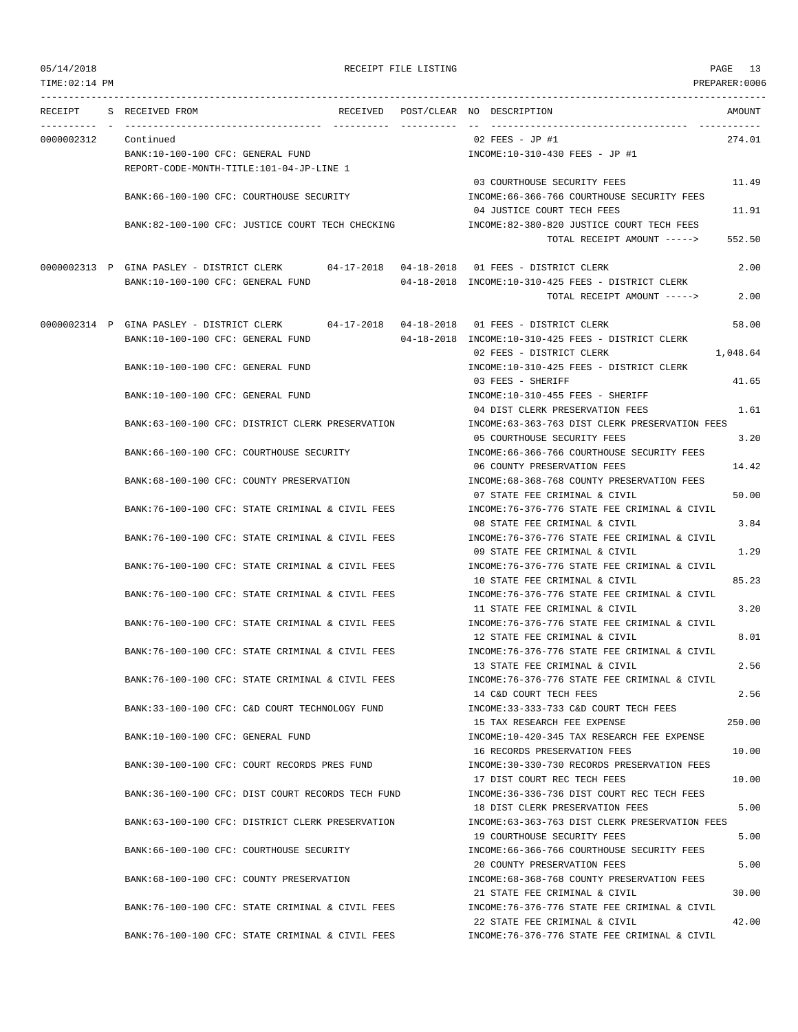```
RECEIPT     S RECEIVED FROM                       RECEIVED   POST/CLEAR NO DESCRIPTION                               AMOUNT
---------- - ----------------------------------- ---------- ---------- -- ---------------------------------- -----------
0000002312    Continued                                                 02 FEES - JP #1                            274.01
              BANK:10-100-100 CFC: GENERAL FUND                         INCOME:10-310-430 FEES - JP #1
              REPORT-CODE-MONTH-TITLE:101-04-JP-LINE 1
                                                                        03 COURTHOUSE SECURITY FEES                 11.49
              BANK:66-100-100 CFC: COURTHOUSE SECURITY                  INCOME:66-366-766 COURTHOUSE SECURITY FEES
                                                                        04 JUSTICE COURT TECH FEES                  11.91
              BANK:82-100-100 CFC: JUSTICE COURT TECH CHECKING          INCOME:82-380-820 JUSTICE COURT TECH FEES
                                                                                   TOTAL RECEIPT AMOUNT ----->     552.50

0000002313 P  GINA PASLEY - DISTRICT CLERK        04-17-2018 04-18-2018 01 FEES - DISTRICT CLERK                     2.00
              BANK:10-100-100 CFC: GENERAL FUND              04-18-2018 INCOME:10-310-425 FEES - DISTRICT CLERK
                                                                                   TOTAL RECEIPT AMOUNT ----->       2.00

0000002314 P  GINA PASLEY - DISTRICT CLERK        04-17-2018 04-18-2018 01 FEES - DISTRICT CLERK                    58.00
              BANK:10-100-100 CFC: GENERAL FUND              04-18-2018 INCOME:10-310-425 FEES - DISTRICT CLERK
                                                                        02 FEES - DISTRICT CLERK                 1,048.64
              BANK:10-100-100 CFC: GENERAL FUND                         INCOME:10-310-425 FEES - DISTRICT CLERK
                                                                        03 FEES - SHERIFF                           41.65
              BANK:10-100-100 CFC: GENERAL FUND                         INCOME:10-310-455 FEES - SHERIFF
                                                                        04 DIST CLERK PRESERVATION FEES              1.61
              BANK:63-100-100 CFC: DISTRICT CLERK PRESERVATION          INCOME:63-363-763 DIST CLERK PRESERVATION FEES
                                                                        05 COURTHOUSE SECURITY FEES                  3.20
              BANK:66-100-100 CFC: COURTHOUSE SECURITY                  INCOME:66-366-766 COURTHOUSE SECURITY FEES
                                                                        06 COUNTY PRESERVATION FEES                 14.42
              BANK:68-100-100 CFC: COUNTY PRESERVATION                  INCOME:68-368-768 COUNTY PRESERVATION FEES
                                                                        07 STATE FEE CRIMINAL & CIVIL               50.00
              BANK:76-100-100 CFC: STATE CRIMINAL & CIVIL FEES          INCOME:76-376-776 STATE FEE CRIMINAL & CIVIL
                                                                        08 STATE FEE CRIMINAL & CIVIL                3.84
              BANK:76-100-100 CFC: STATE CRIMINAL & CIVIL FEES          INCOME:76-376-776 STATE FEE CRIMINAL & CIVIL
                                                                        09 STATE FEE CRIMINAL & CIVIL                1.29
              BANK:76-100-100 CFC: STATE CRIMINAL & CIVIL FEES          INCOME:76-376-776 STATE FEE CRIMINAL & CIVIL
                                                                        10 STATE FEE CRIMINAL & CIVIL               85.23
              BANK:76-100-100 CFC: STATE CRIMINAL & CIVIL FEES          INCOME:76-376-776 STATE FEE CRIMINAL & CIVIL
                                                                        11 STATE FEE CRIMINAL & CIVIL                3.20
              BANK:76-100-100 CFC: STATE CRIMINAL & CIVIL FEES          INCOME:76-376-776 STATE FEE CRIMINAL & CIVIL
                                                                        12 STATE FEE CRIMINAL & CIVIL                8.01
              BANK:76-100-100 CFC: STATE CRIMINAL & CIVIL FEES          INCOME:76-376-776 STATE FEE CRIMINAL & CIVIL
                                                                        13 STATE FEE CRIMINAL & CIVIL                2.56
              BANK:76-100-100 CFC: STATE CRIMINAL & CIVIL FEES          INCOME:76-376-776 STATE FEE CRIMINAL & CIVIL
                                                                        14 C&D COURT TECH FEES                       2.56
              BANK:33-100-100 CFC: C&D COURT TECHNOLOGY FUND            INCOME:33-333-733 C&D COURT TECH FEES
                                                                        15 TAX RESEARCH FEE EXPENSE                250.00
              BANK:10-100-100 CFC: GENERAL FUND                         INCOME:10-420-345 TAX RESEARCH FEE EXPENSE
                                                                        16 RECORDS PRESERVATION FEES                10.00
              BANK:30-100-100 CFC: COURT RECORDS PRES FUND              INCOME:30-330-730 RECORDS PRESERVATION FEES
                                                                        17 DIST COURT REC TECH FEES                 10.00
              BANK:36-100-100 CFC: DIST COURT RECORDS TECH FUND         INCOME:36-336-736 DIST COURT REC TECH FEES
                                                                        18 DIST CLERK PRESERVATION FEES              5.00
              BANK:63-100-100 CFC: DISTRICT CLERK PRESERVATION          INCOME:63-363-763 DIST CLERK PRESERVATION FEES
                                                                        19 COURTHOUSE SECURITY FEES                  5.00
              BANK:66-100-100 CFC: COURTHOUSE SECURITY                  INCOME:66-366-766 COURTHOUSE SECURITY FEES
                                                                        20 COUNTY PRESERVATION FEES                  5.00
              BANK:68-100-100 CFC: COUNTY PRESERVATION                  INCOME:68-368-768 COUNTY PRESERVATION FEES
                                                                        21 STATE FEE CRIMINAL & CIVIL               30.00
              BANK:76-100-100 CFC: STATE CRIMINAL & CIVIL FEES          INCOME:76-376-776 STATE FEE CRIMINAL & CIVIL
                                                                        22 STATE FEE CRIMINAL & CIVIL               42.00
              BANK:76-100-100 CFC: STATE CRIMINAL & CIVIL FEES          INCOME:76-376-776 STATE FEE CRIMINAL & CIVIL
```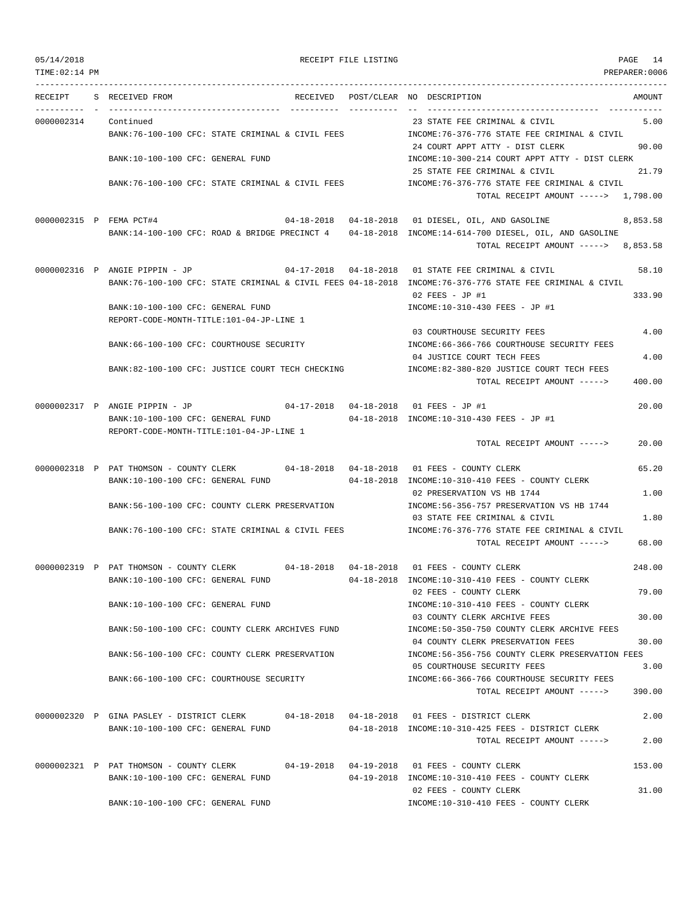05/14/2018 RECEIPT FILE LISTING PAGE 14
TIME:02:14 PM PREPARER:0006

```
RECEIPT    S RECEIVED FROM                       RECEIVED   POST/CLEAR NO DESCRIPTION                            AMOUNT
---------- - ----------------------------------- ---------- ---------- -- ----------------------------------- -----------
0000002314   Continued                                                 23 STATE FEE CRIMINAL & CIVIL                 5.00
             BANK:76-100-100 CFC: STATE CRIMINAL & CIVIL FEES          INCOME:76-376-776 STATE FEE CRIMINAL & CIVIL
                                                                       24 COURT APPT ATTY - DIST CLERK              90.00
             BANK:10-100-100 CFC: GENERAL FUND                         INCOME:10-300-214 COURT APPT ATTY - DIST CLERK
                                                                       25 STATE FEE CRIMINAL & CIVIL                21.79
             BANK:76-100-100 CFC: STATE CRIMINAL & CIVIL FEES          INCOME:76-376-776 STATE FEE CRIMINAL & CIVIL
                                                                          TOTAL RECEIPT AMOUNT ----->  1,798.00

0000002315 P FEMA PCT#4                          04-18-2018 04-18-2018 01 DIESEL, OIL, AND GASOLINE              8,853.58
             BANK:14-100-100 CFC: ROAD & BRIDGE PRECINCT 4  04-18-2018 INCOME:14-614-700 DIESEL, OIL, AND GASOLINE
                                                                          TOTAL RECEIPT AMOUNT ----->  8,853.58

0000002316 P ANGIE PIPPIN - JP                   04-17-2018 04-18-2018 01 STATE FEE CRIMINAL & CIVIL                58.10
             BANK:76-100-100 CFC: STATE CRIMINAL & CIVIL FEES 04-18-2018 INCOME:76-376-776 STATE FEE CRIMINAL & CIVIL
                                                                       02 FEES - JP #1                             333.90
             BANK:10-100-100 CFC: GENERAL FUND                         INCOME:10-310-430 FEES - JP #1
             REPORT-CODE-MONTH-TITLE:101-04-JP-LINE 1
                                                                       03 COURTHOUSE SECURITY FEES                   4.00
             BANK:66-100-100 CFC: COURTHOUSE SECURITY                  INCOME:66-366-766 COURTHOUSE SECURITY FEES
                                                                       04 JUSTICE COURT TECH FEES                    4.00
             BANK:82-100-100 CFC: JUSTICE COURT TECH CHECKING          INCOME:82-380-820 JUSTICE COURT TECH FEES
                                                                          TOTAL RECEIPT AMOUNT ----->    400.00

0000002317 P ANGIE PIPPIN - JP                   04-17-2018 04-18-2018 01 FEES - JP #1                              20.00
             BANK:10-100-100 CFC: GENERAL FUND              04-18-2018 INCOME:10-310-430 FEES - JP #1
             REPORT-CODE-MONTH-TITLE:101-04-JP-LINE 1
                                                                          TOTAL RECEIPT AMOUNT ----->     20.00

0000002318 P PAT THOMSON - COUNTY CLERK          04-18-2018 04-18-2018 01 FEES - COUNTY CLERK                       65.20
             BANK:10-100-100 CFC: GENERAL FUND              04-18-2018 INCOME:10-310-410 FEES - COUNTY CLERK
                                                                       02 PRESERVATION VS HB 1744                    1.00
             BANK:56-100-100 CFC: COUNTY CLERK PRESERVATION            INCOME:56-356-757 PRESERVATION VS HB 1744
                                                                       03 STATE FEE CRIMINAL & CIVIL                 1.80
             BANK:76-100-100 CFC: STATE CRIMINAL & CIVIL FEES          INCOME:76-376-776 STATE FEE CRIMINAL & CIVIL
                                                                          TOTAL RECEIPT AMOUNT ----->     68.00

0000002319 P PAT THOMSON - COUNTY CLERK          04-18-2018 04-18-2018 01 FEES - COUNTY CLERK                      248.00
             BANK:10-100-100 CFC: GENERAL FUND              04-18-2018 INCOME:10-310-410 FEES - COUNTY CLERK
                                                                       02 FEES - COUNTY CLERK                       79.00
             BANK:10-100-100 CFC: GENERAL FUND                         INCOME:10-310-410 FEES - COUNTY CLERK
                                                                       03 COUNTY CLERK ARCHIVE FEES                 30.00
             BANK:50-100-100 CFC: COUNTY CLERK ARCHIVES FUND           INCOME:50-350-750 COUNTY CLERK ARCHIVE FEES
                                                                       04 COUNTY CLERK PRESERVATION FEES            30.00
             BANK:56-100-100 CFC: COUNTY CLERK PRESERVATION            INCOME:56-356-756 COUNTY CLERK PRESERVATION FEES
                                                                       05 COURTHOUSE SECURITY FEES                   3.00
             BANK:66-100-100 CFC: COURTHOUSE SECURITY                  INCOME:66-366-766 COURTHOUSE SECURITY FEES
                                                                          TOTAL RECEIPT AMOUNT ----->    390.00

0000002320 P GINA PASLEY - DISTRICT CLERK        04-18-2018 04-18-2018 01 FEES - DISTRICT CLERK                      2.00
             BANK:10-100-100 CFC: GENERAL FUND              04-18-2018 INCOME:10-310-425 FEES - DISTRICT CLERK
                                                                          TOTAL RECEIPT AMOUNT ----->      2.00

0000002321 P PAT THOMSON - COUNTY CLERK          04-19-2018 04-19-2018 01 FEES - COUNTY CLERK                      153.00
             BANK:10-100-100 CFC: GENERAL FUND              04-19-2018 INCOME:10-310-410 FEES - COUNTY CLERK
                                                                       02 FEES - COUNTY CLERK                       31.00
             BANK:10-100-100 CFC: GENERAL FUND                         INCOME:10-310-410 FEES - COUNTY CLERK
```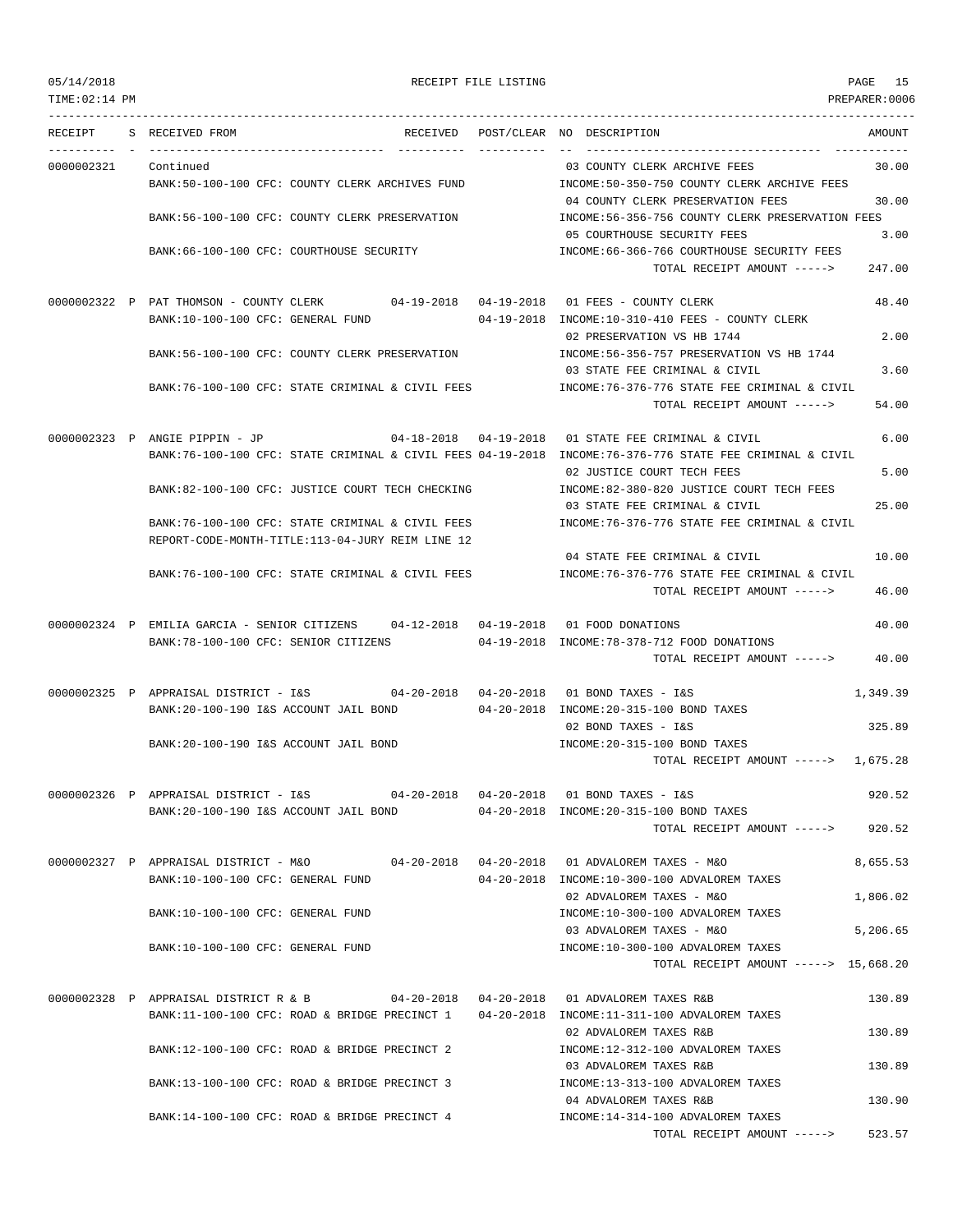05/14/2018 RECEIPT FILE LISTING PAGE 15
TIME:02:14 PM PREPARER:0006

| RECEIPT | S | RECEIVED FROM | RECEIVED | POST/CLEAR | NO DESCRIPTION | AMOUNT |
|---|---|---|---|---|---|---|
| 0000002321 | | Continued | | | 03 COUNTY CLERK ARCHIVE FEES | 30.00 |
| | | BANK:50-100-100 CFC: COUNTY CLERK ARCHIVES FUND | | | INCOME:50-350-750 COUNTY CLERK ARCHIVE FEES | |
| | | | | | 04 COUNTY CLERK PRESERVATION FEES | 30.00 |
| | | BANK:56-100-100 CFC: COUNTY CLERK PRESERVATION | | | INCOME:56-356-756 COUNTY CLERK PRESERVATION FEES | |
| | | | | | 05 COURTHOUSE SECURITY FEES | 3.00 |
| | | BANK:66-100-100 CFC: COURTHOUSE SECURITY | | | INCOME:66-366-766 COURTHOUSE SECURITY FEES | |
| | | | | | TOTAL RECEIPT AMOUNT -----> | 247.00 |
| 0000002322 | P | PAT THOMSON - COUNTY CLERK | 04-19-2018 | 04-19-2018 | 01 FEES - COUNTY CLERK | 48.40 |
| | | BANK:10-100-100 CFC: GENERAL FUND | | 04-19-2018 | INCOME:10-310-410 FEES - COUNTY CLERK | |
| | | | | | 02 PRESERVATION VS HB 1744 | 2.00 |
| | | BANK:56-100-100 CFC: COUNTY CLERK PRESERVATION | | | INCOME:56-356-757 PRESERVATION VS HB 1744 | |
| | | | | | 03 STATE FEE CRIMINAL & CIVIL | 3.60 |
| | | BANK:76-100-100 CFC: STATE CRIMINAL & CIVIL FEES | | | INCOME:76-376-776 STATE FEE CRIMINAL & CIVIL | |
| | | | | | TOTAL RECEIPT AMOUNT -----> | 54.00 |
| 0000002323 | P | ANGIE PIPPIN - JP | 04-18-2018 | 04-19-2018 | 01 STATE FEE CRIMINAL & CIVIL | 6.00 |
| | | BANK:76-100-100 CFC: STATE CRIMINAL & CIVIL FEES | | 04-19-2018 | INCOME:76-376-776 STATE FEE CRIMINAL & CIVIL | |
| | | | | | 02 JUSTICE COURT TECH FEES | 5.00 |
| | | BANK:82-100-100 CFC: JUSTICE COURT TECH CHECKING | | | INCOME:82-380-820 JUSTICE COURT TECH FEES | |
| | | | | | 03 STATE FEE CRIMINAL & CIVIL | 25.00 |
| | | BANK:76-100-100 CFC: STATE CRIMINAL & CIVIL FEES | | | INCOME:76-376-776 STATE FEE CRIMINAL & CIVIL | |
| | | REPORT-CODE-MONTH-TITLE:113-04-JURY REIM LINE 12 | | | | |
| | | | | | 04 STATE FEE CRIMINAL & CIVIL | 10.00 |
| | | BANK:76-100-100 CFC: STATE CRIMINAL & CIVIL FEES | | | INCOME:76-376-776 STATE FEE CRIMINAL & CIVIL | |
| | | | | | TOTAL RECEIPT AMOUNT -----> | 46.00 |
| 0000002324 | P | EMILIA GARCIA - SENIOR CITIZENS | 04-12-2018 | 04-19-2018 | 01 FOOD DONATIONS | 40.00 |
| | | BANK:78-100-100 CFC: SENIOR CITIZENS | | 04-19-2018 | INCOME:78-378-712 FOOD DONATIONS | |
| | | | | | TOTAL RECEIPT AMOUNT -----> | 40.00 |
| 0000002325 | P | APPRAISAL DISTRICT - I&S | 04-20-2018 | 04-20-2018 | 01 BOND TAXES - I&S | 1,349.39 |
| | | BANK:20-100-190 I&S ACCOUNT JAIL BOND | | 04-20-2018 | INCOME:20-315-100 BOND TAXES | |
| | | | | | 02 BOND TAXES - I&S | 325.89 |
| | | BANK:20-100-190 I&S ACCOUNT JAIL BOND | | | INCOME:20-315-100 BOND TAXES | |
| | | | | | TOTAL RECEIPT AMOUNT -----> | 1,675.28 |
| 0000002326 | P | APPRAISAL DISTRICT - I&S | 04-20-2018 | 04-20-2018 | 01 BOND TAXES - I&S | 920.52 |
| | | BANK:20-100-190 I&S ACCOUNT JAIL BOND | | 04-20-2018 | INCOME:20-315-100 BOND TAXES | |
| | | | | | TOTAL RECEIPT AMOUNT -----> | 920.52 |
| 0000002327 | P | APPRAISAL DISTRICT - M&O | 04-20-2018 | 04-20-2018 | 01 ADVALOREM TAXES - M&O | 8,655.53 |
| | | BANK:10-100-100 CFC: GENERAL FUND | | 04-20-2018 | INCOME:10-300-100 ADVALOREM TAXES | |
| | | | | | 02 ADVALOREM TAXES - M&O | 1,806.02 |
| | | BANK:10-100-100 CFC: GENERAL FUND | | | INCOME:10-300-100 ADVALOREM TAXES | |
| | | | | | 03 ADVALOREM TAXES - M&O | 5,206.65 |
| | | BANK:10-100-100 CFC: GENERAL FUND | | | INCOME:10-300-100 ADVALOREM TAXES | |
| | | | | | TOTAL RECEIPT AMOUNT -----> | 15,668.20 |
| 0000002328 | P | APPRAISAL DISTRICT R & B | 04-20-2018 | 04-20-2018 | 01 ADVALOREM TAXES R&B | 130.89 |
| | | BANK:11-100-100 CFC: ROAD & BRIDGE PRECINCT 1 | | 04-20-2018 | INCOME:11-311-100 ADVALOREM TAXES | |
| | | | | | 02 ADVALOREM TAXES R&B | 130.89 |
| | | BANK:12-100-100 CFC: ROAD & BRIDGE PRECINCT 2 | | | INCOME:12-312-100 ADVALOREM TAXES | |
| | | | | | 03 ADVALOREM TAXES R&B | 130.89 |
| | | BANK:13-100-100 CFC: ROAD & BRIDGE PRECINCT 3 | | | INCOME:13-313-100 ADVALOREM TAXES | |
| | | | | | 04 ADVALOREM TAXES R&B | 130.90 |
| | | BANK:14-100-100 CFC: ROAD & BRIDGE PRECINCT 4 | | | INCOME:14-314-100 ADVALOREM TAXES | |
| | | | | | TOTAL RECEIPT AMOUNT -----> | 523.57 |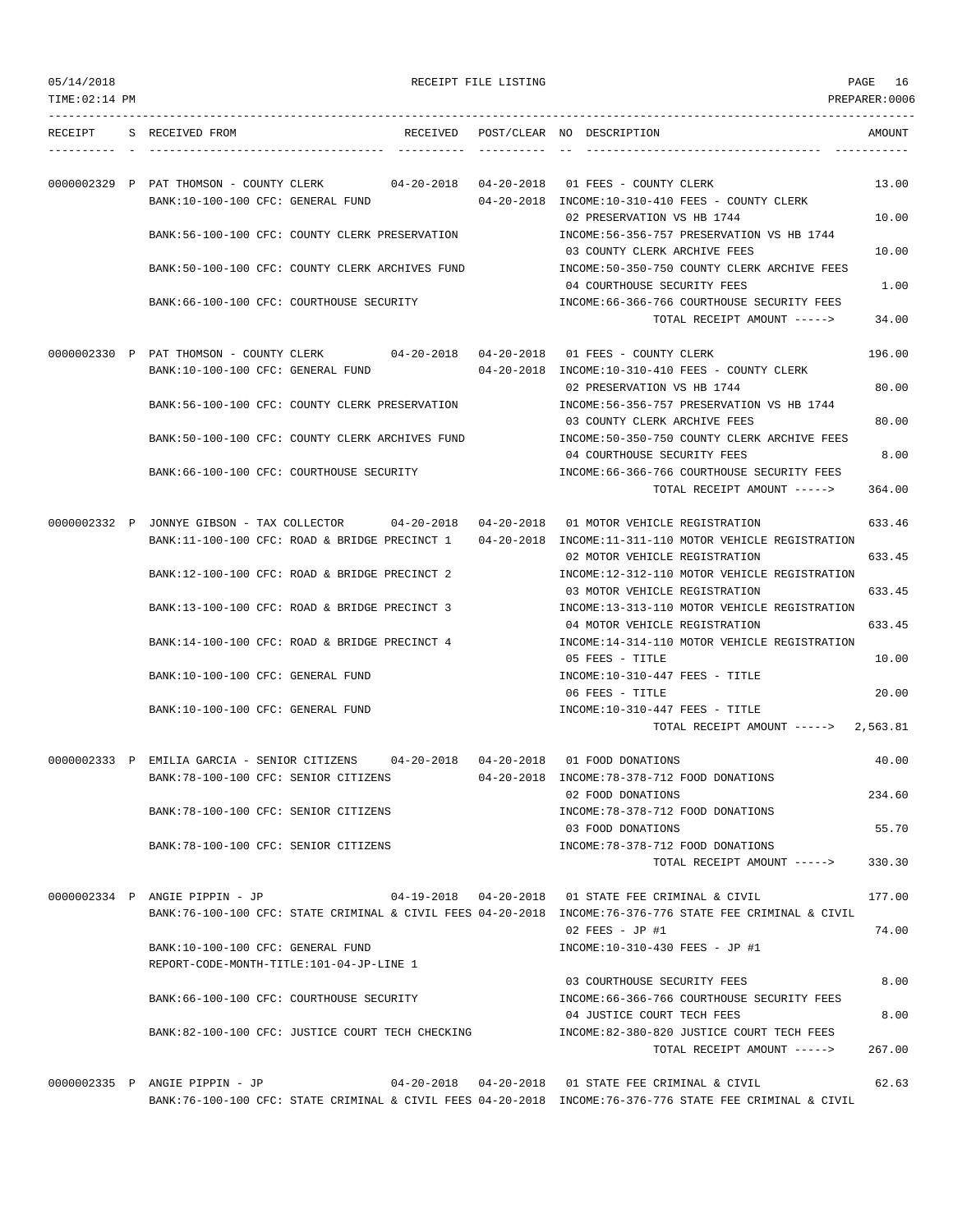05/14/2018 RECEIPT FILE LISTING

TIME:02:14 PM PREPARER:0006

| RECEIPT | S | RECEIVED FROM | RECEIVED | POST/CLEAR | NO | DESCRIPTION | AMOUNT |
|---|---|---|---|---|---|---|---|
| 0000002329 | P | PAT THOMSON - COUNTY CLERK | 04-20-2018 | 04-20-2018 | 01 | FEES - COUNTY CLERK | 13.00 |
| | | BANK:10-100-100 CFC: GENERAL FUND | | 04-20-2018 | | INCOME:10-310-410 FEES - COUNTY CLERK | |
| | | | | | 02 | PRESERVATION VS HB 1744 | 10.00 |
| | | BANK:56-100-100 CFC: COUNTY CLERK PRESERVATION | | | | INCOME:56-356-757 PRESERVATION VS HB 1744 | |
| | | | | | 03 | COUNTY CLERK ARCHIVE FEES | 10.00 |
| | | BANK:50-100-100 CFC: COUNTY CLERK ARCHIVES FUND | | | | INCOME:50-350-750 COUNTY CLERK ARCHIVE FEES | |
| | | | | | 04 | COURTHOUSE SECURITY FEES | 1.00 |
| | | BANK:66-100-100 CFC: COURTHOUSE SECURITY | | | | INCOME:66-366-766 COURTHOUSE SECURITY FEES | |
| | | | | | | TOTAL RECEIPT AMOUNT -----> | 34.00 |
| 0000002330 | P | PAT THOMSON - COUNTY CLERK | 04-20-2018 | 04-20-2018 | 01 | FEES - COUNTY CLERK | 196.00 |
| | | BANK:10-100-100 CFC: GENERAL FUND | | 04-20-2018 | | INCOME:10-310-410 FEES - COUNTY CLERK | |
| | | | | | 02 | PRESERVATION VS HB 1744 | 80.00 |
| | | BANK:56-100-100 CFC: COUNTY CLERK PRESERVATION | | | | INCOME:56-356-757 PRESERVATION VS HB 1744 | |
| | | | | | 03 | COUNTY CLERK ARCHIVE FEES | 80.00 |
| | | BANK:50-100-100 CFC: COUNTY CLERK ARCHIVES FUND | | | | INCOME:50-350-750 COUNTY CLERK ARCHIVE FEES | |
| | | | | | 04 | COURTHOUSE SECURITY FEES | 8.00 |
| | | BANK:66-100-100 CFC: COURTHOUSE SECURITY | | | | INCOME:66-366-766 COURTHOUSE SECURITY FEES | |
| | | | | | | TOTAL RECEIPT AMOUNT -----> | 364.00 |
| 0000002332 | P | JONNYE GIBSON - TAX COLLECTOR | 04-20-2018 | 04-20-2018 | 01 | MOTOR VEHICLE REGISTRATION | 633.46 |
| | | BANK:11-100-100 CFC: ROAD & BRIDGE PRECINCT 1 | | 04-20-2018 | | INCOME:11-311-110 MOTOR VEHICLE REGISTRATION | |
| | | | | | 02 | MOTOR VEHICLE REGISTRATION | 633.45 |
| | | BANK:12-100-100 CFC: ROAD & BRIDGE PRECINCT 2 | | | | INCOME:12-312-110 MOTOR VEHICLE REGISTRATION | |
| | | | | | 03 | MOTOR VEHICLE REGISTRATION | 633.45 |
| | | BANK:13-100-100 CFC: ROAD & BRIDGE PRECINCT 3 | | | | INCOME:13-313-110 MOTOR VEHICLE REGISTRATION | |
| | | | | | 04 | MOTOR VEHICLE REGISTRATION | 633.45 |
| | | BANK:14-100-100 CFC: ROAD & BRIDGE PRECINCT 4 | | | | INCOME:14-314-110 MOTOR VEHICLE REGISTRATION | |
| | | | | | 05 | FEES - TITLE | 10.00 |
| | | BANK:10-100-100 CFC: GENERAL FUND | | | | INCOME:10-310-447 FEES - TITLE | |
| | | | | | 06 | FEES - TITLE | 20.00 |
| | | BANK:10-100-100 CFC: GENERAL FUND | | | | INCOME:10-310-447 FEES - TITLE | |
| | | | | | | TOTAL RECEIPT AMOUNT -----> | 2,563.81 |
| 0000002333 | P | EMILIA GARCIA - SENIOR CITIZENS | 04-20-2018 | 04-20-2018 | 01 | FOOD DONATIONS | 40.00 |
| | | BANK:78-100-100 CFC: SENIOR CITIZENS | | 04-20-2018 | | INCOME:78-378-712 FOOD DONATIONS | |
| | | | | | 02 | FOOD DONATIONS | 234.60 |
| | | BANK:78-100-100 CFC: SENIOR CITIZENS | | | | INCOME:78-378-712 FOOD DONATIONS | |
| | | | | | 03 | FOOD DONATIONS | 55.70 |
| | | BANK:78-100-100 CFC: SENIOR CITIZENS | | | | INCOME:78-378-712 FOOD DONATIONS | |
| | | | | | | TOTAL RECEIPT AMOUNT -----> | 330.30 |
| 0000002334 | P | ANGIE PIPPIN - JP | 04-19-2018 | 04-20-2018 | 01 | STATE FEE CRIMINAL & CIVIL | 177.00 |
| | | BANK:76-100-100 CFC: STATE CRIMINAL & CIVIL FEES | | 04-20-2018 | | INCOME:76-376-776 STATE FEE CRIMINAL & CIVIL | |
| | | | | | 02 | FEES - JP #1 | 74.00 |
| | | BANK:10-100-100 CFC: GENERAL FUND | | | | INCOME:10-310-430 FEES - JP #1 | |
| | | REPORT-CODE-MONTH-TITLE:101-04-JP-LINE 1 | | | | | |
| | | | | | 03 | COURTHOUSE SECURITY FEES | 8.00 |
| | | BANK:66-100-100 CFC: COURTHOUSE SECURITY | | | | INCOME:66-366-766 COURTHOUSE SECURITY FEES | |
| | | | | | 04 | JUSTICE COURT TECH FEES | 8.00 |
| | | BANK:82-100-100 CFC: JUSTICE COURT TECH CHECKING | | | | INCOME:82-380-820 JUSTICE COURT TECH FEES | |
| | | | | | | TOTAL RECEIPT AMOUNT -----> | 267.00 |
| 0000002335 | P | ANGIE PIPPIN - JP | 04-20-2018 | 04-20-2018 | 01 | STATE FEE CRIMINAL & CIVIL | 62.63 |
| | | BANK:76-100-100 CFC: STATE CRIMINAL & CIVIL FEES | | 04-20-2018 | | INCOME:76-376-776 STATE FEE CRIMINAL & CIVIL | |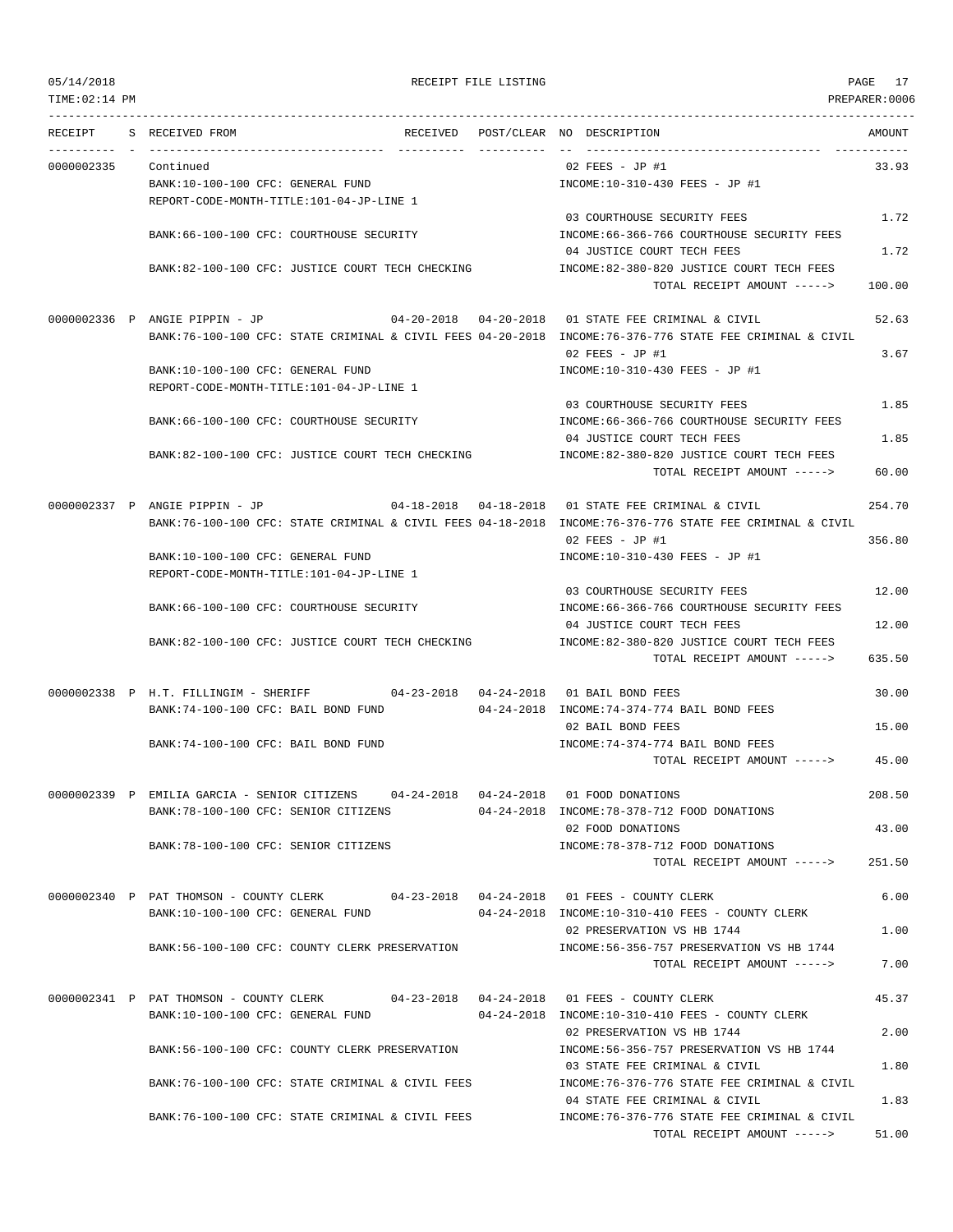05/14/2018 RECEIPT FILE LISTING
TIME:02:14 PM PREPARER:0006

| RECEIPT | S | RECEIVED FROM | RECEIVED | POST/CLEAR | NO | DESCRIPTION | AMOUNT |
|---|---|---|---|---|---|---|---|
| 0000002335 | | Continued | | | 02 | FEES - JP #1 | 33.93 |
| | | BANK:10-100-100 CFC: GENERAL FUND | | | | INCOME:10-310-430 FEES - JP #1 | |
| | | REPORT-CODE-MONTH-TITLE:101-04-JP-LINE 1 | | | | | |
| | | | | | 03 | COURTHOUSE SECURITY FEES | 1.72 |
| | | BANK:66-100-100 CFC: COURTHOUSE SECURITY | | | | INCOME:66-366-766 COURTHOUSE SECURITY FEES | |
| | | | | | 04 | JUSTICE COURT TECH FEES | 1.72 |
| | | BANK:82-100-100 CFC: JUSTICE COURT TECH CHECKING | | | | INCOME:82-380-820 JUSTICE COURT TECH FEES | |
| | | | | | | TOTAL RECEIPT AMOUNT -----> | 100.00 |
| 0000002336 | P | ANGIE PIPPIN - JP | 04-20-2018 | 04-20-2018 | 01 | STATE FEE CRIMINAL & CIVIL | 52.63 |
| | | BANK:76-100-100 CFC: STATE CRIMINAL & CIVIL FEES | | 04-20-2018 | | INCOME:76-376-776 STATE FEE CRIMINAL & CIVIL | |
| | | | | | 02 | FEES - JP #1 | 3.67 |
| | | BANK:10-100-100 CFC: GENERAL FUND | | | | INCOME:10-310-430 FEES - JP #1 | |
| | | REPORT-CODE-MONTH-TITLE:101-04-JP-LINE 1 | | | | | |
| | | | | | 03 | COURTHOUSE SECURITY FEES | 1.85 |
| | | BANK:66-100-100 CFC: COURTHOUSE SECURITY | | | | INCOME:66-366-766 COURTHOUSE SECURITY FEES | |
| | | | | | 04 | JUSTICE COURT TECH FEES | 1.85 |
| | | BANK:82-100-100 CFC: JUSTICE COURT TECH CHECKING | | | | INCOME:82-380-820 JUSTICE COURT TECH FEES | |
| | | | | | | TOTAL RECEIPT AMOUNT -----> | 60.00 |
| 0000002337 | P | ANGIE PIPPIN - JP | 04-18-2018 | 04-18-2018 | 01 | STATE FEE CRIMINAL & CIVIL | 254.70 |
| | | BANK:76-100-100 CFC: STATE CRIMINAL & CIVIL FEES | | 04-18-2018 | | INCOME:76-376-776 STATE FEE CRIMINAL & CIVIL | |
| | | | | | 02 | FEES - JP #1 | 356.80 |
| | | BANK:10-100-100 CFC: GENERAL FUND | | | | INCOME:10-310-430 FEES - JP #1 | |
| | | REPORT-CODE-MONTH-TITLE:101-04-JP-LINE 1 | | | | | |
| | | | | | 03 | COURTHOUSE SECURITY FEES | 12.00 |
| | | BANK:66-100-100 CFC: COURTHOUSE SECURITY | | | | INCOME:66-366-766 COURTHOUSE SECURITY FEES | |
| | | | | | 04 | JUSTICE COURT TECH FEES | 12.00 |
| | | BANK:82-100-100 CFC: JUSTICE COURT TECH CHECKING | | | | INCOME:82-380-820 JUSTICE COURT TECH FEES | |
| | | | | | | TOTAL RECEIPT AMOUNT -----> | 635.50 |
| 0000002338 | P | H.T. FILLINGIM - SHERIFF | 04-23-2018 | 04-24-2018 | 01 | BAIL BOND FEES | 30.00 |
| | | BANK:74-100-100 CFC: BAIL BOND FUND | | 04-24-2018 | | INCOME:74-374-774 BAIL BOND FEES | |
| | | | | | 02 | BAIL BOND FEES | 15.00 |
| | | BANK:74-100-100 CFC: BAIL BOND FUND | | | | INCOME:74-374-774 BAIL BOND FEES | |
| | | | | | | TOTAL RECEIPT AMOUNT -----> | 45.00 |
| 0000002339 | P | EMILIA GARCIA - SENIOR CITIZENS | 04-24-2018 | 04-24-2018 | 01 | FOOD DONATIONS | 208.50 |
| | | BANK:78-100-100 CFC: SENIOR CITIZENS | | 04-24-2018 | | INCOME:78-378-712 FOOD DONATIONS | |
| | | | | | 02 | FOOD DONATIONS | 43.00 |
| | | BANK:78-100-100 CFC: SENIOR CITIZENS | | | | INCOME:78-378-712 FOOD DONATIONS | |
| | | | | | | TOTAL RECEIPT AMOUNT -----> | 251.50 |
| 0000002340 | P | PAT THOMSON - COUNTY CLERK | 04-23-2018 | 04-24-2018 | 01 | FEES - COUNTY CLERK | 6.00 |
| | | BANK:10-100-100 CFC: GENERAL FUND | | 04-24-2018 | | INCOME:10-310-410 FEES - COUNTY CLERK | |
| | | | | | 02 | PRESERVATION VS HB 1744 | 1.00 |
| | | BANK:56-100-100 CFC: COUNTY CLERK PRESERVATION | | | | INCOME:56-356-757 PRESERVATION VS HB 1744 | |
| | | | | | | TOTAL RECEIPT AMOUNT -----> | 7.00 |
| 0000002341 | P | PAT THOMSON - COUNTY CLERK | 04-23-2018 | 04-24-2018 | 01 | FEES - COUNTY CLERK | 45.37 |
| | | BANK:10-100-100 CFC: GENERAL FUND | | 04-24-2018 | | INCOME:10-310-410 FEES - COUNTY CLERK | |
| | | | | | 02 | PRESERVATION VS HB 1744 | 2.00 |
| | | BANK:56-100-100 CFC: COUNTY CLERK PRESERVATION | | | | INCOME:56-356-757 PRESERVATION VS HB 1744 | |
| | | | | | 03 | STATE FEE CRIMINAL & CIVIL | 1.80 |
| | | BANK:76-100-100 CFC: STATE CRIMINAL & CIVIL FEES | | | | INCOME:76-376-776 STATE FEE CRIMINAL & CIVIL | |
| | | | | | 04 | STATE FEE CRIMINAL & CIVIL | 1.83 |
| | | BANK:76-100-100 CFC: STATE CRIMINAL & CIVIL FEES | | | | INCOME:76-376-776 STATE FEE CRIMINAL & CIVIL | |
| | | | | | | TOTAL RECEIPT AMOUNT -----> | 51.00 |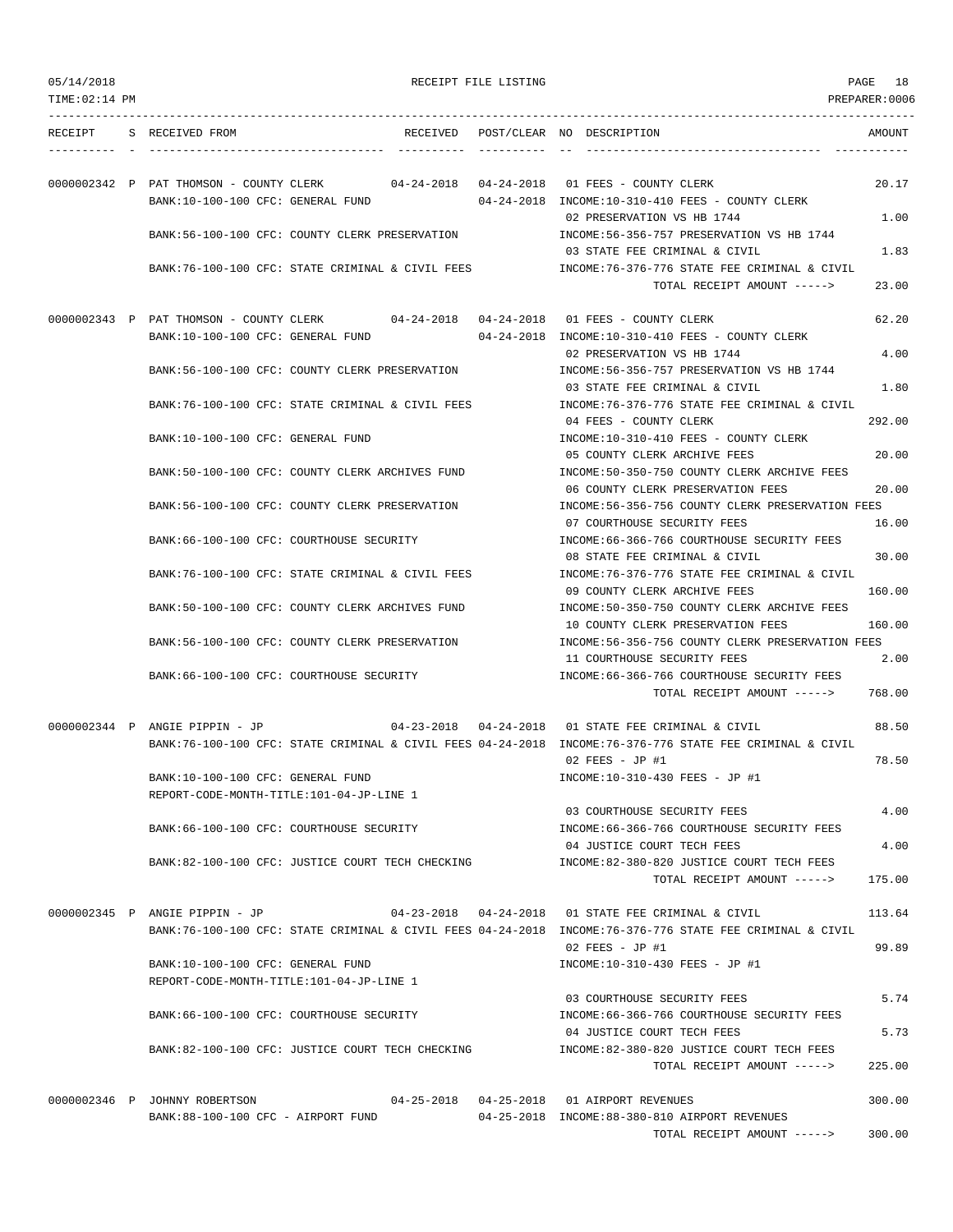RECEIPT FILE LISTING

05/14/2018
TIME:02:14 PM
PREPARER:0006

| RECEIPT | S | RECEIVED FROM | RECEIVED | POST/CLEAR | NO | DESCRIPTION | AMOUNT |
|---|---|---|---|---|---|---|---|
| 0000002342 | P | PAT THOMSON - COUNTY CLERK | 04-24-2018 | 04-24-2018 | 01 | FEES - COUNTY CLERK | 20.17 |
| | | BANK:10-100-100 CFC: GENERAL FUND | | 04-24-2018 | | INCOME:10-310-410 FEES - COUNTY CLERK | |
| | | | | | 02 | PRESERVATION VS HB 1744 | 1.00 |
| | | BANK:56-100-100 CFC: COUNTY CLERK PRESERVATION | | | | INCOME:56-356-757 PRESERVATION VS HB 1744 | |
| | | | | | 03 | STATE FEE CRIMINAL & CIVIL | 1.83 |
| | | BANK:76-100-100 CFC: STATE CRIMINAL & CIVIL FEES | | | | INCOME:76-376-776 STATE FEE CRIMINAL & CIVIL | |
| | | | | | | TOTAL RECEIPT AMOUNT -----> | 23.00 |
| 0000002343 | P | PAT THOMSON - COUNTY CLERK | 04-24-2018 | 04-24-2018 | 01 | FEES - COUNTY CLERK | 62.20 |
| | | BANK:10-100-100 CFC: GENERAL FUND | | 04-24-2018 | | INCOME:10-310-410 FEES - COUNTY CLERK | |
| | | | | | 02 | PRESERVATION VS HB 1744 | 4.00 |
| | | BANK:56-100-100 CFC: COUNTY CLERK PRESERVATION | | | | INCOME:56-356-757 PRESERVATION VS HB 1744 | |
| | | | | | 03 | STATE FEE CRIMINAL & CIVIL | 1.80 |
| | | BANK:76-100-100 CFC: STATE CRIMINAL & CIVIL FEES | | | | INCOME:76-376-776 STATE FEE CRIMINAL & CIVIL | |
| | | | | | 04 | FEES - COUNTY CLERK | 292.00 |
| | | BANK:10-100-100 CFC: GENERAL FUND | | | | INCOME:10-310-410 FEES - COUNTY CLERK | |
| | | | | | 05 | COUNTY CLERK ARCHIVE FEES | 20.00 |
| | | BANK:50-100-100 CFC: COUNTY CLERK ARCHIVES FUND | | | | INCOME:50-350-750 COUNTY CLERK ARCHIVE FEES | |
| | | | | | 06 | COUNTY CLERK PRESERVATION FEES | 20.00 |
| | | BANK:56-100-100 CFC: COUNTY CLERK PRESERVATION | | | | INCOME:56-356-756 COUNTY CLERK PRESERVATION FEES | |
| | | | | | 07 | COURTHOUSE SECURITY FEES | 16.00 |
| | | BANK:66-100-100 CFC: COURTHOUSE SECURITY | | | | INCOME:66-366-766 COURTHOUSE SECURITY FEES | |
| | | | | | 08 | STATE FEE CRIMINAL & CIVIL | 30.00 |
| | | BANK:76-100-100 CFC: STATE CRIMINAL & CIVIL FEES | | | | INCOME:76-376-776 STATE FEE CRIMINAL & CIVIL | |
| | | | | | 09 | COUNTY CLERK ARCHIVE FEES | 160.00 |
| | | BANK:50-100-100 CFC: COUNTY CLERK ARCHIVES FUND | | | | INCOME:50-350-750 COUNTY CLERK ARCHIVE FEES | |
| | | | | | 10 | COUNTY CLERK PRESERVATION FEES | 160.00 |
| | | BANK:56-100-100 CFC: COUNTY CLERK PRESERVATION | | | | INCOME:56-356-756 COUNTY CLERK PRESERVATION FEES | |
| | | | | | 11 | COURTHOUSE SECURITY FEES | 2.00 |
| | | BANK:66-100-100 CFC: COURTHOUSE SECURITY | | | | INCOME:66-366-766 COURTHOUSE SECURITY FEES | |
| | | | | | | TOTAL RECEIPT AMOUNT -----> | 768.00 |
| 0000002344 | P | ANGIE PIPPIN - JP | 04-23-2018 | 04-24-2018 | 01 | STATE FEE CRIMINAL & CIVIL | 88.50 |
| | | BANK:76-100-100 CFC: STATE CRIMINAL & CIVIL FEES | | 04-24-2018 | | INCOME:76-376-776 STATE FEE CRIMINAL & CIVIL | |
| | | | | | 02 | FEES - JP #1 | 78.50 |
| | | BANK:10-100-100 CFC: GENERAL FUND | | | | INCOME:10-310-430 FEES - JP #1 | |
| | | REPORT-CODE-MONTH-TITLE:101-04-JP-LINE 1 | | | | | |
| | | | | | 03 | COURTHOUSE SECURITY FEES | 4.00 |
| | | BANK:66-100-100 CFC: COURTHOUSE SECURITY | | | | INCOME:66-366-766 COURTHOUSE SECURITY FEES | |
| | | | | | 04 | JUSTICE COURT TECH FEES | 4.00 |
| | | BANK:82-100-100 CFC: JUSTICE COURT TECH CHECKING | | | | INCOME:82-380-820 JUSTICE COURT TECH FEES | |
| | | | | | | TOTAL RECEIPT AMOUNT -----> | 175.00 |
| 0000002345 | P | ANGIE PIPPIN - JP | 04-23-2018 | 04-24-2018 | 01 | STATE FEE CRIMINAL & CIVIL | 113.64 |
| | | BANK:76-100-100 CFC: STATE CRIMINAL & CIVIL FEES | | 04-24-2018 | | INCOME:76-376-776 STATE FEE CRIMINAL & CIVIL | |
| | | | | | 02 | FEES - JP #1 | 99.89 |
| | | BANK:10-100-100 CFC: GENERAL FUND | | | | INCOME:10-310-430 FEES - JP #1 | |
| | | REPORT-CODE-MONTH-TITLE:101-04-JP-LINE 1 | | | | | |
| | | | | | 03 | COURTHOUSE SECURITY FEES | 5.74 |
| | | BANK:66-100-100 CFC: COURTHOUSE SECURITY | | | | INCOME:66-366-766 COURTHOUSE SECURITY FEES | |
| | | | | | 04 | JUSTICE COURT TECH FEES | 5.73 |
| | | BANK:82-100-100 CFC: JUSTICE COURT TECH CHECKING | | | | INCOME:82-380-820 JUSTICE COURT TECH FEES | |
| | | | | | | TOTAL RECEIPT AMOUNT -----> | 225.00 |
| 0000002346 | P | JOHNNY ROBERTSON | 04-25-2018 | 04-25-2018 | 01 | AIRPORT REVENUES | 300.00 |
| | | BANK:88-100-100 CFC - AIRPORT FUND | | 04-25-2018 | | INCOME:88-380-810 AIRPORT REVENUES | |
| | | | | | | TOTAL RECEIPT AMOUNT -----> | 300.00 |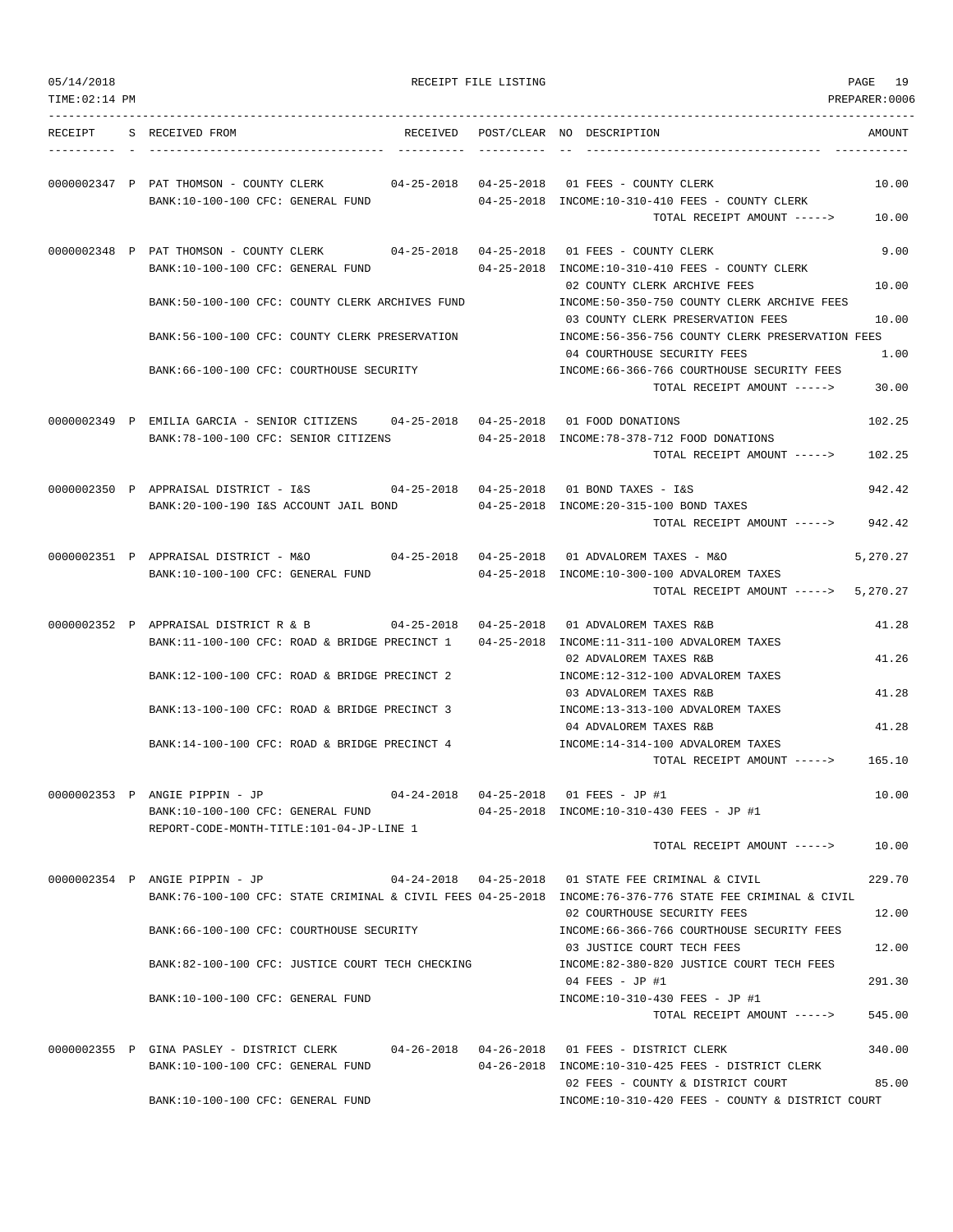05/14/2018 RECEIPT FILE LISTING PAGE 19
TIME:02:14 PM PREPARER:0006

```
RECEIPT    S RECEIVED FROM                        RECEIVED   POST/CLEAR NO DESCRIPTION                                AMOUNT
---------- - ---------------------------------- ---------- ---------- -- ---------------------------------- -----------

0000002347 P PAT THOMSON - COUNTY CLERK          04-25-2018  04-25-2018  01 FEES - COUNTY CLERK                    10.00
             BANK:10-100-100 CFC: GENERAL FUND               04-25-2018  INCOME:10-310-410 FEES - COUNTY CLERK
                                                                              TOTAL RECEIPT AMOUNT ----->       10.00

0000002348 P PAT THOMSON - COUNTY CLERK          04-25-2018  04-25-2018  01 FEES - COUNTY CLERK                     9.00
             BANK:10-100-100 CFC: GENERAL FUND               04-25-2018  INCOME:10-310-410 FEES - COUNTY CLERK
                                                                         02 COUNTY CLERK ARCHIVE FEES              10.00
             BANK:50-100-100 CFC: COUNTY CLERK ARCHIVES FUND             INCOME:50-350-750 COUNTY CLERK ARCHIVE FEES
                                                                         03 COUNTY CLERK PRESERVATION FEES         10.00
             BANK:56-100-100 CFC: COUNTY CLERK PRESERVATION              INCOME:56-356-756 COUNTY CLERK PRESERVATION FEES
                                                                         04 COURTHOUSE SECURITY FEES                1.00
             BANK:66-100-100 CFC: COURTHOUSE SECURITY                    INCOME:66-366-766 COURTHOUSE SECURITY FEES
                                                                              TOTAL RECEIPT AMOUNT ----->       30.00

0000002349 P EMILIA GARCIA - SENIOR CITIZENS     04-25-2018  04-25-2018  01 FOOD DONATIONS                        102.25
             BANK:78-100-100 CFC: SENIOR CITIZENS            04-25-2018  INCOME:78-378-712 FOOD DONATIONS
                                                                              TOTAL RECEIPT AMOUNT ----->      102.25

0000002350 P APPRAISAL DISTRICT - I&S            04-25-2018  04-25-2018  01 BOND TAXES - I&S                      942.42
             BANK:20-100-190 I&S ACCOUNT JAIL BOND           04-25-2018  INCOME:20-315-100 BOND TAXES
                                                                              TOTAL RECEIPT AMOUNT ----->      942.42

0000002351 P APPRAISAL DISTRICT - M&O            04-25-2018  04-25-2018  01 ADVALOREM TAXES - M&O               5,270.27
             BANK:10-100-100 CFC: GENERAL FUND               04-25-2018  INCOME:10-300-100 ADVALOREM TAXES
                                                                              TOTAL RECEIPT AMOUNT ----->    5,270.27

0000002352 P APPRAISAL DISTRICT R & B            04-25-2018  04-25-2018  01 ADVALOREM TAXES R&B                    41.28
             BANK:11-100-100 CFC: ROAD & BRIDGE PRECINCT 1   04-25-2018  INCOME:11-311-100 ADVALOREM TAXES
                                                                         02 ADVALOREM TAXES R&B                    41.26
             BANK:12-100-100 CFC: ROAD & BRIDGE PRECINCT 2               INCOME:12-312-100 ADVALOREM TAXES
                                                                         03 ADVALOREM TAXES R&B                    41.28
             BANK:13-100-100 CFC: ROAD & BRIDGE PRECINCT 3               INCOME:13-313-100 ADVALOREM TAXES
                                                                         04 ADVALOREM TAXES R&B                    41.28
             BANK:14-100-100 CFC: ROAD & BRIDGE PRECINCT 4               INCOME:14-314-100 ADVALOREM TAXES
                                                                              TOTAL RECEIPT AMOUNT ----->      165.10

0000002353 P ANGIE PIPPIN - JP                   04-24-2018  04-25-2018  01 FEES - JP #1                           10.00
             BANK:10-100-100 CFC: GENERAL FUND               04-25-2018  INCOME:10-310-430 FEES - JP #1
             REPORT-CODE-MONTH-TITLE:101-04-JP-LINE 1
                                                                              TOTAL RECEIPT AMOUNT ----->       10.00

0000002354 P ANGIE PIPPIN - JP                   04-24-2018  04-25-2018  01 STATE FEE CRIMINAL & CIVIL            229.70
             BANK:76-100-100 CFC: STATE CRIMINAL & CIVIL FEES 04-25-2018 INCOME:76-376-776 STATE FEE CRIMINAL & CIVIL
                                                                         02 COURTHOUSE SECURITY FEES               12.00
             BANK:66-100-100 CFC: COURTHOUSE SECURITY                    INCOME:66-366-766 COURTHOUSE SECURITY FEES
                                                                         03 JUSTICE COURT TECH FEES                12.00
             BANK:82-100-100 CFC: JUSTICE COURT TECH CHECKING            INCOME:82-380-820 JUSTICE COURT TECH FEES
                                                                         04 FEES - JP #1                          291.30
             BANK:10-100-100 CFC: GENERAL FUND                           INCOME:10-310-430 FEES - JP #1
                                                                              TOTAL RECEIPT AMOUNT ----->      545.00

0000002355 P GINA PASLEY - DISTRICT CLERK        04-26-2018  04-26-2018  01 FEES - DISTRICT CLERK                 340.00
             BANK:10-100-100 CFC: GENERAL FUND               04-26-2018  INCOME:10-310-425 FEES - DISTRICT CLERK
                                                                         02 FEES - COUNTY & DISTRICT COURT          85.00
             BANK:10-100-100 CFC: GENERAL FUND                           INCOME:10-310-420 FEES - COUNTY & DISTRICT COURT
```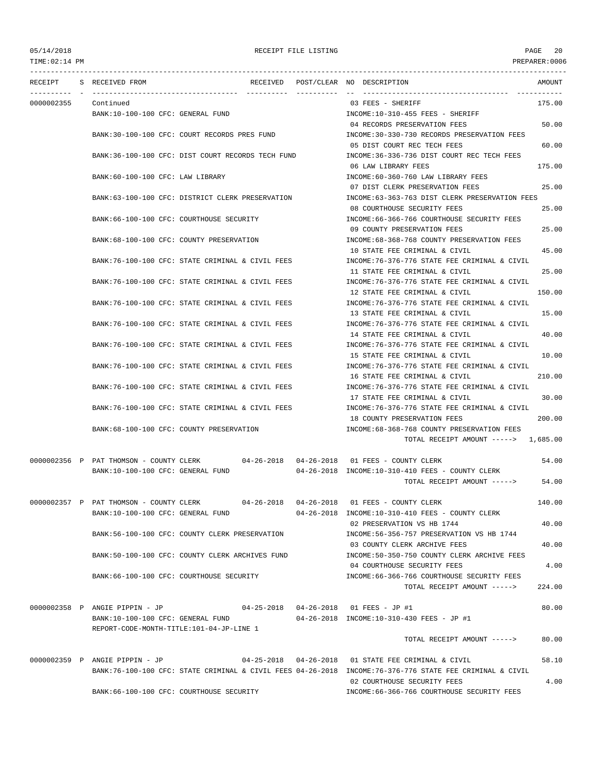RECEIPT FILE LISTING

| RECEIPT | S | RECEIVED FROM | RECEIVED | POST/CLEAR | NO | DESCRIPTION | AMOUNT |
|---|---|---|---|---|---|---|---|
| 0000002355 | | Continued | | | 03 | FEES - SHERIFF | 175.00 |
| | | BANK:10-100-100 CFC: GENERAL FUND | | | | INCOME:10-310-455 FEES - SHERIFF | |
| | | | | | 04 | RECORDS PRESERVATION FEES | 50.00 |
| | | BANK:30-100-100 CFC: COURT RECORDS PRES FUND | | | | INCOME:30-330-730 RECORDS PRESERVATION FEES | |
| | | | | | 05 | DIST COURT REC TECH FEES | 60.00 |
| | | BANK:36-100-100 CFC: DIST COURT RECORDS TECH FUND | | | | INCOME:36-336-736 DIST COURT REC TECH FEES | |
| | | | | | 06 | LAW LIBRARY FEES | 175.00 |
| | | BANK:60-100-100 CFC: LAW LIBRARY | | | | INCOME:60-360-760 LAW LIBRARY FEES | |
| | | | | | 07 | DIST CLERK PRESERVATION FEES | 25.00 |
| | | BANK:63-100-100 CFC: DISTRICT CLERK PRESERVATION | | | | INCOME:63-363-763 DIST CLERK PRESERVATION FEES | |
| | | | | | 08 | COURTHOUSE SECURITY FEES | 25.00 |
| | | BANK:66-100-100 CFC: COURTHOUSE SECURITY | | | | INCOME:66-366-766 COURTHOUSE SECURITY FEES | |
| | | | | | 09 | COUNTY PRESERVATION FEES | 25.00 |
| | | BANK:68-100-100 CFC: COUNTY PRESERVATION | | | | INCOME:68-368-768 COUNTY PRESERVATION FEES | |
| | | | | | 10 | STATE FEE CRIMINAL & CIVIL | 45.00 |
| | | BANK:76-100-100 CFC: STATE CRIMINAL & CIVIL FEES | | | | INCOME:76-376-776 STATE FEE CRIMINAL & CIVIL | |
| | | | | | 11 | STATE FEE CRIMINAL & CIVIL | 25.00 |
| | | BANK:76-100-100 CFC: STATE CRIMINAL & CIVIL FEES | | | | INCOME:76-376-776 STATE FEE CRIMINAL & CIVIL | |
| | | | | | 12 | STATE FEE CRIMINAL & CIVIL | 150.00 |
| | | BANK:76-100-100 CFC: STATE CRIMINAL & CIVIL FEES | | | | INCOME:76-376-776 STATE FEE CRIMINAL & CIVIL | |
| | | | | | 13 | STATE FEE CRIMINAL & CIVIL | 15.00 |
| | | BANK:76-100-100 CFC: STATE CRIMINAL & CIVIL FEES | | | | INCOME:76-376-776 STATE FEE CRIMINAL & CIVIL | |
| | | | | | 14 | STATE FEE CRIMINAL & CIVIL | 40.00 |
| | | BANK:76-100-100 CFC: STATE CRIMINAL & CIVIL FEES | | | | INCOME:76-376-776 STATE FEE CRIMINAL & CIVIL | |
| | | | | | 15 | STATE FEE CRIMINAL & CIVIL | 10.00 |
| | | BANK:76-100-100 CFC: STATE CRIMINAL & CIVIL FEES | | | | INCOME:76-376-776 STATE FEE CRIMINAL & CIVIL | |
| | | | | | 16 | STATE FEE CRIMINAL & CIVIL | 210.00 |
| | | BANK:76-100-100 CFC: STATE CRIMINAL & CIVIL FEES | | | | INCOME:76-376-776 STATE FEE CRIMINAL & CIVIL | |
| | | | | | 17 | STATE FEE CRIMINAL & CIVIL | 30.00 |
| | | BANK:76-100-100 CFC: STATE CRIMINAL & CIVIL FEES | | | | INCOME:76-376-776 STATE FEE CRIMINAL & CIVIL | |
| | | | | | 18 | COUNTY PRESERVATION FEES | 200.00 |
| | | BANK:68-100-100 CFC: COUNTY PRESERVATION | | | | INCOME:68-368-768 COUNTY PRESERVATION FEES | |
| | | | | | | TOTAL RECEIPT AMOUNT -----> | 1,685.00 |
| 0000002356 | P | PAT THOMSON - COUNTY CLERK | 04-26-2018 | 04-26-2018 | 01 | FEES - COUNTY CLERK | 54.00 |
| | | BANK:10-100-100 CFC: GENERAL FUND | | 04-26-2018 | | INCOME:10-310-410 FEES - COUNTY CLERK | |
| | | | | | | TOTAL RECEIPT AMOUNT -----> | 54.00 |
| 0000002357 | P | PAT THOMSON - COUNTY CLERK | 04-26-2018 | 04-26-2018 | 01 | FEES - COUNTY CLERK | 140.00 |
| | | BANK:10-100-100 CFC: GENERAL FUND | | 04-26-2018 | | INCOME:10-310-410 FEES - COUNTY CLERK | |
| | | | | | 02 | PRESERVATION VS HB 1744 | 40.00 |
| | | BANK:56-100-100 CFC: COUNTY CLERK PRESERVATION | | | | INCOME:56-356-757 PRESERVATION VS HB 1744 | |
| | | | | | 03 | COUNTY CLERK ARCHIVE FEES | 40.00 |
| | | BANK:50-100-100 CFC: COUNTY CLERK ARCHIVES FUND | | | | INCOME:50-350-750 COUNTY CLERK ARCHIVE FEES | |
| | | | | | 04 | COURTHOUSE SECURITY FEES | 4.00 |
| | | BANK:66-100-100 CFC: COURTHOUSE SECURITY | | | | INCOME:66-366-766 COURTHOUSE SECURITY FEES | |
| | | | | | | TOTAL RECEIPT AMOUNT -----> | 224.00 |
| 0000002358 | P | ANGIE PIPPIN - JP | 04-25-2018 | 04-26-2018 | 01 | FEES - JP #1 | 80.00 |
| | | BANK:10-100-100 CFC: GENERAL FUND | | 04-26-2018 | | INCOME:10-310-430 FEES - JP #1 | |
| | | REPORT-CODE-MONTH-TITLE:101-04-JP-LINE 1 | | | | | |
| | | | | | | TOTAL RECEIPT AMOUNT -----> | 80.00 |
| 0000002359 | P | ANGIE PIPPIN - JP | 04-25-2018 | 04-26-2018 | 01 | STATE FEE CRIMINAL & CIVIL | 58.10 |
| | | BANK:76-100-100 CFC: STATE CRIMINAL & CIVIL FEES | | 04-26-2018 | | INCOME:76-376-776 STATE FEE CRIMINAL & CIVIL | |
| | | | | | 02 | COURTHOUSE SECURITY FEES | 4.00 |
| | | BANK:66-100-100 CFC: COURTHOUSE SECURITY | | | | INCOME:66-366-766 COURTHOUSE SECURITY FEES | |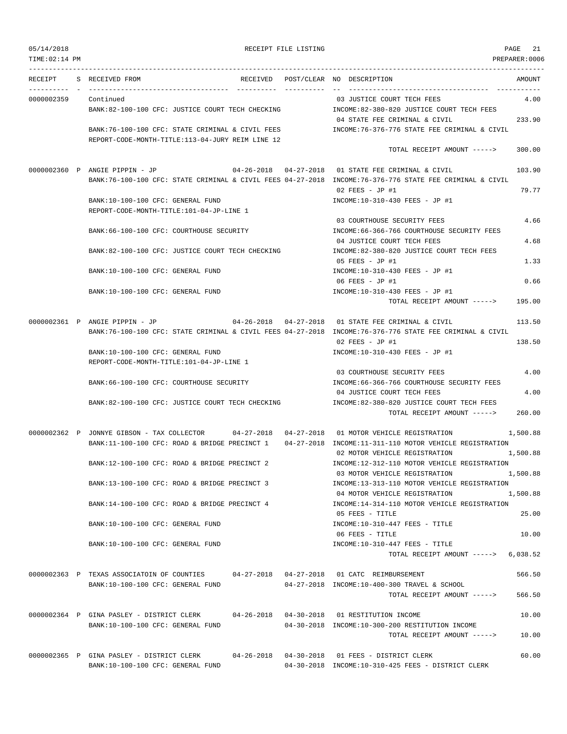| RECEIPT | S | RECEIVED FROM | RECEIVED | POST/CLEAR | NO | DESCRIPTION | AMOUNT |
|---|---|---|---|---|---|---|---|
| 0000002359 | | Continued | | | 03 | JUSTICE COURT TECH FEES | 4.00 |
| | | BANK:82-100-100 CFC: JUSTICE COURT TECH CHECKING | | | | INCOME:82-380-820 JUSTICE COURT TECH FEES | |
| | | | | | 04 | STATE FEE CRIMINAL & CIVIL | 233.90 |
| | | BANK:76-100-100 CFC: STATE CRIMINAL & CIVIL FEES | | | | INCOME:76-376-776 STATE FEE CRIMINAL & CIVIL | |
| | | REPORT-CODE-MONTH-TITLE:113-04-JURY REIM LINE 12 | | | | | |
| | | | | | | TOTAL RECEIPT AMOUNT -----> | 300.00 |
| 0000002360 | P | ANGIE PIPPIN - JP | 04-26-2018 | 04-27-2018 | 01 | STATE FEE CRIMINAL & CIVIL | 103.90 |
| | | BANK:76-100-100 CFC: STATE CRIMINAL & CIVIL FEES | | 04-27-2018 | | INCOME:76-376-776 STATE FEE CRIMINAL & CIVIL | |
| | | | | | 02 | FEES - JP #1 | 79.77 |
| | | BANK:10-100-100 CFC: GENERAL FUND | | | | INCOME:10-310-430 FEES - JP #1 | |
| | | REPORT-CODE-MONTH-TITLE:101-04-JP-LINE 1 | | | | | |
| | | | | | 03 | COURTHOUSE SECURITY FEES | 4.66 |
| | | BANK:66-100-100 CFC: COURTHOUSE SECURITY | | | | INCOME:66-366-766 COURTHOUSE SECURITY FEES | |
| | | | | | 04 | JUSTICE COURT TECH FEES | 4.68 |
| | | BANK:82-100-100 CFC: JUSTICE COURT TECH CHECKING | | | | INCOME:82-380-820 JUSTICE COURT TECH FEES | |
| | | | | | 05 | FEES - JP #1 | 1.33 |
| | | BANK:10-100-100 CFC: GENERAL FUND | | | | INCOME:10-310-430 FEES - JP #1 | |
| | | | | | 06 | FEES - JP #1 | 0.66 |
| | | BANK:10-100-100 CFC: GENERAL FUND | | | | INCOME:10-310-430 FEES - JP #1 | |
| | | | | | | TOTAL RECEIPT AMOUNT -----> | 195.00 |
| 0000002361 | P | ANGIE PIPPIN - JP | 04-26-2018 | 04-27-2018 | 01 | STATE FEE CRIMINAL & CIVIL | 113.50 |
| | | BANK:76-100-100 CFC: STATE CRIMINAL & CIVIL FEES | | 04-27-2018 | | INCOME:76-376-776 STATE FEE CRIMINAL & CIVIL | |
| | | | | | 02 | FEES - JP #1 | 138.50 |
| | | BANK:10-100-100 CFC: GENERAL FUND | | | | INCOME:10-310-430 FEES - JP #1 | |
| | | REPORT-CODE-MONTH-TITLE:101-04-JP-LINE 1 | | | | | |
| | | | | | 03 | COURTHOUSE SECURITY FEES | 4.00 |
| | | BANK:66-100-100 CFC: COURTHOUSE SECURITY | | | | INCOME:66-366-766 COURTHOUSE SECURITY FEES | |
| | | | | | 04 | JUSTICE COURT TECH FEES | 4.00 |
| | | BANK:82-100-100 CFC: JUSTICE COURT TECH CHECKING | | | | INCOME:82-380-820 JUSTICE COURT TECH FEES | |
| | | | | | | TOTAL RECEIPT AMOUNT -----> | 260.00 |
| 0000002362 | P | JONNYE GIBSON - TAX COLLECTOR | 04-27-2018 | 04-27-2018 | 01 | MOTOR VEHICLE REGISTRATION | 1,500.88 |
| | | BANK:11-100-100 CFC: ROAD & BRIDGE PRECINCT 1 | | 04-27-2018 | | INCOME:11-311-110 MOTOR VEHICLE REGISTRATION | |
| | | | | | 02 | MOTOR VEHICLE REGISTRATION | 1,500.88 |
| | | BANK:12-100-100 CFC: ROAD & BRIDGE PRECINCT 2 | | | | INCOME:12-312-110 MOTOR VEHICLE REGISTRATION | |
| | | | | | 03 | MOTOR VEHICLE REGISTRATION | 1,500.88 |
| | | BANK:13-100-100 CFC: ROAD & BRIDGE PRECINCT 3 | | | | INCOME:13-313-110 MOTOR VEHICLE REGISTRATION | |
| | | | | | 04 | MOTOR VEHICLE REGISTRATION | 1,500.88 |
| | | BANK:14-100-100 CFC: ROAD & BRIDGE PRECINCT 4 | | | | INCOME:14-314-110 MOTOR VEHICLE REGISTRATION | |
| | | | | | 05 | FEES - TITLE | 25.00 |
| | | BANK:10-100-100 CFC: GENERAL FUND | | | | INCOME:10-310-447 FEES - TITLE | |
| | | | | | 06 | FEES - TITLE | 10.00 |
| | | BANK:10-100-100 CFC: GENERAL FUND | | | | INCOME:10-310-447 FEES - TITLE | |
| | | | | | | TOTAL RECEIPT AMOUNT -----> | 6,038.52 |
| 0000002363 | P | TEXAS ASSOCIATOIN OF COUNTIES | 04-27-2018 | 04-27-2018 | 01 | CATC REIMBURSEMENT | 566.50 |
| | | BANK:10-100-100 CFC: GENERAL FUND | | 04-27-2018 | | INCOME:10-400-300 TRAVEL & SCHOOL | |
| | | | | | | TOTAL RECEIPT AMOUNT -----> | 566.50 |
| 0000002364 | P | GINA PASLEY - DISTRICT CLERK | 04-26-2018 | 04-30-2018 | 01 | RESTITUTION INCOME | 10.00 |
| | | BANK:10-100-100 CFC: GENERAL FUND | | 04-30-2018 | | INCOME:10-300-200 RESTITUTION INCOME | |
| | | | | | | TOTAL RECEIPT AMOUNT -----> | 10.00 |
| 0000002365 | P | GINA PASLEY - DISTRICT CLERK | 04-26-2018 | 04-30-2018 | 01 | FEES - DISTRICT CLERK | 60.00 |
| | | BANK:10-100-100 CFC: GENERAL FUND | | 04-30-2018 | | INCOME:10-310-425 FEES - DISTRICT CLERK | |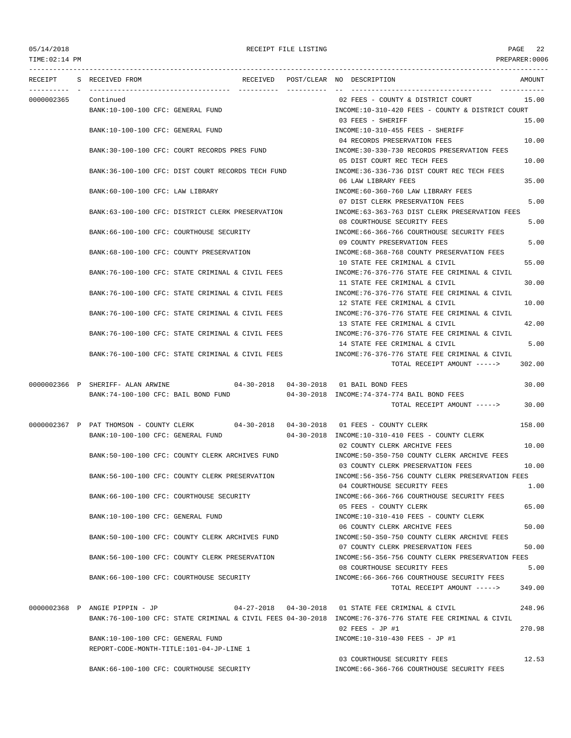RECEIPT FILE LISTING

| RECEIPT | S | RECEIVED FROM | RECEIVED | POST/CLEAR | NO | DESCRIPTION | AMOUNT |
|---|---|---|---|---|---|---|---|
| 0000002365 | | Continued | | | 02 | FEES - COUNTY & DISTRICT COURT | 15.00 |
| | | BANK:10-100-100 CFC: GENERAL FUND | | | | INCOME:10-310-420 FEES - COUNTY & DISTRICT COURT | |
| | | | | | 03 | FEES - SHERIFF | 15.00 |
| | | BANK:10-100-100 CFC: GENERAL FUND | | | | INCOME:10-310-455 FEES - SHERIFF | |
| | | | | | 04 | RECORDS PRESERVATION FEES | 10.00 |
| | | BANK:30-100-100 CFC: COURT RECORDS PRES FUND | | | | INCOME:30-330-730 RECORDS PRESERVATION FEES | |
| | | | | | 05 | DIST COURT REC TECH FEES | 10.00 |
| | | BANK:36-100-100 CFC: DIST COURT RECORDS TECH FUND | | | | INCOME:36-336-736 DIST COURT REC TECH FEES | |
| | | | | | 06 | LAW LIBRARY FEES | 35.00 |
| | | BANK:60-100-100 CFC: LAW LIBRARY | | | | INCOME:60-360-760 LAW LIBRARY FEES | |
| | | | | | 07 | DIST CLERK PRESERVATION FEES | 5.00 |
| | | BANK:63-100-100 CFC: DISTRICT CLERK PRESERVATION | | | | INCOME:63-363-763 DIST CLERK PRESERVATION FEES | |
| | | | | | 08 | COURTHOUSE SECURITY FEES | 5.00 |
| | | BANK:66-100-100 CFC: COURTHOUSE SECURITY | | | | INCOME:66-366-766 COURTHOUSE SECURITY FEES | |
| | | | | | 09 | COUNTY PRESERVATION FEES | 5.00 |
| | | BANK:68-100-100 CFC: COUNTY PRESERVATION | | | | INCOME:68-368-768 COUNTY PRESERVATION FEES | |
| | | | | | 10 | STATE FEE CRIMINAL & CIVIL | 55.00 |
| | | BANK:76-100-100 CFC: STATE CRIMINAL & CIVIL FEES | | | | INCOME:76-376-776 STATE FEE CRIMINAL & CIVIL | |
| | | | | | 11 | STATE FEE CRIMINAL & CIVIL | 30.00 |
| | | BANK:76-100-100 CFC: STATE CRIMINAL & CIVIL FEES | | | | INCOME:76-376-776 STATE FEE CRIMINAL & CIVIL | |
| | | | | | 12 | STATE FEE CRIMINAL & CIVIL | 10.00 |
| | | BANK:76-100-100 CFC: STATE CRIMINAL & CIVIL FEES | | | | INCOME:76-376-776 STATE FEE CRIMINAL & CIVIL | |
| | | | | | 13 | STATE FEE CRIMINAL & CIVIL | 42.00 |
| | | BANK:76-100-100 CFC: STATE CRIMINAL & CIVIL FEES | | | | INCOME:76-376-776 STATE FEE CRIMINAL & CIVIL | |
| | | | | | 14 | STATE FEE CRIMINAL & CIVIL | 5.00 |
| | | BANK:76-100-100 CFC: STATE CRIMINAL & CIVIL FEES | | | | INCOME:76-376-776 STATE FEE CRIMINAL & CIVIL | |
| | | | | | | TOTAL RECEIPT AMOUNT -----> | 302.00 |
| 0000002366 | P | SHERIFF- ALAN ARWINE | 04-30-2018 | 04-30-2018 | 01 | BAIL BOND FEES | 30.00 |
| | | BANK:74-100-100 CFC: BAIL BOND FUND | | 04-30-2018 | | INCOME:74-374-774 BAIL BOND FEES | |
| | | | | | | TOTAL RECEIPT AMOUNT -----> | 30.00 |
| 0000002367 | P | PAT THOMSON - COUNTY CLERK | 04-30-2018 | 04-30-2018 | 01 | FEES - COUNTY CLERK | 158.00 |
| | | BANK:10-100-100 CFC: GENERAL FUND | | 04-30-2018 | | INCOME:10-310-410 FEES - COUNTY CLERK | |
| | | | | | 02 | COUNTY CLERK ARCHIVE FEES | 10.00 |
| | | BANK:50-100-100 CFC: COUNTY CLERK ARCHIVES FUND | | | | INCOME:50-350-750 COUNTY CLERK ARCHIVE FEES | |
| | | | | | 03 | COUNTY CLERK PRESERVATION FEES | 10.00 |
| | | BANK:56-100-100 CFC: COUNTY CLERK PRESERVATION | | | | INCOME:56-356-756 COUNTY CLERK PRESERVATION FEES | |
| | | | | | 04 | COURTHOUSE SECURITY FEES | 1.00 |
| | | BANK:66-100-100 CFC: COURTHOUSE SECURITY | | | | INCOME:66-366-766 COURTHOUSE SECURITY FEES | |
| | | | | | 05 | FEES - COUNTY CLERK | 65.00 |
| | | BANK:10-100-100 CFC: GENERAL FUND | | | | INCOME:10-310-410 FEES - COUNTY CLERK | |
| | | | | | 06 | COUNTY CLERK ARCHIVE FEES | 50.00 |
| | | BANK:50-100-100 CFC: COUNTY CLERK ARCHIVES FUND | | | | INCOME:50-350-750 COUNTY CLERK ARCHIVE FEES | |
| | | | | | 07 | COUNTY CLERK PRESERVATION FEES | 50.00 |
| | | BANK:56-100-100 CFC: COUNTY CLERK PRESERVATION | | | | INCOME:56-356-756 COUNTY CLERK PRESERVATION FEES | |
| | | | | | 08 | COURTHOUSE SECURITY FEES | 5.00 |
| | | BANK:66-100-100 CFC: COURTHOUSE SECURITY | | | | INCOME:66-366-766 COURTHOUSE SECURITY FEES | |
| | | | | | | TOTAL RECEIPT AMOUNT -----> | 349.00 |
| 0000002368 | P | ANGIE PIPPIN - JP | 04-27-2018 | 04-30-2018 | 01 | STATE FEE CRIMINAL & CIVIL | 248.96 |
| | | BANK:76-100-100 CFC: STATE CRIMINAL & CIVIL FEES | | 04-30-2018 | | INCOME:76-376-776 STATE FEE CRIMINAL & CIVIL | |
| | | | | | 02 | FEES - JP #1 | 270.98 |
| | | BANK:10-100-100 CFC: GENERAL FUND | | | | INCOME:10-310-430 FEES - JP #1 | |
| | | REPORT-CODE-MONTH-TITLE:101-04-JP-LINE 1 | | | | | |
| | | | | | 03 | COURTHOUSE SECURITY FEES | 12.53 |
| | | BANK:66-100-100 CFC: COURTHOUSE SECURITY | | | | INCOME:66-366-766 COURTHOUSE SECURITY FEES | |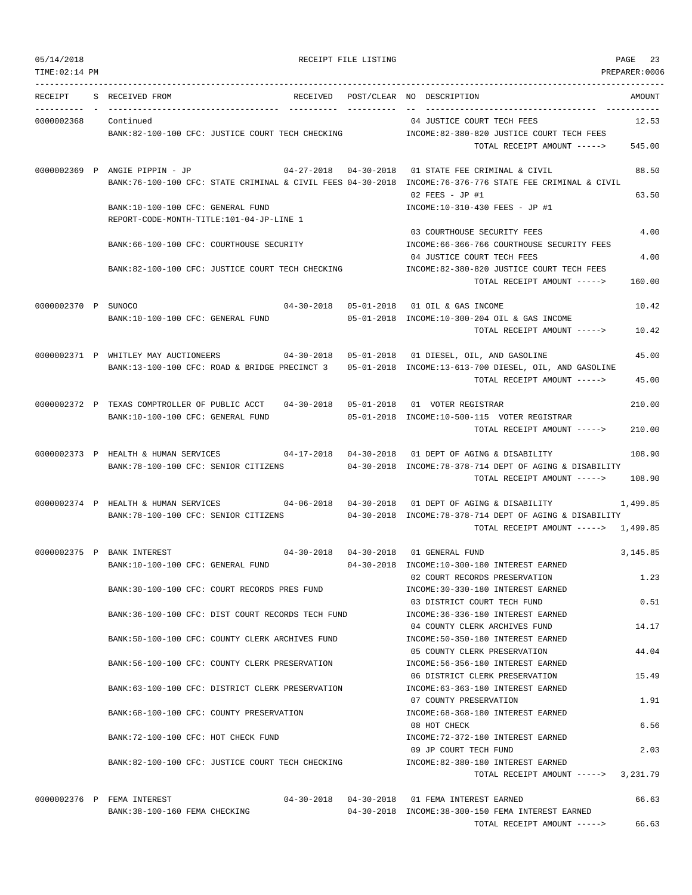RECEIPT FILE LISTING

TIME:02:14 PM PREPARER:0006

| RECEIPT | S | RECEIVED FROM | RECEIVED | POST/CLEAR | NO | DESCRIPTION | AMOUNT |
|---|---|---|---|---|---|---|---|
| 0000002368 | | Continued | | | 04 | JUSTICE COURT TECH FEES | 12.53 |
| | | BANK:82-100-100 CFC: JUSTICE COURT TECH CHECKING | | | | INCOME:82-380-820 JUSTICE COURT TECH FEES | |
| | | | | | | TOTAL RECEIPT AMOUNT -----> | 545.00 |
| 0000002369 | P | ANGIE PIPPIN - JP | 04-27-2018 | 04-30-2018 | 01 | STATE FEE CRIMINAL & CIVIL | 88.50 |
| | | BANK:76-100-100 CFC: STATE CRIMINAL & CIVIL FEES | | 04-30-2018 | | INCOME:76-376-776 STATE FEE CRIMINAL & CIVIL | |
| | | | | | 02 | FEES - JP #1 | 63.50 |
| | | BANK:10-100-100 CFC: GENERAL FUND | | | | INCOME:10-310-430 FEES - JP #1 | |
| | | REPORT-CODE-MONTH-TITLE:101-04-JP-LINE 1 | | | | | |
| | | | | | 03 | COURTHOUSE SECURITY FEES | 4.00 |
| | | BANK:66-100-100 CFC: COURTHOUSE SECURITY | | | | INCOME:66-366-766 COURTHOUSE SECURITY FEES | |
| | | | | | 04 | JUSTICE COURT TECH FEES | 4.00 |
| | | BANK:82-100-100 CFC: JUSTICE COURT TECH CHECKING | | | | INCOME:82-380-820 JUSTICE COURT TECH FEES | |
| | | | | | | TOTAL RECEIPT AMOUNT -----> | 160.00 |
| 0000002370 | P | SUNOCO | 04-30-2018 | 05-01-2018 | 01 | OIL & GAS INCOME | 10.42 |
| | | BANK:10-100-100 CFC: GENERAL FUND | | 05-01-2018 | | INCOME:10-300-204 OIL & GAS INCOME | |
| | | | | | | TOTAL RECEIPT AMOUNT -----> | 10.42 |
| 0000002371 | P | WHITLEY MAY AUCTIONEERS | 04-30-2018 | 05-01-2018 | 01 | DIESEL, OIL, AND GASOLINE | 45.00 |
| | | BANK:13-100-100 CFC: ROAD & BRIDGE PRECINCT 3 | | 05-01-2018 | | INCOME:13-613-700 DIESEL, OIL, AND GASOLINE | |
| | | | | | | TOTAL RECEIPT AMOUNT -----> | 45.00 |
| 0000002372 | P | TEXAS COMPTROLLER OF PUBLIC ACCT | 04-30-2018 | 05-01-2018 | 01 | VOTER REGISTRAR | 210.00 |
| | | BANK:10-100-100 CFC: GENERAL FUND | | 05-01-2018 | | INCOME:10-500-115 VOTER REGISTRAR | |
| | | | | | | TOTAL RECEIPT AMOUNT -----> | 210.00 |
| 0000002373 | P | HEALTH & HUMAN SERVICES | 04-17-2018 | 04-30-2018 | 01 | DEPT OF AGING & DISABILITY | 108.90 |
| | | BANK:78-100-100 CFC: SENIOR CITIZENS | | 04-30-2018 | | INCOME:78-378-714 DEPT OF AGING & DISABILITY | |
| | | | | | | TOTAL RECEIPT AMOUNT -----> | 108.90 |
| 0000002374 | P | HEALTH & HUMAN SERVICES | 04-06-2018 | 04-30-2018 | 01 | DEPT OF AGING & DISABILITY | 1,499.85 |
| | | BANK:78-100-100 CFC: SENIOR CITIZENS | | 04-30-2018 | | INCOME:78-378-714 DEPT OF AGING & DISABILITY | |
| | | | | | | TOTAL RECEIPT AMOUNT -----> | 1,499.85 |
| 0000002375 | P | BANK INTEREST | 04-30-2018 | 04-30-2018 | 01 | GENERAL FUND | 3,145.85 |
| | | BANK:10-100-100 CFC: GENERAL FUND | | 04-30-2018 | | INCOME:10-300-180 INTEREST EARNED | |
| | | | | | 02 | COURT RECORDS PRESERVATION | 1.23 |
| | | BANK:30-100-100 CFC: COURT RECORDS PRES FUND | | | | INCOME:30-330-180 INTEREST EARNED | |
| | | | | | 03 | DISTRICT COURT TECH FUND | 0.51 |
| | | BANK:36-100-100 CFC: DIST COURT RECORDS TECH FUND | | | | INCOME:36-336-180 INTEREST EARNED | |
| | | | | | 04 | COUNTY CLERK ARCHIVES FUND | 14.17 |
| | | BANK:50-100-100 CFC: COUNTY CLERK ARCHIVES FUND | | | | INCOME:50-350-180 INTEREST EARNED | |
| | | | | | 05 | COUNTY CLERK PRESERVATION | 44.04 |
| | | BANK:56-100-100 CFC: COUNTY CLERK PRESERVATION | | | | INCOME:56-356-180 INTEREST EARNED | |
| | | | | | 06 | DISTRICT CLERK PRESERVATION | 15.49 |
| | | BANK:63-100-100 CFC: DISTRICT CLERK PRESERVATION | | | | INCOME:63-363-180 INTEREST EARNED | |
| | | | | | 07 | COUNTY PRESERVATION | 1.91 |
| | | BANK:68-100-100 CFC: COUNTY PRESERVATION | | | | INCOME:68-368-180 INTEREST EARNED | |
| | | | | | 08 | HOT CHECK | 6.56 |
| | | BANK:72-100-100 CFC: HOT CHECK FUND | | | | INCOME:72-372-180 INTEREST EARNED | |
| | | | | | 09 | JP COURT TECH FUND | 2.03 |
| | | BANK:82-100-100 CFC: JUSTICE COURT TECH CHECKING | | | | INCOME:82-380-180 INTEREST EARNED | |
| | | | | | | TOTAL RECEIPT AMOUNT -----> | 3,231.79 |
| 0000002376 | P | FEMA INTEREST | 04-30-2018 | 04-30-2018 | 01 | FEMA INTEREST EARNED | 66.63 |
| | | BANK:38-100-160 FEMA CHECKING | | 04-30-2018 | | INCOME:38-300-150 FEMA INTEREST EARNED | |
| | | | | | | TOTAL RECEIPT AMOUNT -----> | 66.63 |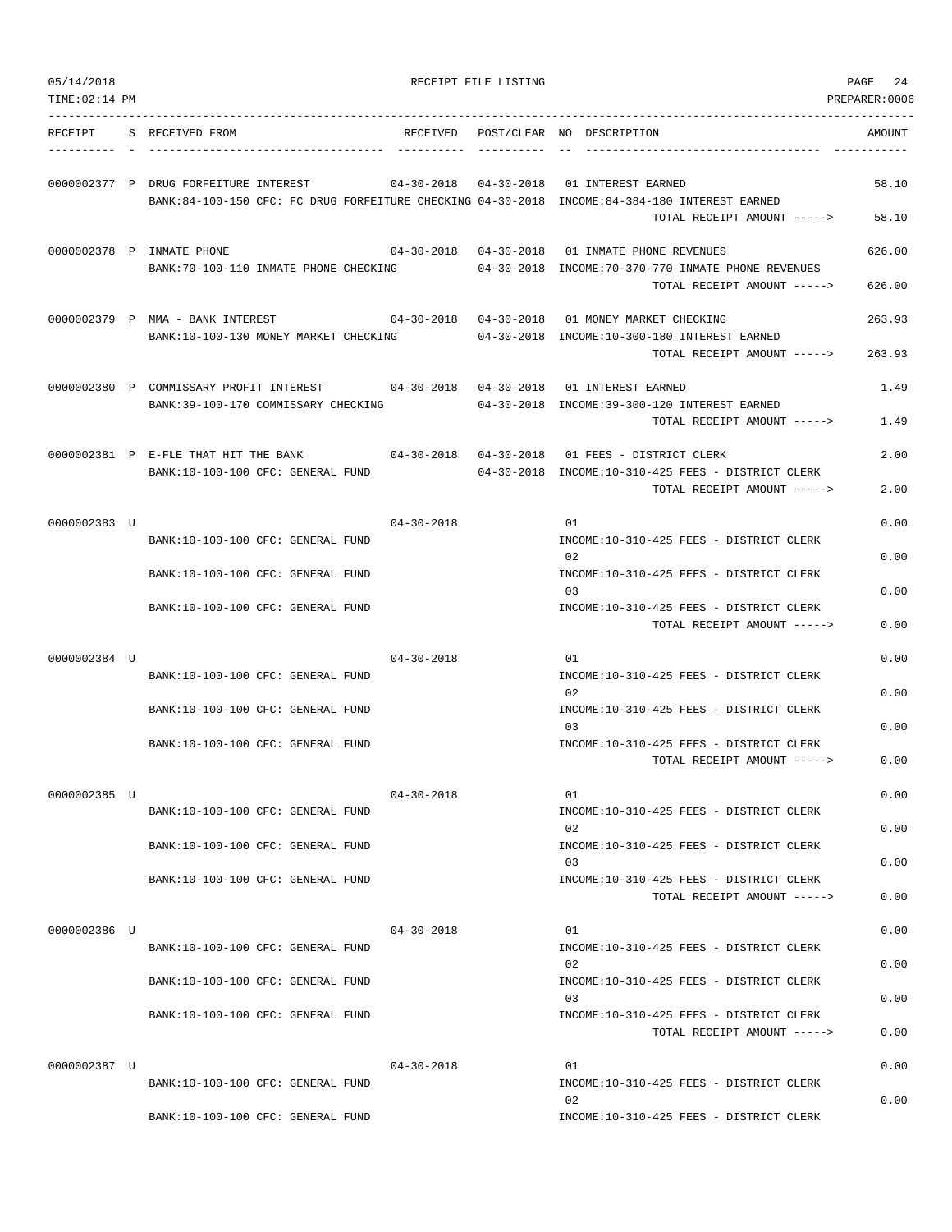RECEIPT FILE LISTING

| RECEIPT | S | RECEIVED FROM | RECEIVED | POST/CLEAR | NO | DESCRIPTION | AMOUNT |
|---|---|---|---|---|---|---|---|
| 0000002377 | P | DRUG FORFEITURE INTEREST | 04-30-2018 | 04-30-2018 | 01 | INTEREST EARNED | 58.10 |
| | | BANK:84-100-150 CFC: FC DRUG FORFEITURE CHECKING | | 04-30-2018 | | INCOME:84-384-180 INTEREST EARNED | |
| | | | | | | TOTAL RECEIPT AMOUNT -----> | 58.10 |
| 0000002378 | P | INMATE PHONE | 04-30-2018 | 04-30-2018 | 01 | INMATE PHONE REVENUES | 626.00 |
| | | BANK:70-100-110 INMATE PHONE CHECKING | | 04-30-2018 | | INCOME:70-370-770 INMATE PHONE REVENUES | |
| | | | | | | TOTAL RECEIPT AMOUNT -----> | 626.00 |
| 0000002379 | P | MMA - BANK INTEREST | 04-30-2018 | 04-30-2018 | 01 | MONEY MARKET CHECKING | 263.93 |
| | | BANK:10-100-130 MONEY MARKET CHECKING | | 04-30-2018 | | INCOME:10-300-180 INTEREST EARNED | |
| | | | | | | TOTAL RECEIPT AMOUNT -----> | 263.93 |
| 0000002380 | P | COMMISSARY PROFIT INTEREST | 04-30-2018 | 04-30-2018 | 01 | INTEREST EARNED | 1.49 |
| | | BANK:39-100-170 COMMISSARY CHECKING | | 04-30-2018 | | INCOME:39-300-120 INTEREST EARNED | |
| | | | | | | TOTAL RECEIPT AMOUNT -----> | 1.49 |
| 0000002381 | P | E-FLE THAT HIT THE BANK | 04-30-2018 | 04-30-2018 | 01 | FEES - DISTRICT CLERK | 2.00 |
| | | BANK:10-100-100 CFC: GENERAL FUND | | 04-30-2018 | | INCOME:10-310-425 FEES - DISTRICT CLERK | |
| | | | | | | TOTAL RECEIPT AMOUNT -----> | 2.00 |
| 0000002383 | U | | 04-30-2018 | | 01 | | 0.00 |
| | | BANK:10-100-100 CFC: GENERAL FUND | | | | INCOME:10-310-425 FEES - DISTRICT CLERK | |
| | | | | | 02 | | 0.00 |
| | | BANK:10-100-100 CFC: GENERAL FUND | | | | INCOME:10-310-425 FEES - DISTRICT CLERK | |
| | | | | | 03 | | 0.00 |
| | | BANK:10-100-100 CFC: GENERAL FUND | | | | INCOME:10-310-425 FEES - DISTRICT CLERK | |
| | | | | | | TOTAL RECEIPT AMOUNT -----> | 0.00 |
| 0000002384 | U | | 04-30-2018 | | 01 | | 0.00 |
| | | BANK:10-100-100 CFC: GENERAL FUND | | | | INCOME:10-310-425 FEES - DISTRICT CLERK | |
| | | | | | 02 | | 0.00 |
| | | BANK:10-100-100 CFC: GENERAL FUND | | | | INCOME:10-310-425 FEES - DISTRICT CLERK | |
| | | | | | 03 | | 0.00 |
| | | BANK:10-100-100 CFC: GENERAL FUND | | | | INCOME:10-310-425 FEES - DISTRICT CLERK | |
| | | | | | | TOTAL RECEIPT AMOUNT -----> | 0.00 |
| 0000002385 | U | | 04-30-2018 | | 01 | | 0.00 |
| | | BANK:10-100-100 CFC: GENERAL FUND | | | | INCOME:10-310-425 FEES - DISTRICT CLERK | |
| | | | | | 02 | | 0.00 |
| | | BANK:10-100-100 CFC: GENERAL FUND | | | | INCOME:10-310-425 FEES - DISTRICT CLERK | |
| | | | | | 03 | | 0.00 |
| | | BANK:10-100-100 CFC: GENERAL FUND | | | | INCOME:10-310-425 FEES - DISTRICT CLERK | |
| | | | | | | TOTAL RECEIPT AMOUNT -----> | 0.00 |
| 0000002386 | U | | 04-30-2018 | | 01 | | 0.00 |
| | | BANK:10-100-100 CFC: GENERAL FUND | | | | INCOME:10-310-425 FEES - DISTRICT CLERK | |
| | | | | | 02 | | 0.00 |
| | | BANK:10-100-100 CFC: GENERAL FUND | | | | INCOME:10-310-425 FEES - DISTRICT CLERK | |
| | | | | | 03 | | 0.00 |
| | | BANK:10-100-100 CFC: GENERAL FUND | | | | INCOME:10-310-425 FEES - DISTRICT CLERK | |
| | | | | | | TOTAL RECEIPT AMOUNT -----> | 0.00 |
| 0000002387 | U | | 04-30-2018 | | 01 | | 0.00 |
| | | BANK:10-100-100 CFC: GENERAL FUND | | | | INCOME:10-310-425 FEES - DISTRICT CLERK | |
| | | | | | 02 | | 0.00 |
| | | BANK:10-100-100 CFC: GENERAL FUND | | | | INCOME:10-310-425 FEES - DISTRICT CLERK | |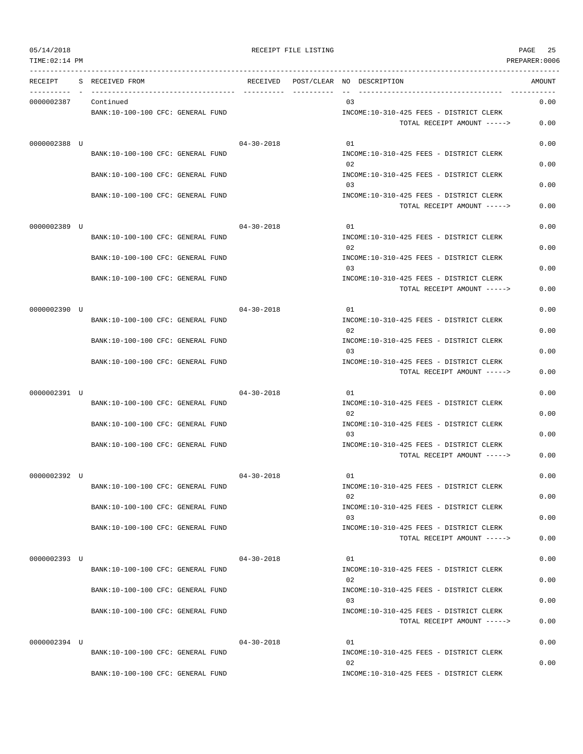| RECEIPT | S | RECEIVED FROM | RECEIVED | POST/CLEAR | NO | DESCRIPTION | AMOUNT |
|---|---|---|---|---|---|---|---|
| 0000002387 | | Continued | | | 03 | | 0.00 |
| | | BANK:10-100-100 CFC: GENERAL FUND | | | | INCOME:10-310-425 FEES - DISTRICT CLERK | |
| | | | | | | TOTAL RECEIPT AMOUNT -----> | 0.00 |
| 0000002388 | U | | 04-30-2018 | | 01 | | 0.00 |
| | | BANK:10-100-100 CFC: GENERAL FUND | | | | INCOME:10-310-425 FEES - DISTRICT CLERK | |
| | | | | | 02 | | 0.00 |
| | | BANK:10-100-100 CFC: GENERAL FUND | | | | INCOME:10-310-425 FEES - DISTRICT CLERK | |
| | | | | | 03 | | 0.00 |
| | | BANK:10-100-100 CFC: GENERAL FUND | | | | INCOME:10-310-425 FEES - DISTRICT CLERK | |
| | | | | | | TOTAL RECEIPT AMOUNT -----> | 0.00 |
| 0000002389 | U | | 04-30-2018 | | 01 | | 0.00 |
| | | BANK:10-100-100 CFC: GENERAL FUND | | | | INCOME:10-310-425 FEES - DISTRICT CLERK | |
| | | | | | 02 | | 0.00 |
| | | BANK:10-100-100 CFC: GENERAL FUND | | | | INCOME:10-310-425 FEES - DISTRICT CLERK | |
| | | | | | 03 | | 0.00 |
| | | BANK:10-100-100 CFC: GENERAL FUND | | | | INCOME:10-310-425 FEES - DISTRICT CLERK | |
| | | | | | | TOTAL RECEIPT AMOUNT -----> | 0.00 |
| 0000002390 | U | | 04-30-2018 | | 01 | | 0.00 |
| | | BANK:10-100-100 CFC: GENERAL FUND | | | | INCOME:10-310-425 FEES - DISTRICT CLERK | |
| | | | | | 02 | | 0.00 |
| | | BANK:10-100-100 CFC: GENERAL FUND | | | | INCOME:10-310-425 FEES - DISTRICT CLERK | |
| | | | | | 03 | | 0.00 |
| | | BANK:10-100-100 CFC: GENERAL FUND | | | | INCOME:10-310-425 FEES - DISTRICT CLERK | |
| | | | | | | TOTAL RECEIPT AMOUNT -----> | 0.00 |
| 0000002391 | U | | 04-30-2018 | | 01 | | 0.00 |
| | | BANK:10-100-100 CFC: GENERAL FUND | | | | INCOME:10-310-425 FEES - DISTRICT CLERK | |
| | | | | | 02 | | 0.00 |
| | | BANK:10-100-100 CFC: GENERAL FUND | | | | INCOME:10-310-425 FEES - DISTRICT CLERK | |
| | | | | | 03 | | 0.00 |
| | | BANK:10-100-100 CFC: GENERAL FUND | | | | INCOME:10-310-425 FEES - DISTRICT CLERK | |
| | | | | | | TOTAL RECEIPT AMOUNT -----> | 0.00 |
| 0000002392 | U | | 04-30-2018 | | 01 | | 0.00 |
| | | BANK:10-100-100 CFC: GENERAL FUND | | | | INCOME:10-310-425 FEES - DISTRICT CLERK | |
| | | | | | 02 | | 0.00 |
| | | BANK:10-100-100 CFC: GENERAL FUND | | | | INCOME:10-310-425 FEES - DISTRICT CLERK | |
| | | | | | 03 | | 0.00 |
| | | BANK:10-100-100 CFC: GENERAL FUND | | | | INCOME:10-310-425 FEES - DISTRICT CLERK | |
| | | | | | | TOTAL RECEIPT AMOUNT -----> | 0.00 |
| 0000002393 | U | | 04-30-2018 | | 01 | | 0.00 |
| | | BANK:10-100-100 CFC: GENERAL FUND | | | | INCOME:10-310-425 FEES - DISTRICT CLERK | |
| | | | | | 02 | | 0.00 |
| | | BANK:10-100-100 CFC: GENERAL FUND | | | | INCOME:10-310-425 FEES - DISTRICT CLERK | |
| | | | | | 03 | | 0.00 |
| | | BANK:10-100-100 CFC: GENERAL FUND | | | | INCOME:10-310-425 FEES - DISTRICT CLERK | |
| | | | | | | TOTAL RECEIPT AMOUNT -----> | 0.00 |
| 0000002394 | U | | 04-30-2018 | | 01 | | 0.00 |
| | | BANK:10-100-100 CFC: GENERAL FUND | | | | INCOME:10-310-425 FEES - DISTRICT CLERK | |
| | | | | | 02 | | 0.00 |
| | | BANK:10-100-100 CFC: GENERAL FUND | | | | INCOME:10-310-425 FEES - DISTRICT CLERK | |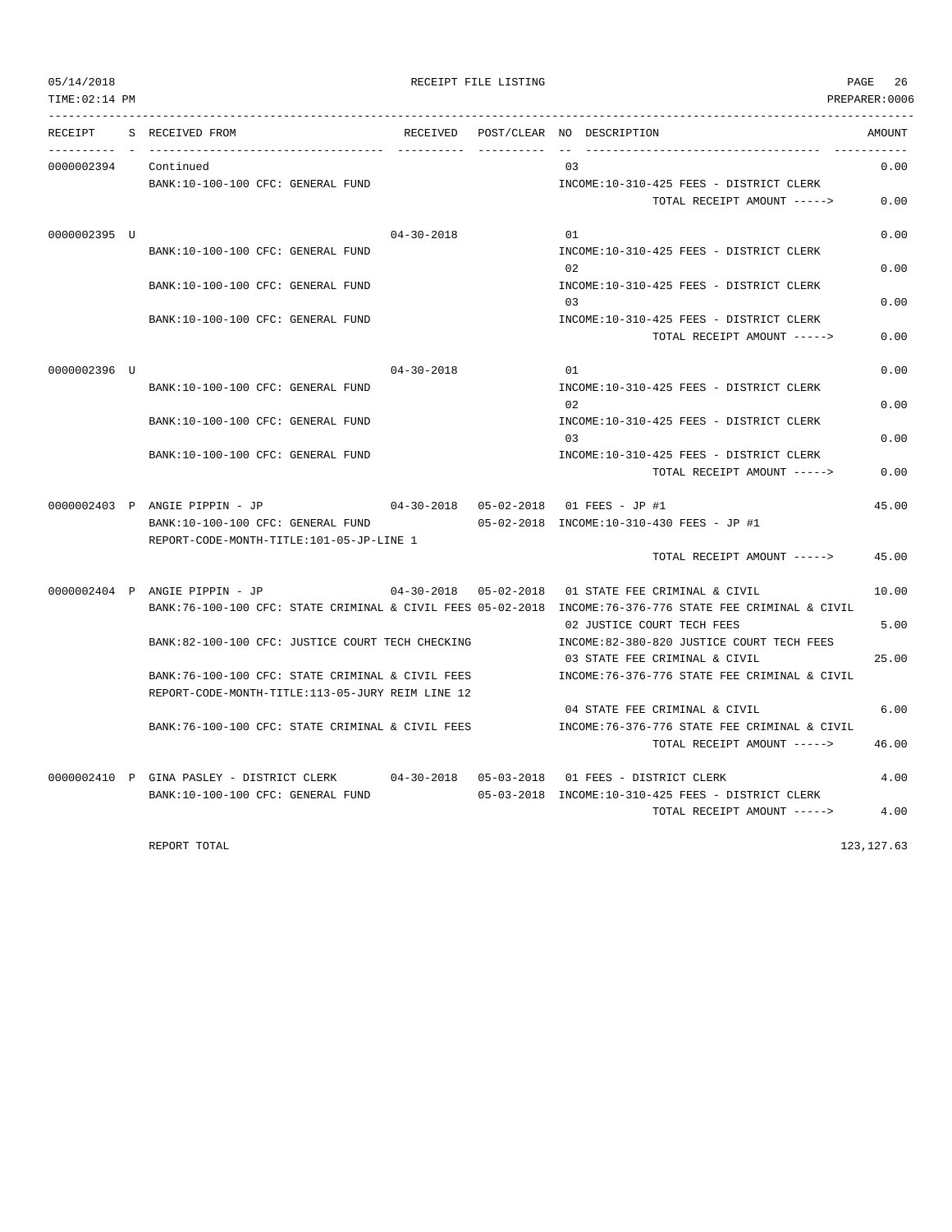05/14/2018 RECEIPT FILE LISTING
TIME:02:14 PM PREPARER:0006

| RECEIPT | S | RECEIVED FROM | RECEIVED | POST/CLEAR | NO | DESCRIPTION | AMOUNT |
|---|---|---|---|---|---|---|---|
| 0000002394 | | Continued | | | 03 | | 0.00 |
| | | BANK:10-100-100 CFC: GENERAL FUND | | | | INCOME:10-310-425 FEES - DISTRICT CLERK | |
| | | | | | | TOTAL RECEIPT AMOUNT -----> | 0.00 |
| 0000002395 | U | | 04-30-2018 | | 01 | | 0.00 |
| | | BANK:10-100-100 CFC: GENERAL FUND | | | | INCOME:10-310-425 FEES - DISTRICT CLERK | |
| | | | | | 02 | | 0.00 |
| | | BANK:10-100-100 CFC: GENERAL FUND | | | | INCOME:10-310-425 FEES - DISTRICT CLERK | |
| | | | | | 03 | | 0.00 |
| | | BANK:10-100-100 CFC: GENERAL FUND | | | | INCOME:10-310-425 FEES - DISTRICT CLERK | |
| | | | | | | TOTAL RECEIPT AMOUNT -----> | 0.00 |
| 0000002396 | U | | 04-30-2018 | | 01 | | 0.00 |
| | | BANK:10-100-100 CFC: GENERAL FUND | | | | INCOME:10-310-425 FEES - DISTRICT CLERK | |
| | | | | | 02 | | 0.00 |
| | | BANK:10-100-100 CFC: GENERAL FUND | | | | INCOME:10-310-425 FEES - DISTRICT CLERK | |
| | | | | | 03 | | 0.00 |
| | | BANK:10-100-100 CFC: GENERAL FUND | | | | INCOME:10-310-425 FEES - DISTRICT CLERK | |
| | | | | | | TOTAL RECEIPT AMOUNT -----> | 0.00 |
| 0000002403 | P | ANGIE PIPPIN - JP | 04-30-2018 | 05-02-2018 | 01 | FEES - JP #1 | 45.00 |
| | | BANK:10-100-100 CFC: GENERAL FUND | | 05-02-2018 | | INCOME:10-310-430 FEES - JP #1 | |
| | | REPORT-CODE-MONTH-TITLE:101-05-JP-LINE 1 | | | | | |
| | | | | | | TOTAL RECEIPT AMOUNT -----> | 45.00 |
| 0000002404 | P | ANGIE PIPPIN - JP | 04-30-2018 | 05-02-2018 | 01 | STATE FEE CRIMINAL & CIVIL | 10.00 |
| | | BANK:76-100-100 CFC: STATE CRIMINAL & CIVIL FEES | | 05-02-2018 | | INCOME:76-376-776 STATE FEE CRIMINAL & CIVIL | |
| | | | | | 02 | JUSTICE COURT TECH FEES | 5.00 |
| | | BANK:82-100-100 CFC: JUSTICE COURT TECH CHECKING | | | | INCOME:82-380-820 JUSTICE COURT TECH FEES | |
| | | | | | 03 | STATE FEE CRIMINAL & CIVIL | 25.00 |
| | | BANK:76-100-100 CFC: STATE CRIMINAL & CIVIL FEES | | | | INCOME:76-376-776 STATE FEE CRIMINAL & CIVIL | |
| | | REPORT-CODE-MONTH-TITLE:113-05-JURY REIM LINE 12 | | | | | |
| | | | | | 04 | STATE FEE CRIMINAL & CIVIL | 6.00 |
| | | BANK:76-100-100 CFC: STATE CRIMINAL & CIVIL FEES | | | | INCOME:76-376-776 STATE FEE CRIMINAL & CIVIL | |
| | | | | | | TOTAL RECEIPT AMOUNT -----> | 46.00 |
| 0000002410 | P | GINA PASLEY - DISTRICT CLERK | 04-30-2018 | 05-03-2018 | 01 | FEES - DISTRICT CLERK | 4.00 |
| | | BANK:10-100-100 CFC: GENERAL FUND | | 05-03-2018 | | INCOME:10-310-425 FEES - DISTRICT CLERK | |
| | | | | | | TOTAL RECEIPT AMOUNT -----> | 4.00 |
| | | REPORT TOTAL | | | | | 123,127.63 |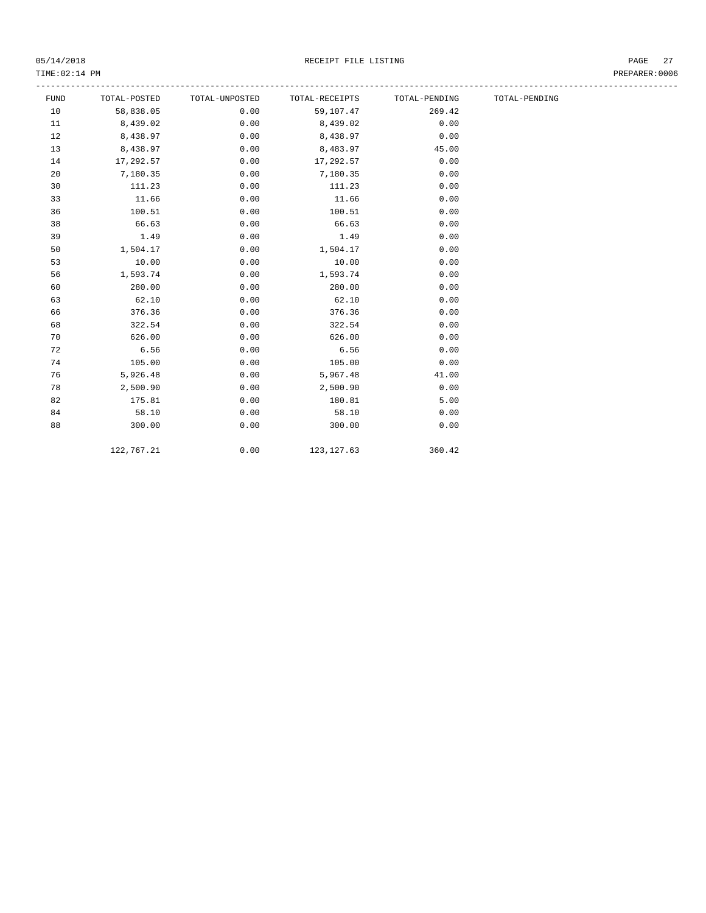05/14/2018 RECEIPT FILE LISTING

TIME:02:14 PM PREPARER:0006

| FUND | TOTAL-POSTED | TOTAL-UNPOSTED | TOTAL-RECEIPTS | TOTAL-PENDING | TOTAL-PENDING |
|---|---|---|---|---|---|
| 10 | 58,838.05 | 0.00 | 59,107.47 | 269.42 | |
| 11 | 8,439.02 | 0.00 | 8,439.02 | 0.00 | |
| 12 | 8,438.97 | 0.00 | 8,438.97 | 0.00 | |
| 13 | 8,438.97 | 0.00 | 8,483.97 | 45.00 | |
| 14 | 17,292.57 | 0.00 | 17,292.57 | 0.00 | |
| 20 | 7,180.35 | 0.00 | 7,180.35 | 0.00 | |
| 30 | 111.23 | 0.00 | 111.23 | 0.00 | |
| 33 | 11.66 | 0.00 | 11.66 | 0.00 | |
| 36 | 100.51 | 0.00 | 100.51 | 0.00 | |
| 38 | 66.63 | 0.00 | 66.63 | 0.00 | |
| 39 | 1.49 | 0.00 | 1.49 | 0.00 | |
| 50 | 1,504.17 | 0.00 | 1,504.17 | 0.00 | |
| 53 | 10.00 | 0.00 | 10.00 | 0.00 | |
| 56 | 1,593.74 | 0.00 | 1,593.74 | 0.00 | |
| 60 | 280.00 | 0.00 | 280.00 | 0.00 | |
| 63 | 62.10 | 0.00 | 62.10 | 0.00 | |
| 66 | 376.36 | 0.00 | 376.36 | 0.00 | |
| 68 | 322.54 | 0.00 | 322.54 | 0.00 | |
| 70 | 626.00 | 0.00 | 626.00 | 0.00 | |
| 72 | 6.56 | 0.00 | 6.56 | 0.00 | |
| 74 | 105.00 | 0.00 | 105.00 | 0.00 | |
| 76 | 5,926.48 | 0.00 | 5,967.48 | 41.00 | |
| 78 | 2,500.90 | 0.00 | 2,500.90 | 0.00 | |
| 82 | 175.81 | 0.00 | 180.81 | 5.00 | |
| 84 | 58.10 | 0.00 | 58.10 | 0.00 | |
| 88 | 300.00 | 0.00 | 300.00 | 0.00 | |
| | 122,767.21 | 0.00 | 123,127.63 | 360.42 | |